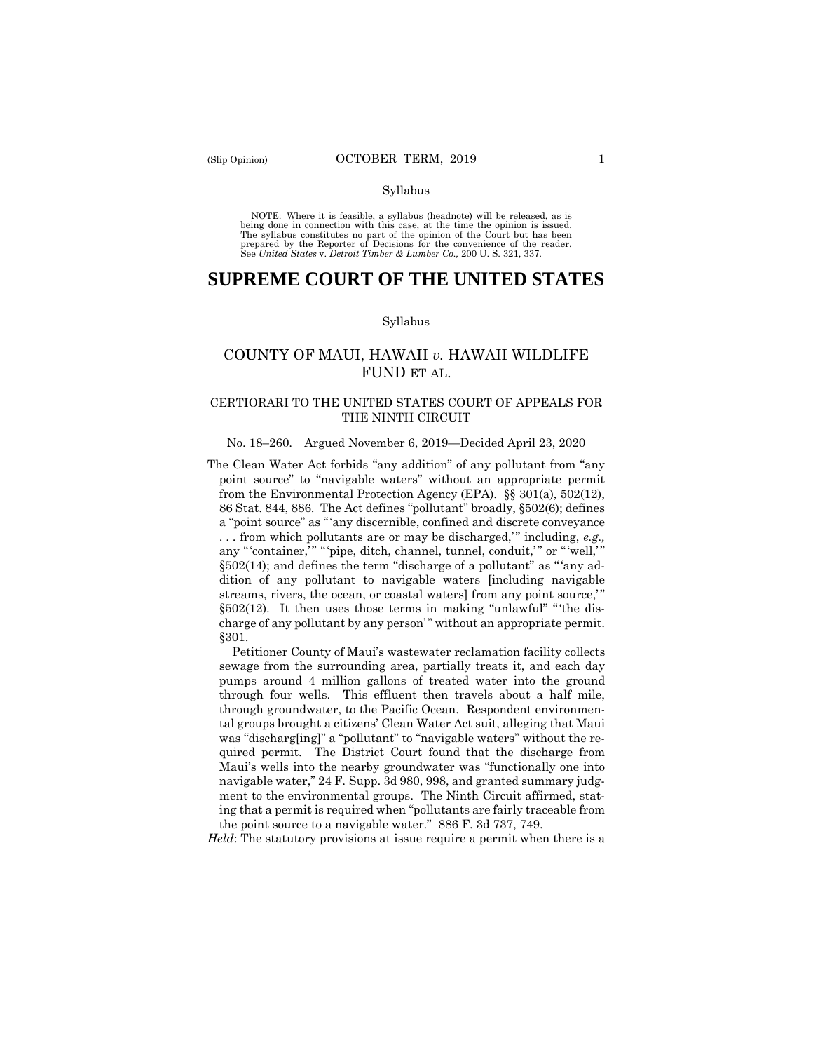Syllabus

NOTE: Where it is feasible, a syllabus (headnote) will be released, as is being done in connection with this case, at the time the opinion is issued. The syllabus constitutes no part of the opinion of the Court but has been prepared by the Reporter of Decisions for the convenience of the reader. See *United States* v. *Detroit Timber & Lumber Co.,* 200 U. S. 321, 337.

# SUPREME COURT OF THE UNITED STATES

Syllabus

## COUNTY OF MAUI, HAWAII *v.* HAWAII WILDLIFE FUND ET AL.

### CERTIORARI TO THE UNITED STATES COURT OF APPEALS FOR THE NINTH CIRCUIT

No. 18–260. Argued November 6, 2019—Decided April 23, 2020

The Clean Water Act forbids "any addition" of any pollutant from "any point source" to "navigable waters" without an appropriate permit from the Environmental Protection Agency (EPA). §§ 301(a), 502(12), 86 Stat. 844, 886. The Act defines "pollutant" broadly, §502(6); defines a "point source" as "'any discernible, confined and discrete conveyance . . . from which pollutants are or may be discharged,'" including, *e.g.,* any "'container,'" "'pipe, ditch, channel, tunnel, conduit,'" or "'well,'" §502(14); and defines the term "discharge of a pollutant" as "'any addition of any pollutant to navigable waters [including navigable streams, rivers, the ocean, or coastal waters] from any point source,'" §502(12). It then uses those terms in making "unlawful" "'the discharge of any pollutant by any person'" without an appropriate permit. §301.

Petitioner County of Maui's wastewater reclamation facility collects sewage from the surrounding area, partially treats it, and each day pumps around 4 million gallons of treated water into the ground through four wells. This effluent then travels about a half mile, through groundwater, to the Pacific Ocean. Respondent environmental groups brought a citizens' Clean Water Act suit, alleging that Maui was "discharg[ing]" a "pollutant" to "navigable waters" without the required permit. The District Court found that the discharge from Maui's wells into the nearby groundwater was "functionally one into navigable water," 24 F. Supp. 3d 980, 998, and granted summary judgment to the environmental groups. The Ninth Circuit affirmed, stating that a permit is required when "pollutants are fairly traceable from the point source to a navigable water." 886 F. 3d 737, 749.

*Held*: The statutory provisions at issue require a permit when there is a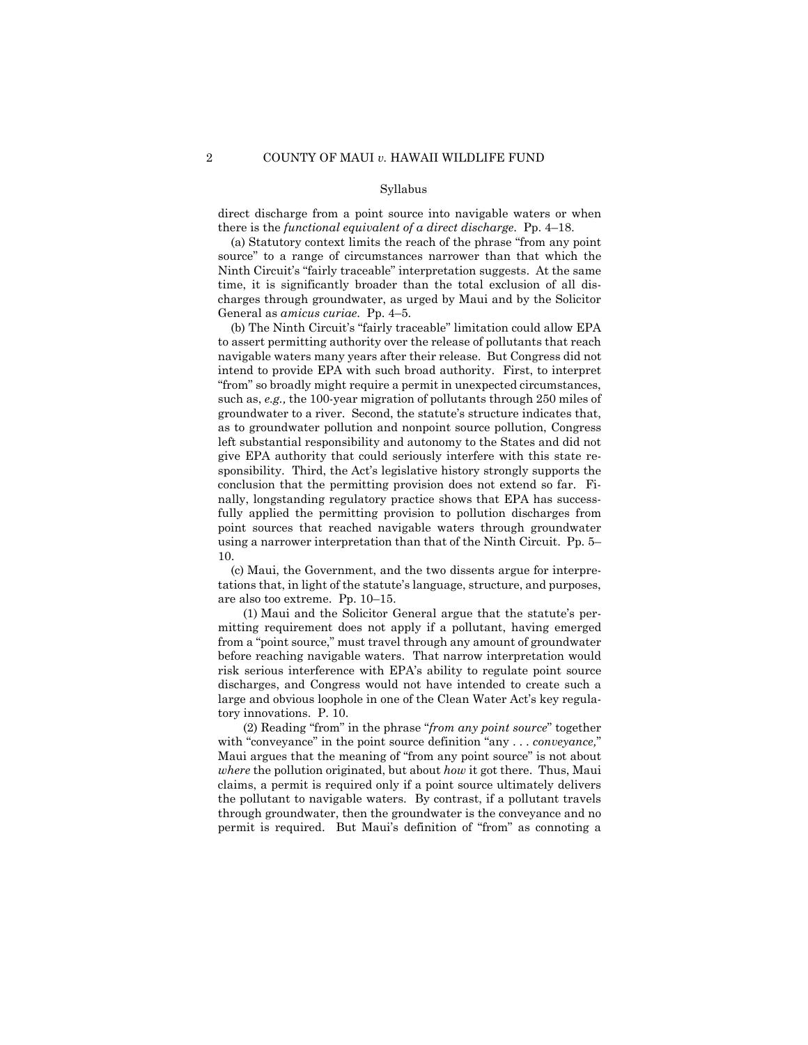Syllabus

direct discharge from a point source into navigable waters or when there is the *functional equivalent of a direct discharge*. Pp. 4–18.

(a) Statutory context limits the reach of the phrase "from any point source" to a range of circumstances narrower than that which the Ninth Circuit's "fairly traceable" interpretation suggests. At the same time, it is significantly broader than the total exclusion of all discharges through groundwater, as urged by Maui and by the Solicitor General as *amicus curiae*. Pp. 4–5.

(b) The Ninth Circuit's "fairly traceable" limitation could allow EPA to assert permitting authority over the release of pollutants that reach navigable waters many years after their release. But Congress did not intend to provide EPA with such broad authority. First, to interpret "from" so broadly might require a permit in unexpected circumstances, such as, *e.g.,* the 100-year migration of pollutants through 250 miles of groundwater to a river. Second, the statute's structure indicates that, as to groundwater pollution and nonpoint source pollution, Congress left substantial responsibility and autonomy to the States and did not give EPA authority that could seriously interfere with this state responsibility. Third, the Act's legislative history strongly supports the conclusion that the permitting provision does not extend so far. Finally, longstanding regulatory practice shows that EPA has successfully applied the permitting provision to pollution discharges from point sources that reached navigable waters through groundwater using a narrower interpretation than that of the Ninth Circuit. Pp. 5–10.

(c) Maui, the Government, and the two dissents argue for interpretations that, in light of the statute's language, structure, and purposes, are also too extreme. Pp. 10–15.

(1) Maui and the Solicitor General argue that the statute's permitting requirement does not apply if a pollutant, having emerged from a "point source," must travel through any amount of groundwater before reaching navigable waters. That narrow interpretation would risk serious interference with EPA's ability to regulate point source discharges, and Congress would not have intended to create such a large and obvious loophole in one of the Clean Water Act's key regulatory innovations. P. 10.

(2) Reading "from" in the phrase "*from any point source*" together with "conveyance" in the point source definition "any . . . *conveyance,*" Maui argues that the meaning of "from any point source" is not about *where* the pollution originated, but about *how* it got there. Thus, Maui claims, a permit is required only if a point source ultimately delivers the pollutant to navigable waters. By contrast, if a pollutant travels through groundwater, then the groundwater is the conveyance and no permit is required. But Maui's definition of "from" as connoting a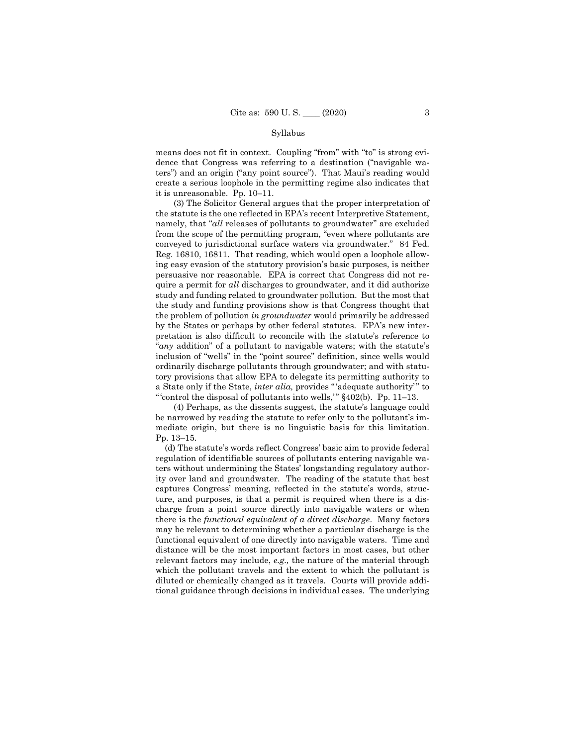means does not fit in context. Coupling "from" with "to" is strong evidence that Congress was referring to a destination ("navigable waters") and an origin ("any point source"). That Maui's reading would create a serious loophole in the permitting regime also indicates that it is unreasonable. Pp. 10–11.

(3) The Solicitor General argues that the proper interpretation of the statute is the one reflected in EPA's recent Interpretive Statement, namely, that "*all* releases of pollutants to groundwater" are excluded from the scope of the permitting program, "even where pollutants are conveyed to jurisdictional surface waters via groundwater." 84 Fed. Reg. 16810, 16811. That reading, which would open a loophole allowing easy evasion of the statutory provision's basic purposes, is neither persuasive nor reasonable. EPA is correct that Congress did not require a permit for *all* discharges to groundwater, and it did authorize study and funding related to groundwater pollution. But the most that the study and funding provisions show is that Congress thought that the problem of pollution *in groundwater* would primarily be addressed by the States or perhaps by other federal statutes. EPA's new interpretation is also difficult to reconcile with the statute's reference to "*any* addition" of a pollutant to navigable waters; with the statute's inclusion of "wells" in the "point source" definition, since wells would ordinarily discharge pollutants through groundwater; and with statutory provisions that allow EPA to delegate its permitting authority to a State only if the State, *inter alia,* provides "'adequate authority'" to "'control the disposal of pollutants into wells,'" §402(b). Pp. 11–13.

(4) Perhaps, as the dissents suggest, the statute's language could be narrowed by reading the statute to refer only to the pollutant's immediate origin, but there is no linguistic basis for this limitation. Pp. 13–15.

(d) The statute's words reflect Congress' basic aim to provide federal regulation of identifiable sources of pollutants entering navigable waters without undermining the States' longstanding regulatory authority over land and groundwater. The reading of the statute that best captures Congress' meaning, reflected in the statute's words, structure, and purposes, is that a permit is required when there is a discharge from a point source directly into navigable waters or when there is the *functional equivalent of a direct discharge*. Many factors may be relevant to determining whether a particular discharge is the functional equivalent of one directly into navigable waters. Time and distance will be the most important factors in most cases, but other relevant factors may include, *e.g.,* the nature of the material through which the pollutant travels and the extent to which the pollutant is diluted or chemically changed as it travels. Courts will provide additional guidance through decisions in individual cases. The underlying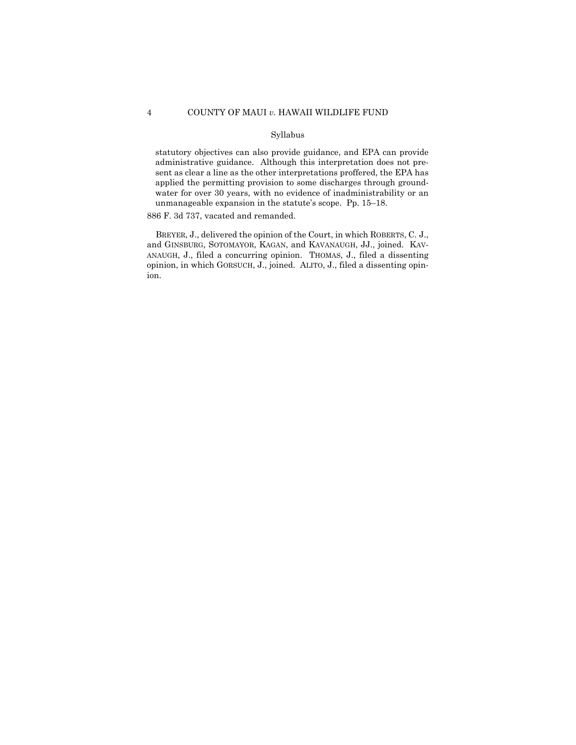statutory objectives can also provide guidance, and EPA can provide administrative guidance. Although this interpretation does not present as clear a line as the other interpretations proffered, the EPA has applied the permitting provision to some discharges through groundwater for over 30 years, with no evidence of inadministrability or an unmanageable expansion in the statute's scope. Pp. 15–18.

886 F. 3d 737, vacated and remanded.

BREYER, J., delivered the opinion of the Court, in which ROBERTS, C. J., and GINSBURG, SOTOMAYOR, KAGAN, and KAVANAUGH, JJ., joined. KAVANAUGH, J., filed a concurring opinion. THOMAS, J., filed a dissenting opinion, in which GORSUCH, J., joined. ALITO, J., filed a dissenting opinion.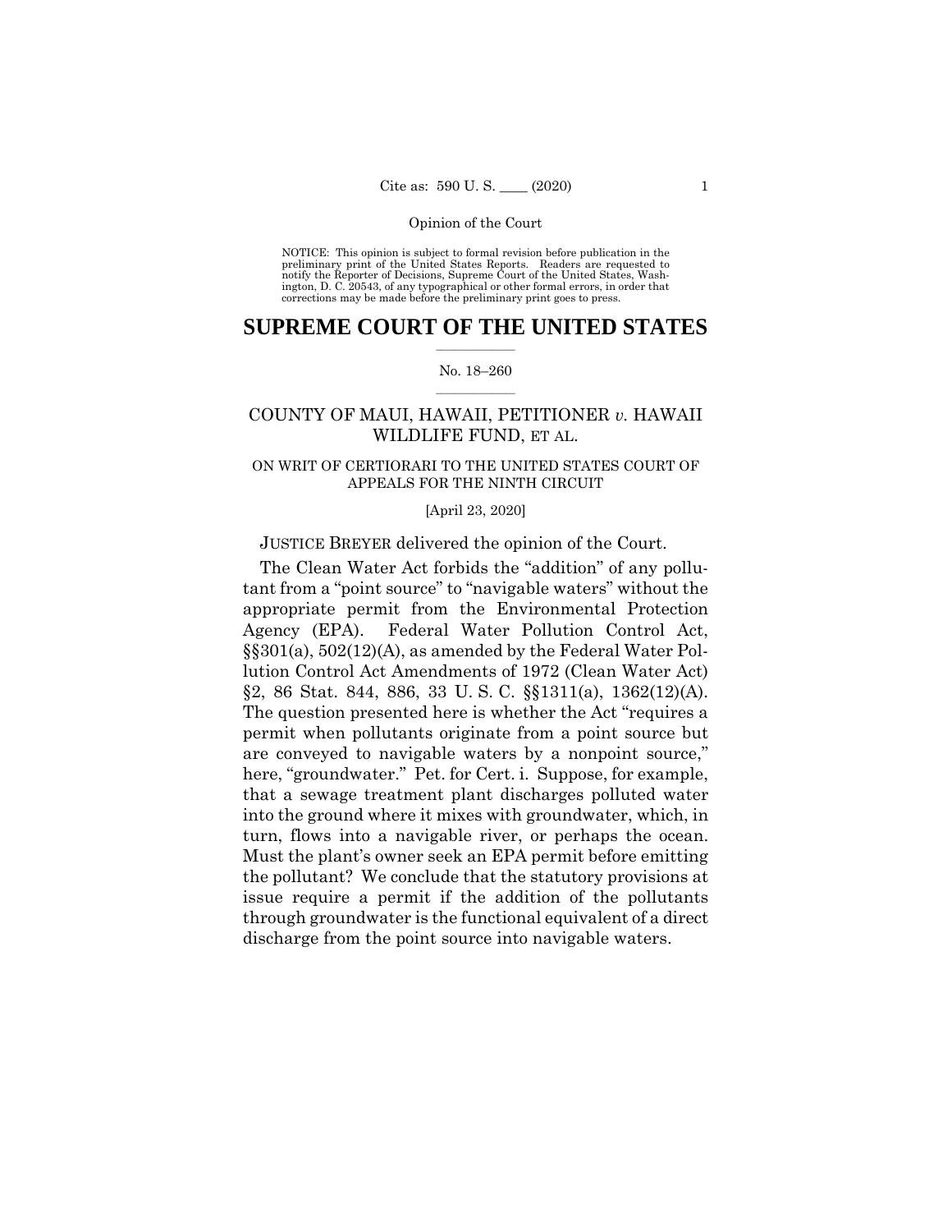NOTICE: This opinion is subject to formal revision before publication in the preliminary print of the United States Reports. Readers are requested to notify the Reporter of Decisions, Supreme Court of the United States, Washington, D. C. 20543, of any typographical or other formal errors, in order that corrections may be made before the preliminary print goes to press.

# SUPREME COURT OF THE UNITED STATES

No. 18–260

## COUNTY OF MAUI, HAWAII, PETITIONER *v.* HAWAII WILDLIFE FUND, ET AL.

ON WRIT OF CERTIORARI TO THE UNITED STATES COURT OF APPEALS FOR THE NINTH CIRCUIT

[April 23, 2020]

JUSTICE BREYER delivered the opinion of the Court.

The Clean Water Act forbids the "addition" of any pollutant from a "point source" to "navigable waters" without the appropriate permit from the Environmental Protection Agency (EPA). Federal Water Pollution Control Act, §§301(a), 502(12)(A), as amended by the Federal Water Pollution Control Act Amendments of 1972 (Clean Water Act) §2, 86 Stat. 844, 886, 33 U. S. C. §§1311(a), 1362(12)(A). The question presented here is whether the Act "requires a permit when pollutants originate from a point source but are conveyed to navigable waters by a nonpoint source," here, "groundwater." Pet. for Cert. i. Suppose, for example, that a sewage treatment plant discharges polluted water into the ground where it mixes with groundwater, which, in turn, flows into a navigable river, or perhaps the ocean. Must the plant's owner seek an EPA permit before emitting the pollutant? We conclude that the statutory provisions at issue require a permit if the addition of the pollutants through groundwater is the functional equivalent of a direct discharge from the point source into navigable waters.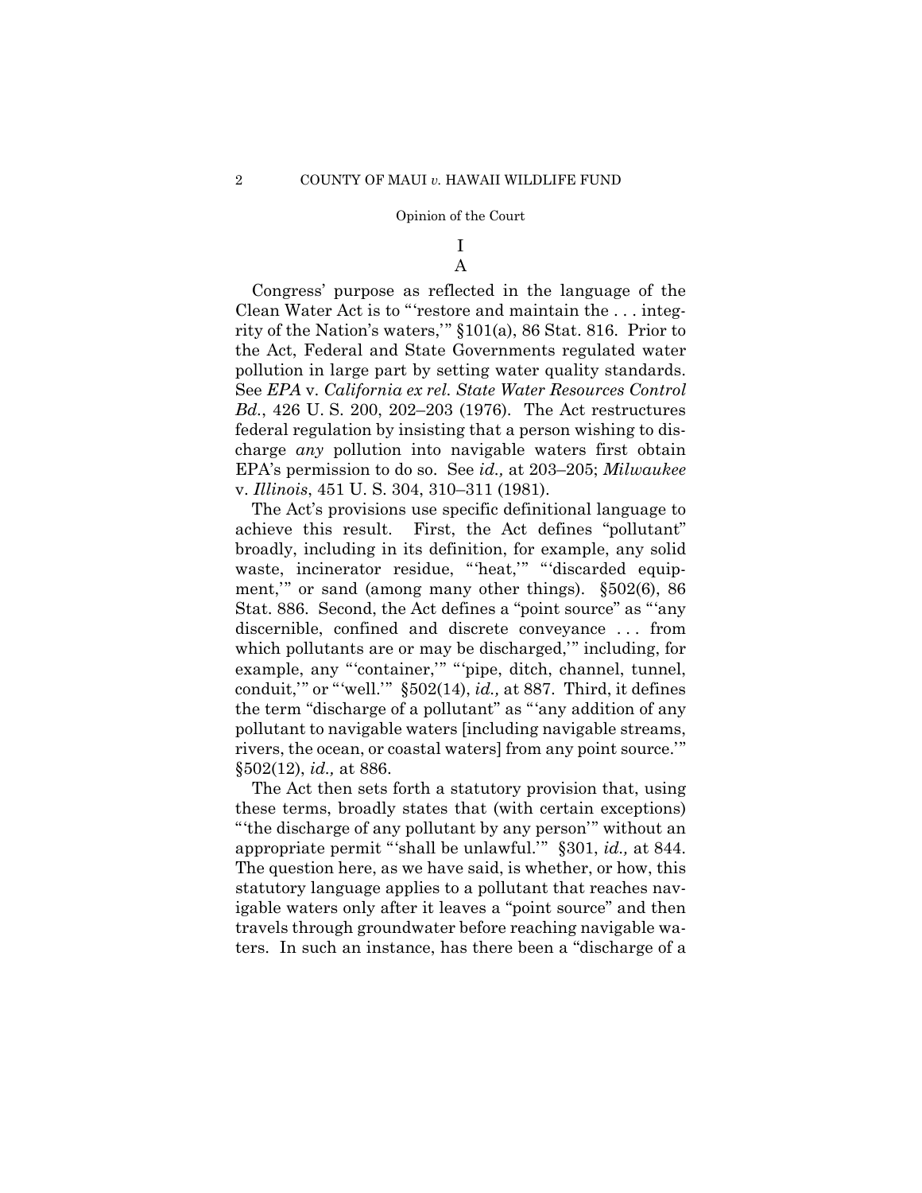# I

## A

Congress' purpose as reflected in the language of the Clean Water Act is to "'restore and maintain the . . . integrity of the Nation's waters,'" §101(a), 86 Stat. 816. Prior to the Act, Federal and State Governments regulated water pollution in large part by setting water quality standards. See *EPA* v. *California ex rel. State Water Resources Control Bd.*, 426 U. S. 200, 202–203 (1976). The Act restructures federal regulation by insisting that a person wishing to discharge *any* pollution into navigable waters first obtain EPA's permission to do so. See *id.,* at 203–205; *Milwaukee* v. *Illinois*, 451 U. S. 304, 310–311 (1981).

The Act's provisions use specific definitional language to achieve this result. First, the Act defines "pollutant" broadly, including in its definition, for example, any solid waste, incinerator residue, "'heat,'" "'discarded equipment,'" or sand (among many other things). §502(6), 86 Stat. 886. Second, the Act defines a "point source" as "'any discernible, confined and discrete conveyance . . . from which pollutants are or may be discharged,'" including, for example, any "'container,'" "'pipe, ditch, channel, tunnel, conduit,'" or "'well.'" §502(14), *id.,* at 887. Third, it defines the term "discharge of a pollutant" as "'any addition of any pollutant to navigable waters [including navigable streams, rivers, the ocean, or coastal waters] from any point source.'" §502(12), *id.,* at 886.

The Act then sets forth a statutory provision that, using these terms, broadly states that (with certain exceptions) "'the discharge of any pollutant by any person'" without an appropriate permit "'shall be unlawful.'" §301, *id.,* at 844. The question here, as we have said, is whether, or how, this statutory language applies to a pollutant that reaches navigable waters only after it leaves a "point source" and then travels through groundwater before reaching navigable waters. In such an instance, has there been a "discharge of a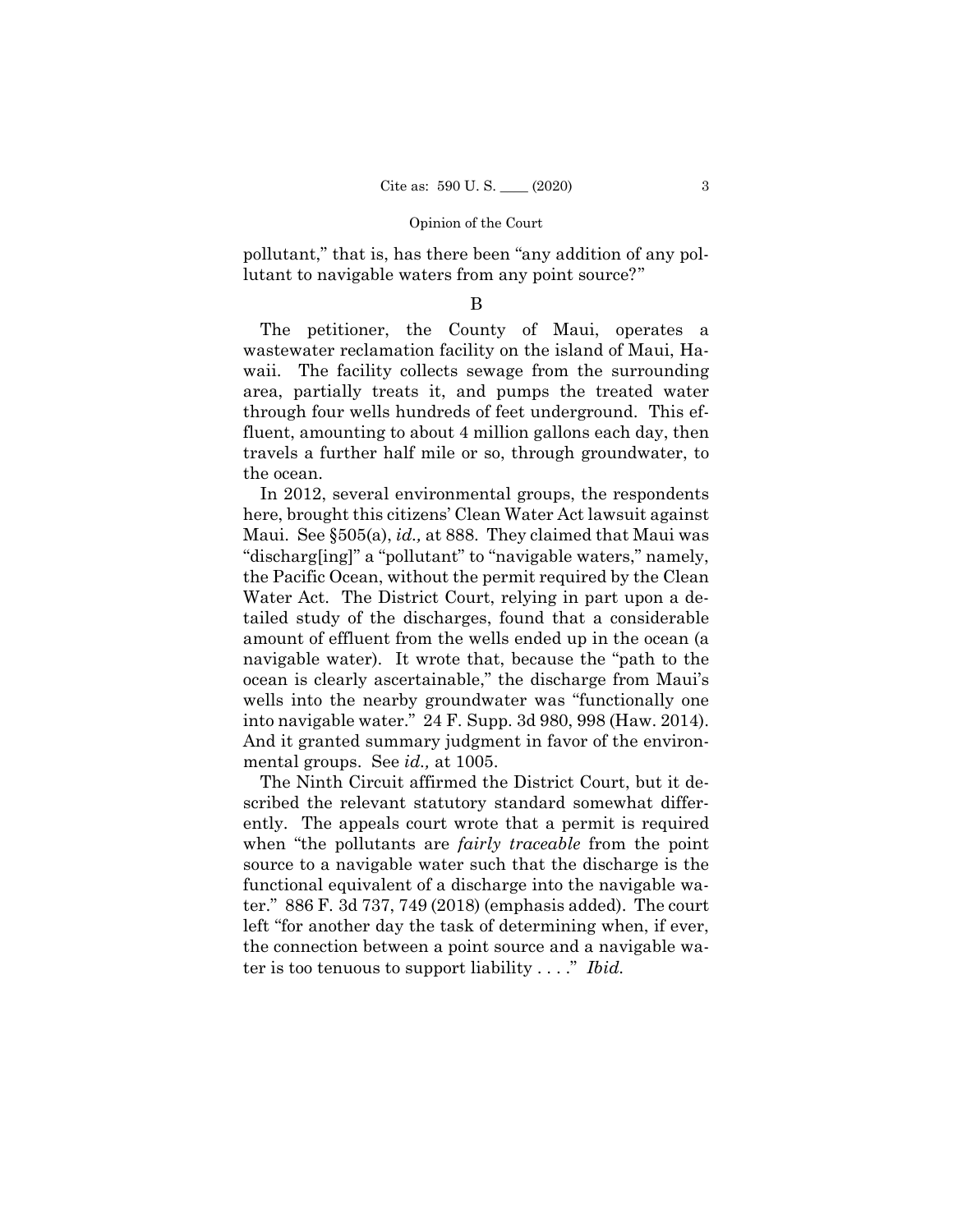pollutant," that is, has there been "any addition of any pollutant to navigable waters from any point source?"

B

The petitioner, the County of Maui, operates a wastewater reclamation facility on the island of Maui, Hawaii. The facility collects sewage from the surrounding area, partially treats it, and pumps the treated water through four wells hundreds of feet underground. This effluent, amounting to about 4 million gallons each day, then travels a further half mile or so, through groundwater, to the ocean.

In 2012, several environmental groups, the respondents here, brought this citizens' Clean Water Act lawsuit against Maui. See §505(a), *id.,* at 888. They claimed that Maui was "discharg[ing]" a "pollutant" to "navigable waters," namely, the Pacific Ocean, without the permit required by the Clean Water Act. The District Court, relying in part upon a detailed study of the discharges, found that a considerable amount of effluent from the wells ended up in the ocean (a navigable water). It wrote that, because the "path to the ocean is clearly ascertainable," the discharge from Maui's wells into the nearby groundwater was "functionally one into navigable water." 24 F. Supp. 3d 980, 998 (Haw. 2014). And it granted summary judgment in favor of the environmental groups. See *id.,* at 1005.

The Ninth Circuit affirmed the District Court, but it described the relevant statutory standard somewhat differently. The appeals court wrote that a permit is required when "the pollutants are *fairly traceable* from the point source to a navigable water such that the discharge is the functional equivalent of a discharge into the navigable water." 886 F. 3d 737, 749 (2018) (emphasis added). The court left "for another day the task of determining when, if ever, the connection between a point source and a navigable water is too tenuous to support liability . . . ." *Ibid.*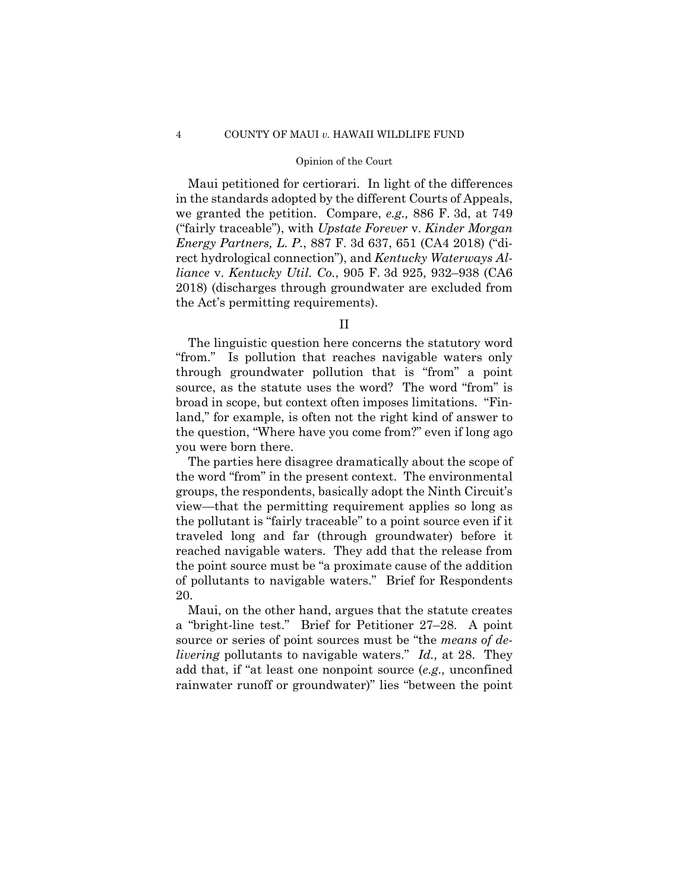Maui petitioned for certiorari. In light of the differences in the standards adopted by the different Courts of Appeals, we granted the petition. Compare, *e.g.,* 886 F. 3d, at 749 ("fairly traceable"), with *Upstate Forever* v. *Kinder Morgan Energy Partners, L. P.*, 887 F. 3d 637, 651 (CA4 2018) ("direct hydrological connection"), and *Kentucky Waterways Alliance* v. *Kentucky Util. Co.*, 905 F. 3d 925, 932–938 (CA6 2018) (discharges through groundwater are excluded from the Act's permitting requirements).

## II

The linguistic question here concerns the statutory word "from." Is pollution that reaches navigable waters only through groundwater pollution that is "from" a point source, as the statute uses the word? The word "from" is broad in scope, but context often imposes limitations. "Finland," for example, is often not the right kind of answer to the question, "Where have you come from?" even if long ago you were born there.

The parties here disagree dramatically about the scope of the word "from" in the present context. The environmental groups, the respondents, basically adopt the Ninth Circuit's view—that the permitting requirement applies so long as the pollutant is "fairly traceable" to a point source even if it traveled long and far (through groundwater) before it reached navigable waters. They add that the release from the point source must be "a proximate cause of the addition of pollutants to navigable waters." Brief for Respondents 20.

Maui, on the other hand, argues that the statute creates a "bright-line test." Brief for Petitioner 27–28. A point source or series of point sources must be "the *means of delivering* pollutants to navigable waters." *Id.,* at 28. They add that, if "at least one nonpoint source (*e.g.,* unconfined rainwater runoff or groundwater)" lies "between the point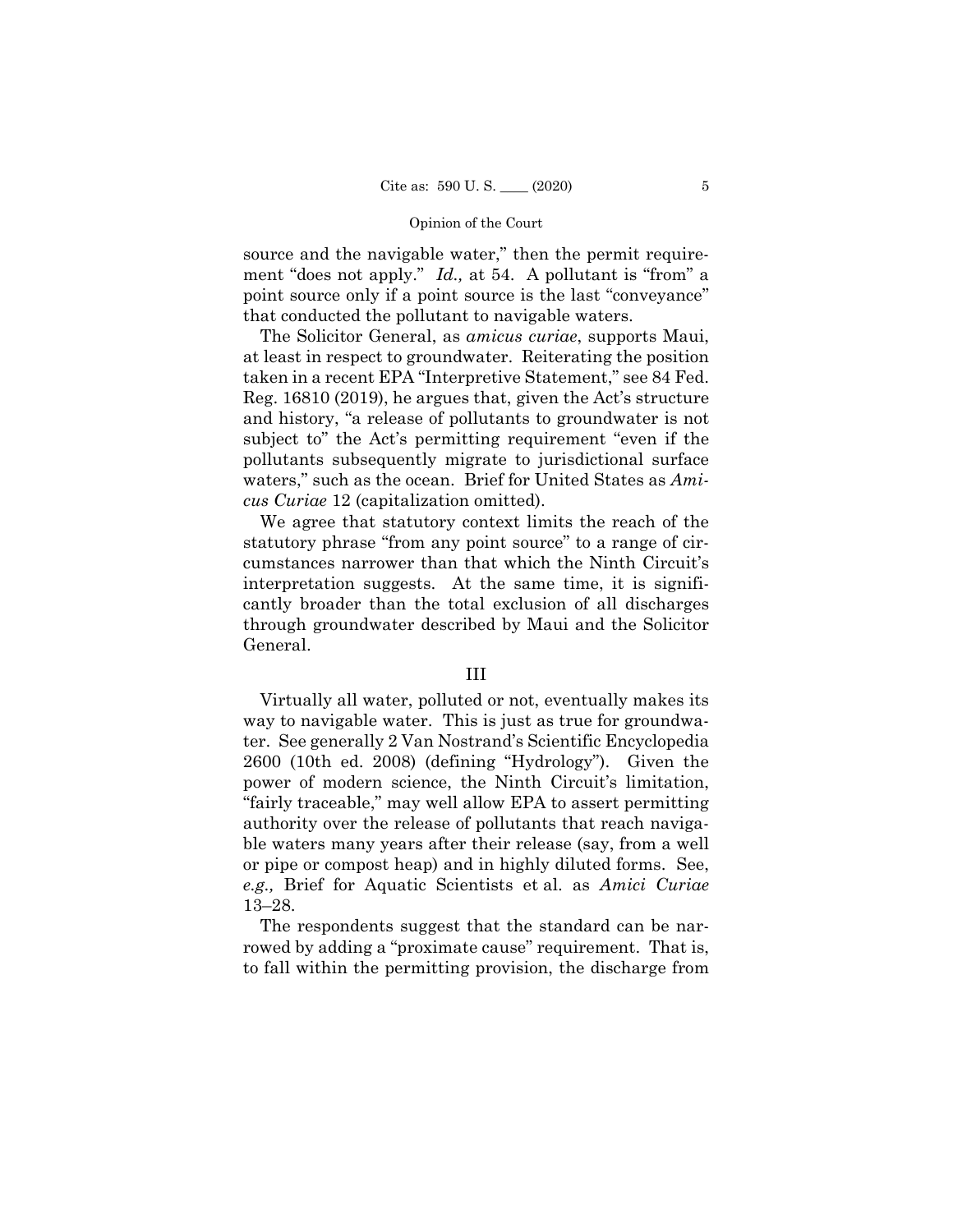source and the navigable water," then the permit requirement "does not apply." *Id.,* at 54. A pollutant is "from" a point source only if a point source is the last "conveyance" that conducted the pollutant to navigable waters.

The Solicitor General, as *amicus curiae*, supports Maui, at least in respect to groundwater. Reiterating the position taken in a recent EPA "Interpretive Statement," see 84 Fed. Reg. 16810 (2019), he argues that, given the Act's structure and history, "a release of pollutants to groundwater is not subject to" the Act's permitting requirement "even if the pollutants subsequently migrate to jurisdictional surface waters," such as the ocean. Brief for United States as *Amicus Curiae* 12 (capitalization omitted).

We agree that statutory context limits the reach of the statutory phrase "from any point source" to a range of circumstances narrower than that which the Ninth Circuit's interpretation suggests. At the same time, it is significantly broader than the total exclusion of all discharges through groundwater described by Maui and the Solicitor General.

## III

Virtually all water, polluted or not, eventually makes its way to navigable water. This is just as true for groundwater. See generally 2 Van Nostrand's Scientific Encyclopedia 2600 (10th ed. 2008) (defining "Hydrology"). Given the power of modern science, the Ninth Circuit's limitation, "fairly traceable," may well allow EPA to assert permitting authority over the release of pollutants that reach navigable waters many years after their release (say, from a well or pipe or compost heap) and in highly diluted forms. See, *e.g.,* Brief for Aquatic Scientists et al. as *Amici Curiae* 13–28.

The respondents suggest that the standard can be narrowed by adding a "proximate cause" requirement. That is, to fall within the permitting provision, the discharge from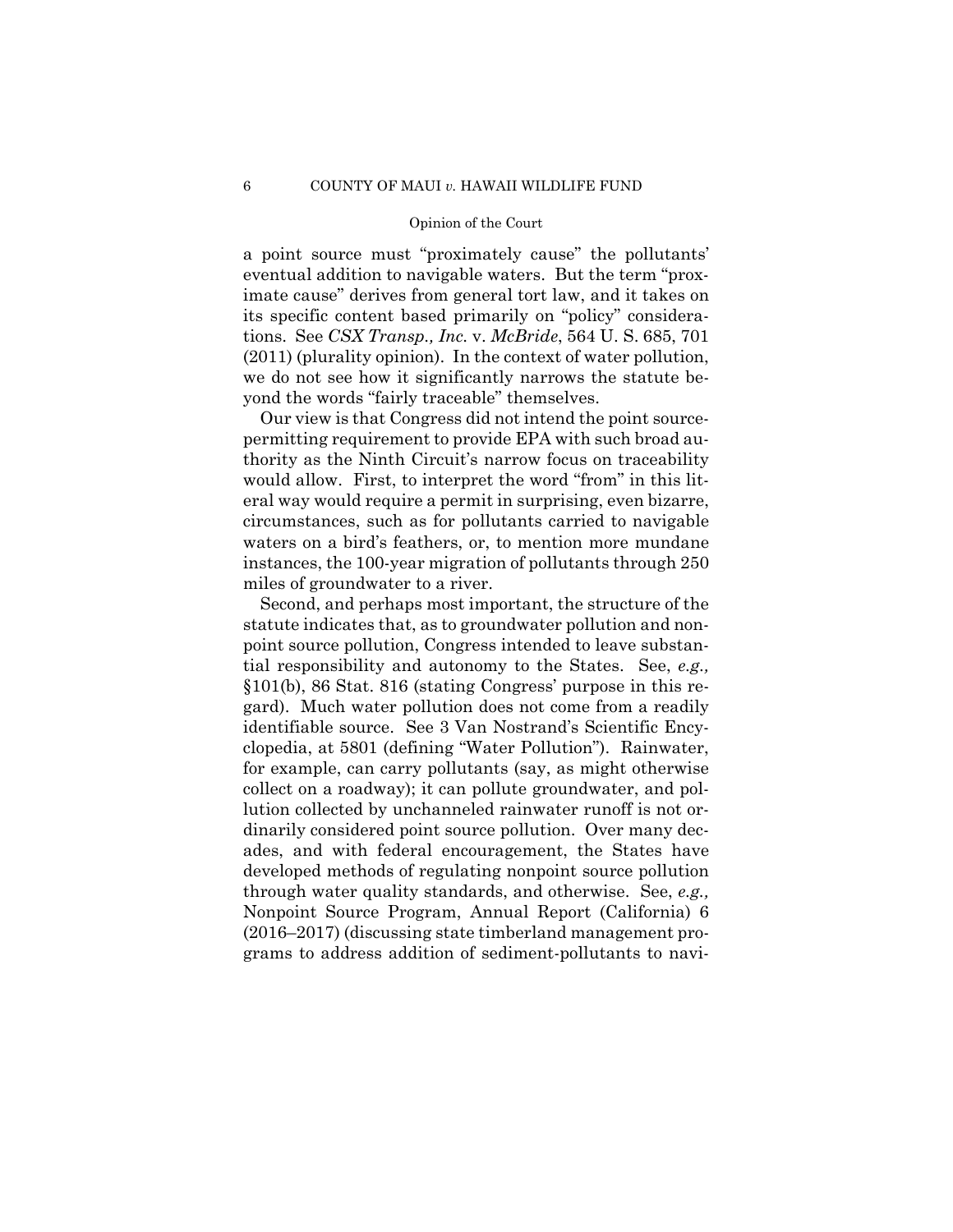a point source must "proximately cause" the pollutants' eventual addition to navigable waters. But the term "proximate cause" derives from general tort law, and it takes on its specific content based primarily on "policy" considerations. See *CSX Transp., Inc.* v. *McBride*, 564 U. S. 685, 701 (2011) (plurality opinion). In the context of water pollution, we do not see how it significantly narrows the statute beyond the words "fairly traceable" themselves.

Our view is that Congress did not intend the point source-permitting requirement to provide EPA with such broad authority as the Ninth Circuit's narrow focus on traceability would allow. First, to interpret the word "from" in this literal way would require a permit in surprising, even bizarre, circumstances, such as for pollutants carried to navigable waters on a bird's feathers, or, to mention more mundane instances, the 100-year migration of pollutants through 250 miles of groundwater to a river.

Second, and perhaps most important, the structure of the statute indicates that, as to groundwater pollution and nonpoint source pollution, Congress intended to leave substantial responsibility and autonomy to the States. See, *e.g.,* §101(b), 86 Stat. 816 (stating Congress' purpose in this regard). Much water pollution does not come from a readily identifiable source. See 3 Van Nostrand's Scientific Encyclopedia, at 5801 (defining "Water Pollution"). Rainwater, for example, can carry pollutants (say, as might otherwise collect on a roadway); it can pollute groundwater, and pollution collected by unchanneled rainwater runoff is not ordinarily considered point source pollution. Over many decades, and with federal encouragement, the States have developed methods of regulating nonpoint source pollution through water quality standards, and otherwise. See, *e.g.,* Nonpoint Source Program, Annual Report (California) 6 (2016–2017) (discussing state timberland management programs to address addition of sediment-pollutants to navi-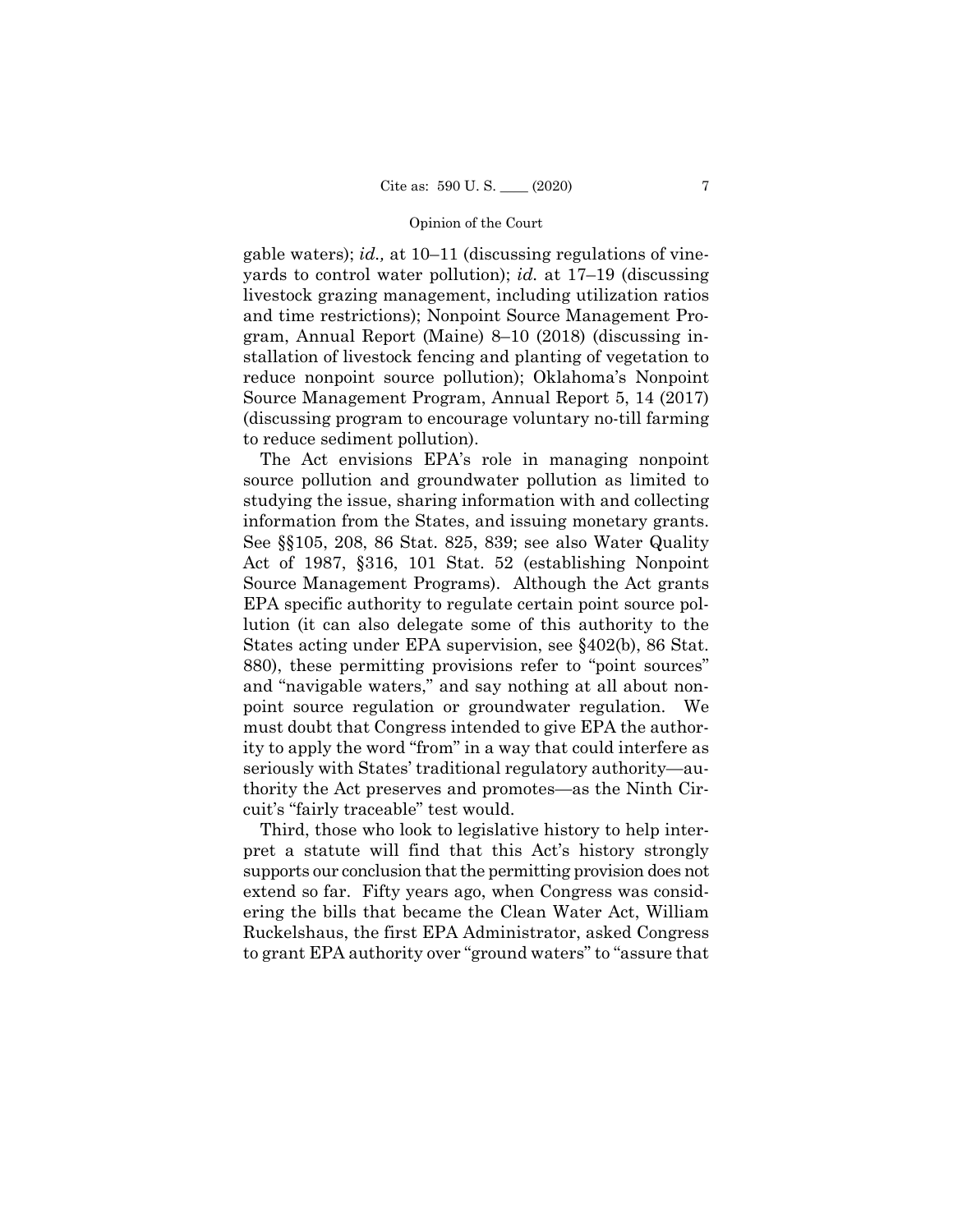gable waters); *id.,* at 10–11 (discussing regulations of vineyards to control water pollution); *id.* at 17–19 (discussing livestock grazing management, including utilization ratios and time restrictions); Nonpoint Source Management Program, Annual Report (Maine) 8–10 (2018) (discussing installation of livestock fencing and planting of vegetation to reduce nonpoint source pollution); Oklahoma's Nonpoint Source Management Program, Annual Report 5, 14 (2017) (discussing program to encourage voluntary no-till farming to reduce sediment pollution).

The Act envisions EPA's role in managing nonpoint source pollution and groundwater pollution as limited to studying the issue, sharing information with and collecting information from the States, and issuing monetary grants. See §§105, 208, 86 Stat. 825, 839; see also Water Quality Act of 1987, §316, 101 Stat. 52 (establishing Nonpoint Source Management Programs). Although the Act grants EPA specific authority to regulate certain point source pollution (it can also delegate some of this authority to the States acting under EPA supervision, see §402(b), 86 Stat. 880), these permitting provisions refer to "point sources" and "navigable waters," and say nothing at all about nonpoint source regulation or groundwater regulation. We must doubt that Congress intended to give EPA the authority to apply the word "from" in a way that could interfere as seriously with States' traditional regulatory authority—authority the Act preserves and promotes—as the Ninth Circuit's "fairly traceable" test would.

Third, those who look to legislative history to help interpret a statute will find that this Act's history strongly supports our conclusion that the permitting provision does not extend so far. Fifty years ago, when Congress was considering the bills that became the Clean Water Act, William Ruckelshaus, the first EPA Administrator, asked Congress to grant EPA authority over "ground waters" to "assure that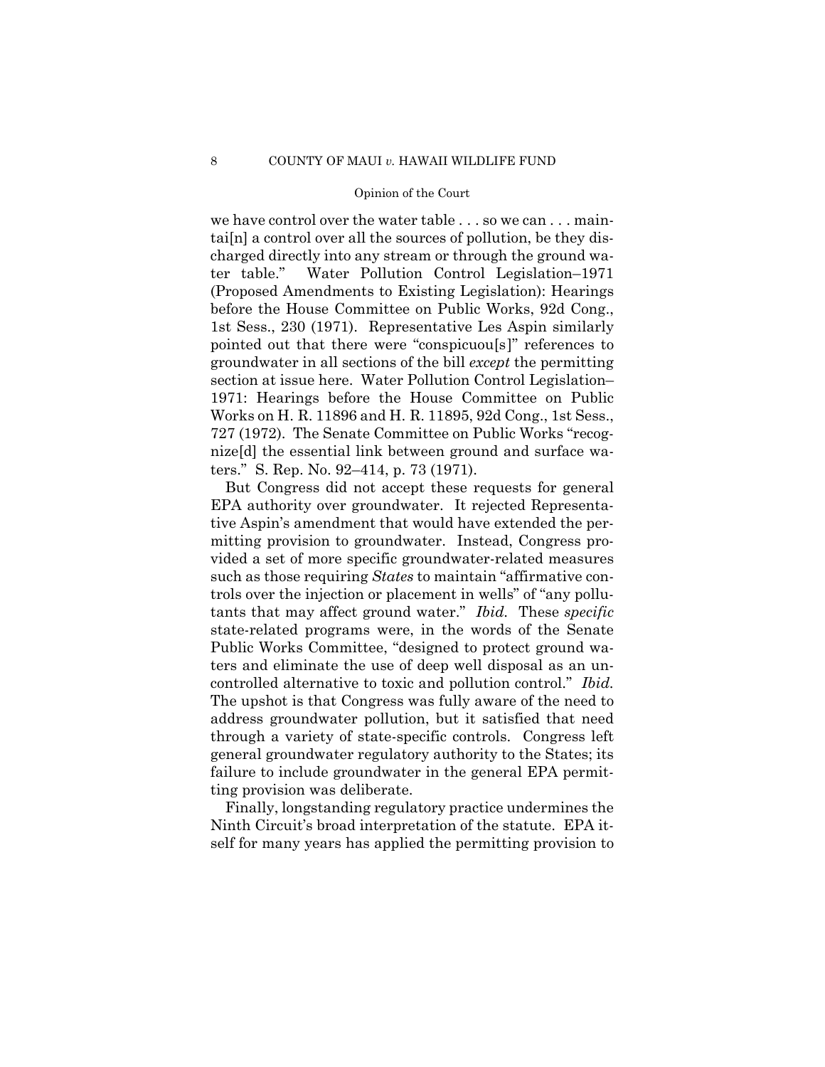we have control over the water table . . . so we can . . . maintai[n] a control over all the sources of pollution, be they discharged directly into any stream or through the ground water table." Water Pollution Control Legislation–1971 (Proposed Amendments to Existing Legislation): Hearings before the House Committee on Public Works, 92d Cong., 1st Sess., 230 (1971). Representative Les Aspin similarly pointed out that there were "conspicuou[s]" references to groundwater in all sections of the bill *except* the permitting section at issue here. Water Pollution Control Legislation–1971: Hearings before the House Committee on Public Works on H. R. 11896 and H. R. 11895, 92d Cong., 1st Sess., 727 (1972). The Senate Committee on Public Works "recognize[d] the essential link between ground and surface waters." S. Rep. No. 92–414, p. 73 (1971).

But Congress did not accept these requests for general EPA authority over groundwater. It rejected Representative Aspin's amendment that would have extended the permitting provision to groundwater. Instead, Congress provided a set of more specific groundwater-related measures such as those requiring *States* to maintain "affirmative controls over the injection or placement in wells" of "any pollutants that may affect ground water." *Ibid.* These *specific* state-related programs were, in the words of the Senate Public Works Committee, "designed to protect ground waters and eliminate the use of deep well disposal as an uncontrolled alternative to toxic and pollution control." *Ibid.* The upshot is that Congress was fully aware of the need to address groundwater pollution, but it satisfied that need through a variety of state-specific controls. Congress left general groundwater regulatory authority to the States; its failure to include groundwater in the general EPA permitting provision was deliberate.

Finally, longstanding regulatory practice undermines the Ninth Circuit's broad interpretation of the statute. EPA itself for many years has applied the permitting provision to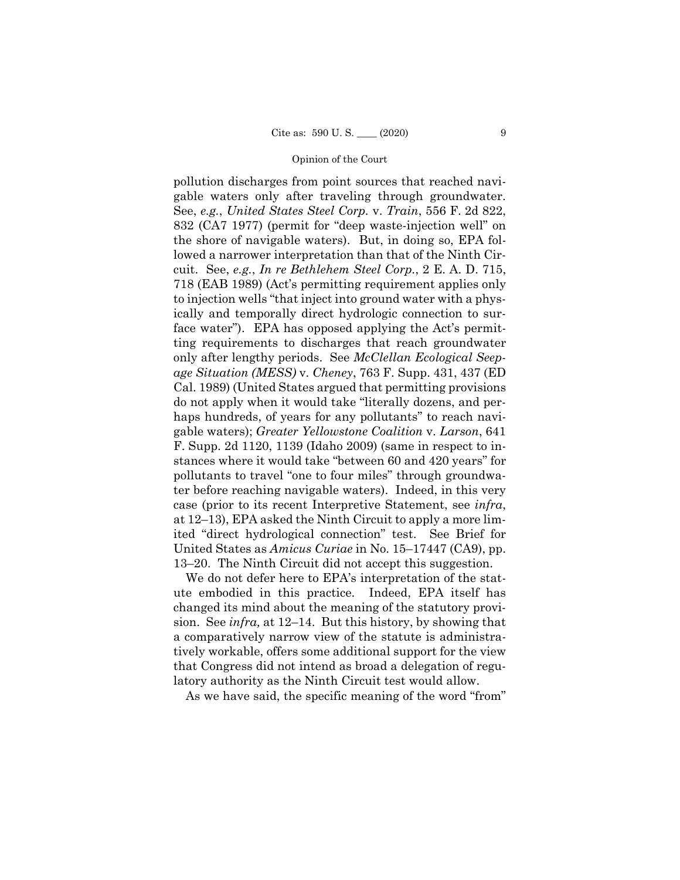pollution discharges from point sources that reached navigable waters only after traveling through groundwater. See, *e.g.*, *United States Steel Corp.* v. *Train*, 556 F. 2d 822, 832 (CA7 1977) (permit for "deep waste-injection well" on the shore of navigable waters). But, in doing so, EPA followed a narrower interpretation than that of the Ninth Circuit. See, *e.g.*, *In re Bethlehem Steel Corp.*, 2 E. A. D. 715, 718 (EAB 1989) (Act's permitting requirement applies only to injection wells "that inject into ground water with a physically and temporally direct hydrologic connection to surface water"). EPA has opposed applying the Act's permitting requirements to discharges that reach groundwater only after lengthy periods. See *McClellan Ecological Seepage Situation (MESS)* v. *Cheney*, 763 F. Supp. 431, 437 (ED Cal. 1989) (United States argued that permitting provisions do not apply when it would take "literally dozens, and perhaps hundreds, of years for any pollutants" to reach navigable waters); *Greater Yellowstone Coalition* v. *Larson*, 641 F. Supp. 2d 1120, 1139 (Idaho 2009) (same in respect to instances where it would take "between 60 and 420 years" for pollutants to travel "one to four miles" through groundwater before reaching navigable waters). Indeed, in this very case (prior to its recent Interpretive Statement, see *infra*, at 12–13), EPA asked the Ninth Circuit to apply a more limited "direct hydrological connection" test. See Brief for United States as *Amicus Curiae* in No. 15–17447 (CA9), pp. 13–20. The Ninth Circuit did not accept this suggestion.

We do not defer here to EPA's interpretation of the statute embodied in this practice. Indeed, EPA itself has changed its mind about the meaning of the statutory provision. See *infra,* at 12–14. But this history, by showing that a comparatively narrow view of the statute is administratively workable, offers some additional support for the view that Congress did not intend as broad a delegation of regulatory authority as the Ninth Circuit test would allow.

As we have said, the specific meaning of the word "from"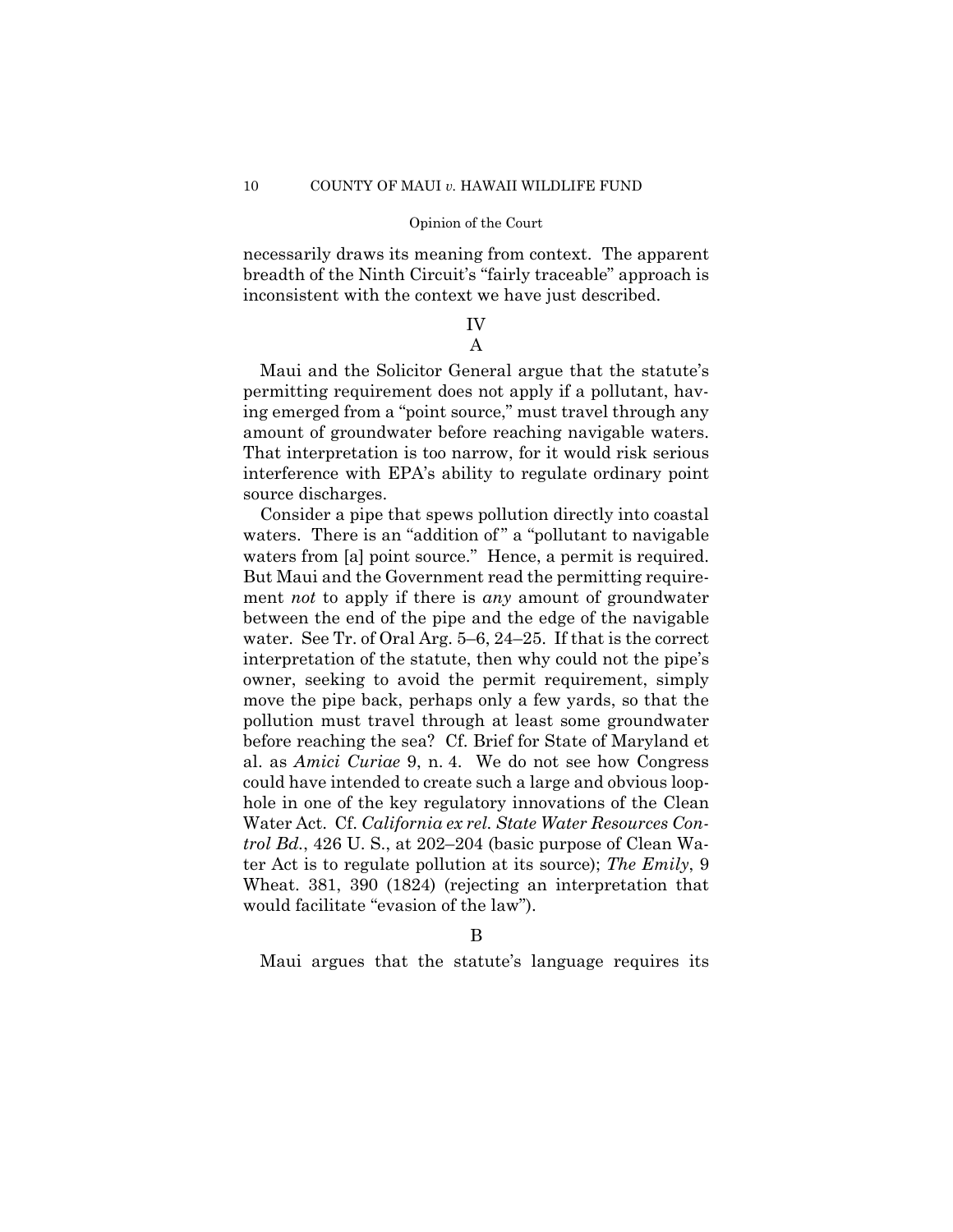necessarily draws its meaning from context. The apparent breadth of the Ninth Circuit's "fairly traceable" approach is inconsistent with the context we have just described.

## IV

### A

Maui and the Solicitor General argue that the statute's permitting requirement does not apply if a pollutant, having emerged from a "point source," must travel through any amount of groundwater before reaching navigable waters. That interpretation is too narrow, for it would risk serious interference with EPA's ability to regulate ordinary point source discharges.

Consider a pipe that spews pollution directly into coastal waters. There is an "addition of" a "pollutant to navigable waters from [a] point source." Hence, a permit is required. But Maui and the Government read the permitting requirement *not* to apply if there is *any* amount of groundwater between the end of the pipe and the edge of the navigable water. See Tr. of Oral Arg. 5–6, 24–25. If that is the correct interpretation of the statute, then why could not the pipe's owner, seeking to avoid the permit requirement, simply move the pipe back, perhaps only a few yards, so that the pollution must travel through at least some groundwater before reaching the sea? Cf. Brief for State of Maryland et al. as *Amici Curiae* 9, n. 4. We do not see how Congress could have intended to create such a large and obvious loophole in one of the key regulatory innovations of the Clean Water Act. Cf. *California ex rel. State Water Resources Control Bd.*, 426 U. S., at 202–204 (basic purpose of Clean Water Act is to regulate pollution at its source); *The Emily*, 9 Wheat. 381, 390 (1824) (rejecting an interpretation that would facilitate "evasion of the law").

### B

Maui argues that the statute's language requires its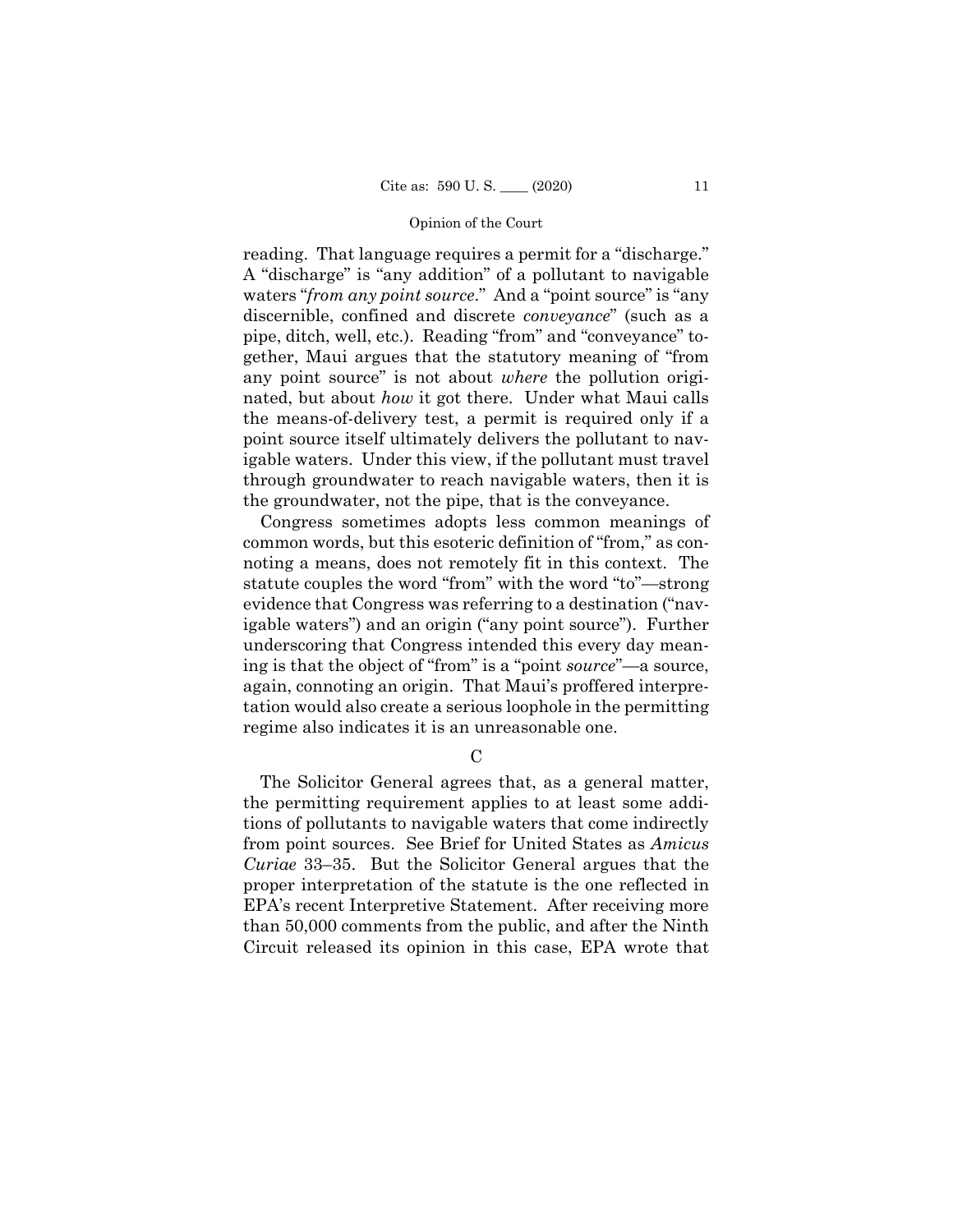reading. That language requires a permit for a "discharge." A "discharge" is "any addition" of a pollutant to navigable waters "*from any point source*." And a "point source" is "any discernible, confined and discrete *conveyance*" (such as a pipe, ditch, well, etc.). Reading "from" and "conveyance" together, Maui argues that the statutory meaning of "from any point source" is not about *where* the pollution originated, but about *how* it got there. Under what Maui calls the means-of-delivery test, a permit is required only if a point source itself ultimately delivers the pollutant to navigable waters. Under this view, if the pollutant must travel through groundwater to reach navigable waters, then it is the groundwater, not the pipe, that is the conveyance.

Congress sometimes adopts less common meanings of common words, but this esoteric definition of "from," as connoting a means, does not remotely fit in this context. The statute couples the word "from" with the word "to"—strong evidence that Congress was referring to a destination ("navigable waters") and an origin ("any point source"). Further underscoring that Congress intended this every day meaning is that the object of "from" is a "point *source*"—a source, again, connoting an origin. That Maui's proffered interpretation would also create a serious loophole in the permitting regime also indicates it is an unreasonable one.

C

The Solicitor General agrees that, as a general matter, the permitting requirement applies to at least some additions of pollutants to navigable waters that come indirectly from point sources. See Brief for United States as *Amicus Curiae* 33–35. But the Solicitor General argues that the proper interpretation of the statute is the one reflected in EPA's recent Interpretive Statement. After receiving more than 50,000 comments from the public, and after the Ninth Circuit released its opinion in this case, EPA wrote that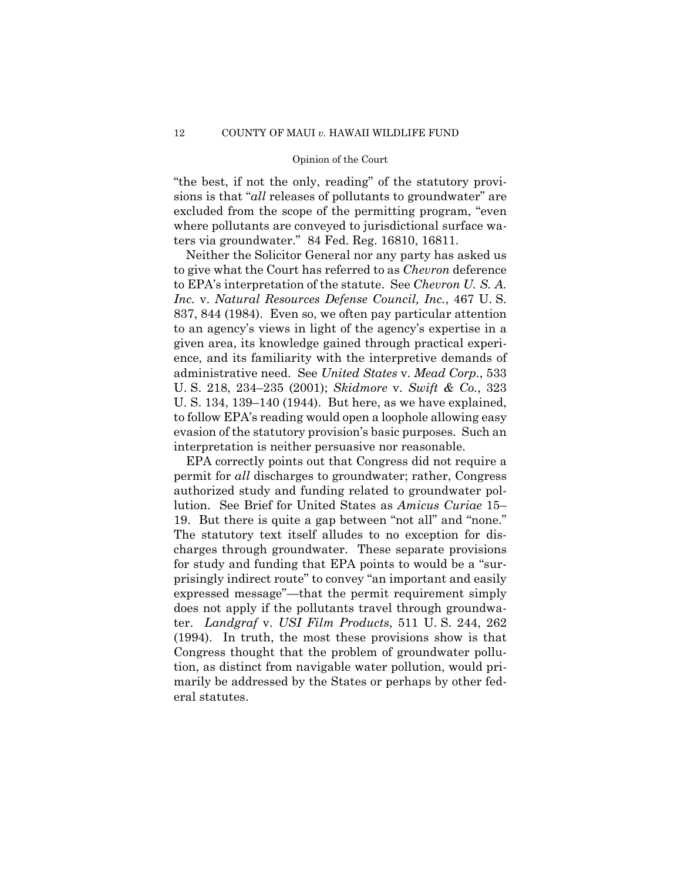"the best, if not the only, reading" of the statutory provisions is that "*all* releases of pollutants to groundwater" are excluded from the scope of the permitting program, "even where pollutants are conveyed to jurisdictional surface waters via groundwater." 84 Fed. Reg. 16810, 16811.

Neither the Solicitor General nor any party has asked us to give what the Court has referred to as *Chevron* deference to EPA's interpretation of the statute. See *Chevron U. S. A. Inc.* v. *Natural Resources Defense Council, Inc.*, 467 U. S. 837, 844 (1984). Even so, we often pay particular attention to an agency's views in light of the agency's expertise in a given area, its knowledge gained through practical experience, and its familiarity with the interpretive demands of administrative need. See *United States* v. *Mead Corp.*, 533 U. S. 218, 234–235 (2001); *Skidmore* v. *Swift & Co.*, 323 U. S. 134, 139–140 (1944). But here, as we have explained, to follow EPA's reading would open a loophole allowing easy evasion of the statutory provision's basic purposes. Such an interpretation is neither persuasive nor reasonable.

EPA correctly points out that Congress did not require a permit for *all* discharges to groundwater; rather, Congress authorized study and funding related to groundwater pollution. See Brief for United States as *Amicus Curiae* 15–19. But there is quite a gap between "not all" and "none." The statutory text itself alludes to no exception for discharges through groundwater. These separate provisions for study and funding that EPA points to would be a "surprisingly indirect route" to convey "an important and easily expressed message"—that the permit requirement simply does not apply if the pollutants travel through groundwater. *Landgraf* v. *USI Film Products*, 511 U. S. 244, 262 (1994). In truth, the most these provisions show is that Congress thought that the problem of groundwater pollution, as distinct from navigable water pollution, would primarily be addressed by the States or perhaps by other federal statutes.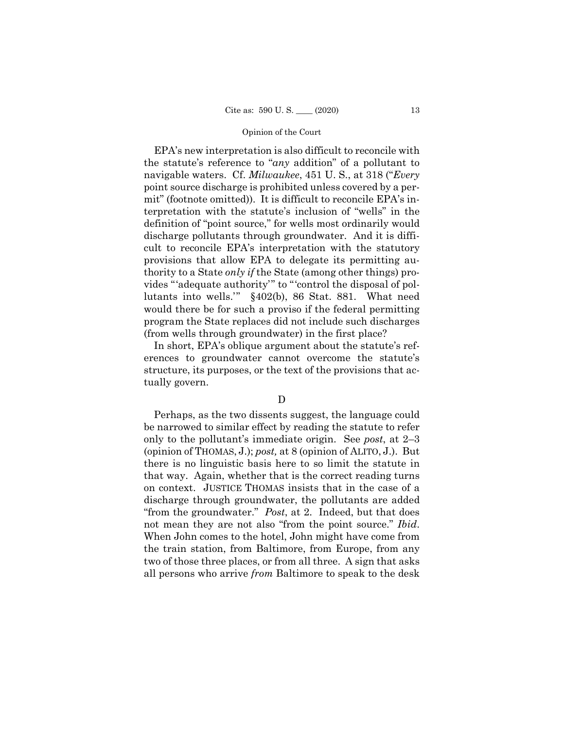EPA's new interpretation is also difficult to reconcile with the statute's reference to "*any* addition" of a pollutant to navigable waters. Cf. *Milwaukee*, 451 U. S., at 318 ("*Every* point source discharge is prohibited unless covered by a permit" (footnote omitted)). It is difficult to reconcile EPA's interpretation with the statute's inclusion of "wells" in the definition of "point source," for wells most ordinarily would discharge pollutants through groundwater. And it is difficult to reconcile EPA's interpretation with the statutory provisions that allow EPA to delegate its permitting authority to a State *only if* the State (among other things) provides "'adequate authority'" to "'control the disposal of pollutants into wells.'" §402(b), 86 Stat. 881. What need would there be for such a proviso if the federal permitting program the State replaces did not include such discharges (from wells through groundwater) in the first place?

In short, EPA's oblique argument about the statute's references to groundwater cannot overcome the statute's structure, its purposes, or the text of the provisions that actually govern.

D

Perhaps, as the two dissents suggest, the language could be narrowed to similar effect by reading the statute to refer only to the pollutant's immediate origin. See *post*, at 2–3 (opinion of THOMAS, J.); *post,* at 8 (opinion of ALITO, J.). But there is no linguistic basis here to so limit the statute in that way. Again, whether that is the correct reading turns on context. JUSTICE THOMAS insists that in the case of a discharge through groundwater, the pollutants are added "from the groundwater." *Post*, at 2. Indeed, but that does not mean they are not also "from the point source." *Ibid*. When John comes to the hotel, John might have come from the train station, from Baltimore, from Europe, from any two of those three places, or from all three. A sign that asks all persons who arrive *from* Baltimore to speak to the desk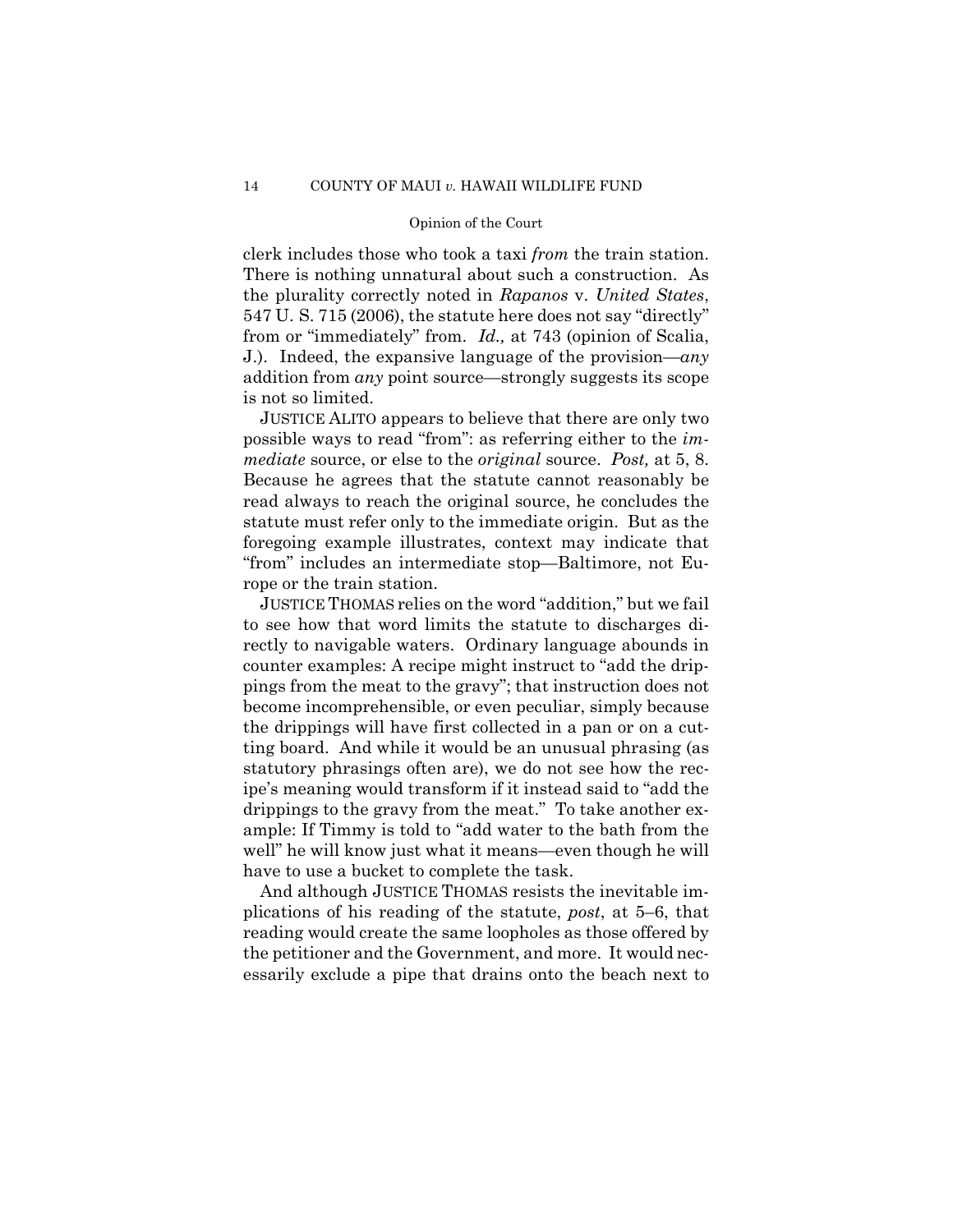clerk includes those who took a taxi *from* the train station. There is nothing unnatural about such a construction. As the plurality correctly noted in *Rapanos* v. *United States*, 547 U. S. 715 (2006), the statute here does not say "directly" from or "immediately" from. *Id.,* at 743 (opinion of Scalia, J.). Indeed, the expansive language of the provision—*any* addition from *any* point source—strongly suggests its scope is not so limited.

JUSTICE ALITO appears to believe that there are only two possible ways to read "from": as referring either to the *immediate* source, or else to the *original* source. *Post,* at 5, 8. Because he agrees that the statute cannot reasonably be read always to reach the original source, he concludes the statute must refer only to the immediate origin. But as the foregoing example illustrates, context may indicate that "from" includes an intermediate stop—Baltimore, not Europe or the train station.

JUSTICE THOMAS relies on the word "addition," but we fail to see how that word limits the statute to discharges directly to navigable waters. Ordinary language abounds in counter examples: A recipe might instruct to "add the drippings from the meat to the gravy"; that instruction does not become incomprehensible, or even peculiar, simply because the drippings will have first collected in a pan or on a cutting board. And while it would be an unusual phrasing (as statutory phrasings often are), we do not see how the recipe's meaning would transform if it instead said to "add the drippings to the gravy from the meat." To take another example: If Timmy is told to "add water to the bath from the well" he will know just what it means—even though he will have to use a bucket to complete the task.

And although JUSTICE THOMAS resists the inevitable implications of his reading of the statute, *post*, at 5–6, that reading would create the same loopholes as those offered by the petitioner and the Government, and more. It would necessarily exclude a pipe that drains onto the beach next to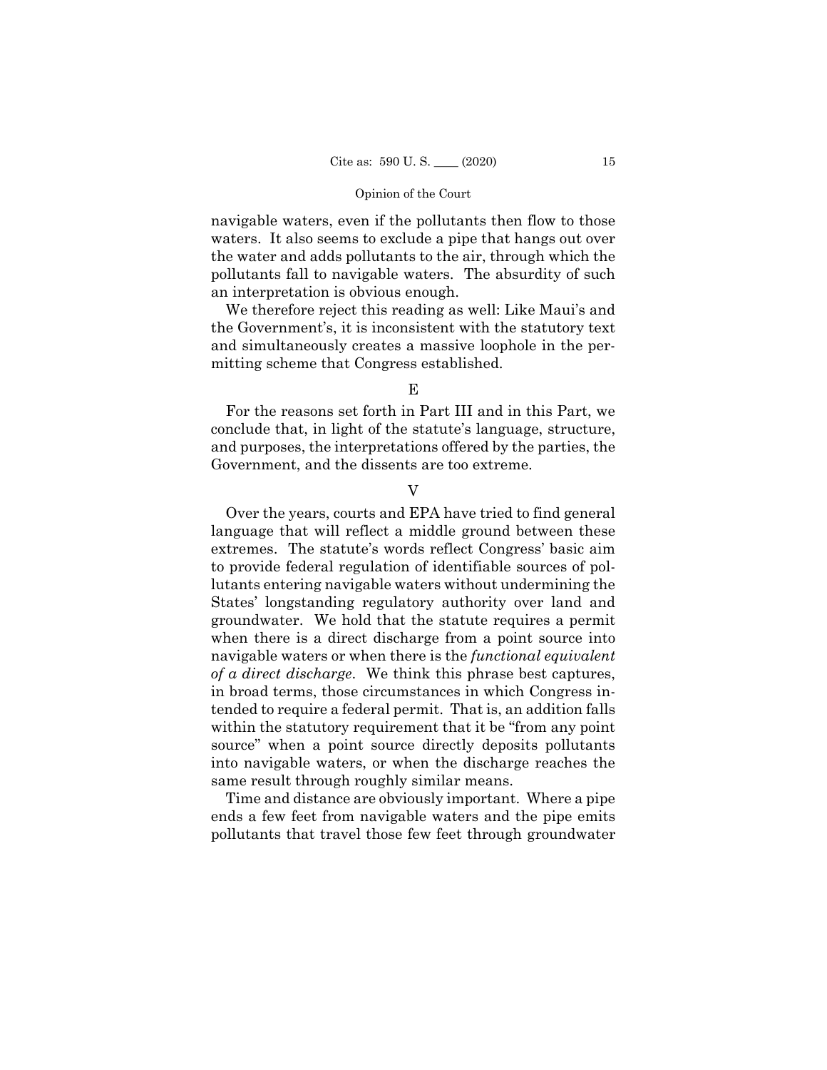navigable waters, even if the pollutants then flow to those waters. It also seems to exclude a pipe that hangs out over the water and adds pollutants to the air, through which the pollutants fall to navigable waters. The absurdity of such an interpretation is obvious enough.

We therefore reject this reading as well: Like Maui's and the Government's, it is inconsistent with the statutory text and simultaneously creates a massive loophole in the permitting scheme that Congress established.

### E

For the reasons set forth in Part III and in this Part, we conclude that, in light of the statute's language, structure, and purposes, the interpretations offered by the parties, the Government, and the dissents are too extreme.

## V

Over the years, courts and EPA have tried to find general language that will reflect a middle ground between these extremes. The statute's words reflect Congress' basic aim to provide federal regulation of identifiable sources of pollutants entering navigable waters without undermining the States' longstanding regulatory authority over land and groundwater. We hold that the statute requires a permit when there is a direct discharge from a point source into navigable waters or when there is the *functional equivalent of a direct discharge*. We think this phrase best captures, in broad terms, those circumstances in which Congress intended to require a federal permit. That is, an addition falls within the statutory requirement that it be "from any point source" when a point source directly deposits pollutants into navigable waters, or when the discharge reaches the same result through roughly similar means.

Time and distance are obviously important. Where a pipe ends a few feet from navigable waters and the pipe emits pollutants that travel those few feet through groundwater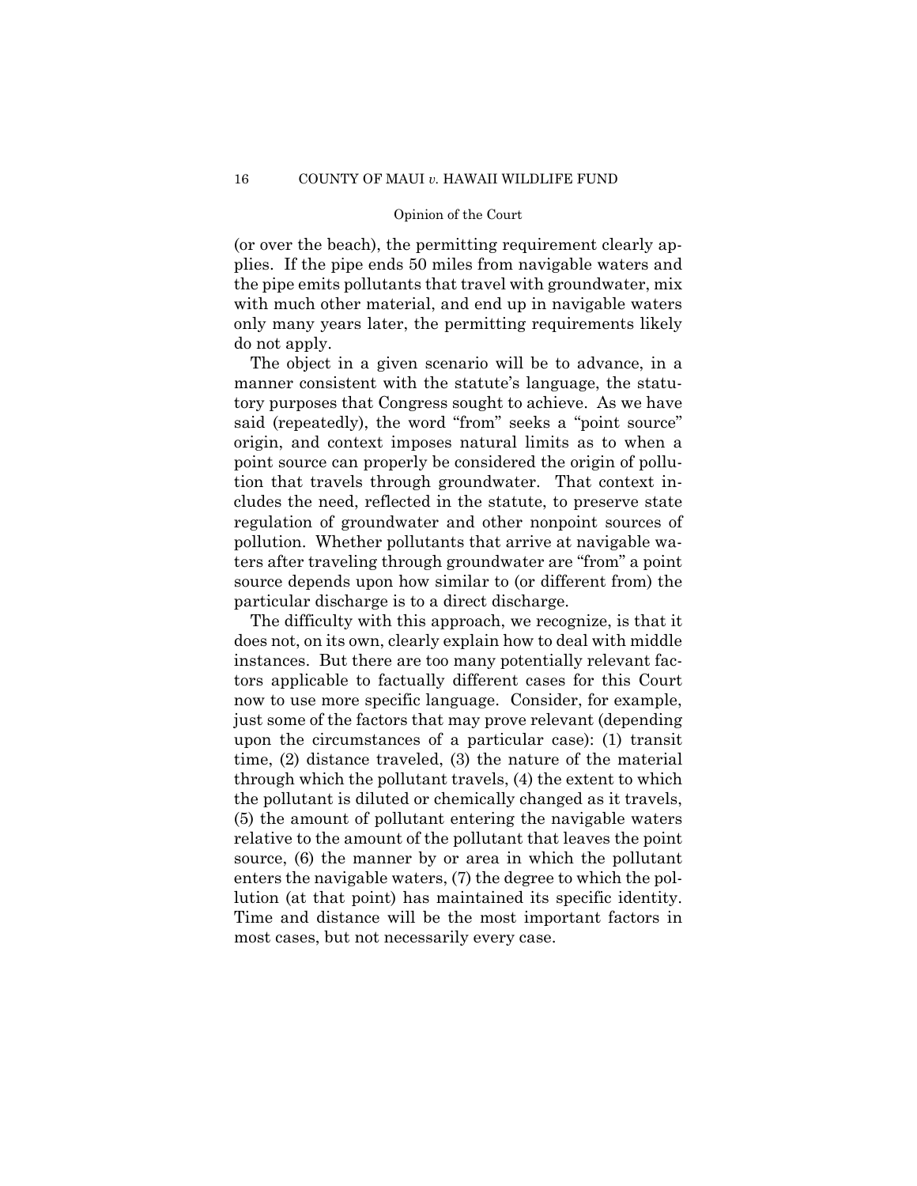(or over the beach), the permitting requirement clearly applies. If the pipe ends 50 miles from navigable waters and the pipe emits pollutants that travel with groundwater, mix with much other material, and end up in navigable waters only many years later, the permitting requirements likely do not apply.

The object in a given scenario will be to advance, in a manner consistent with the statute's language, the statutory purposes that Congress sought to achieve. As we have said (repeatedly), the word "from" seeks a "point source" origin, and context imposes natural limits as to when a point source can properly be considered the origin of pollution that travels through groundwater. That context includes the need, reflected in the statute, to preserve state regulation of groundwater and other nonpoint sources of pollution. Whether pollutants that arrive at navigable waters after traveling through groundwater are "from" a point source depends upon how similar to (or different from) the particular discharge is to a direct discharge.

The difficulty with this approach, we recognize, is that it does not, on its own, clearly explain how to deal with middle instances. But there are too many potentially relevant factors applicable to factually different cases for this Court now to use more specific language. Consider, for example, just some of the factors that may prove relevant (depending upon the circumstances of a particular case): (1) transit time, (2) distance traveled, (3) the nature of the material through which the pollutant travels, (4) the extent to which the pollutant is diluted or chemically changed as it travels, (5) the amount of pollutant entering the navigable waters relative to the amount of the pollutant that leaves the point source, (6) the manner by or area in which the pollutant enters the navigable waters, (7) the degree to which the pollution (at that point) has maintained its specific identity. Time and distance will be the most important factors in most cases, but not necessarily every case.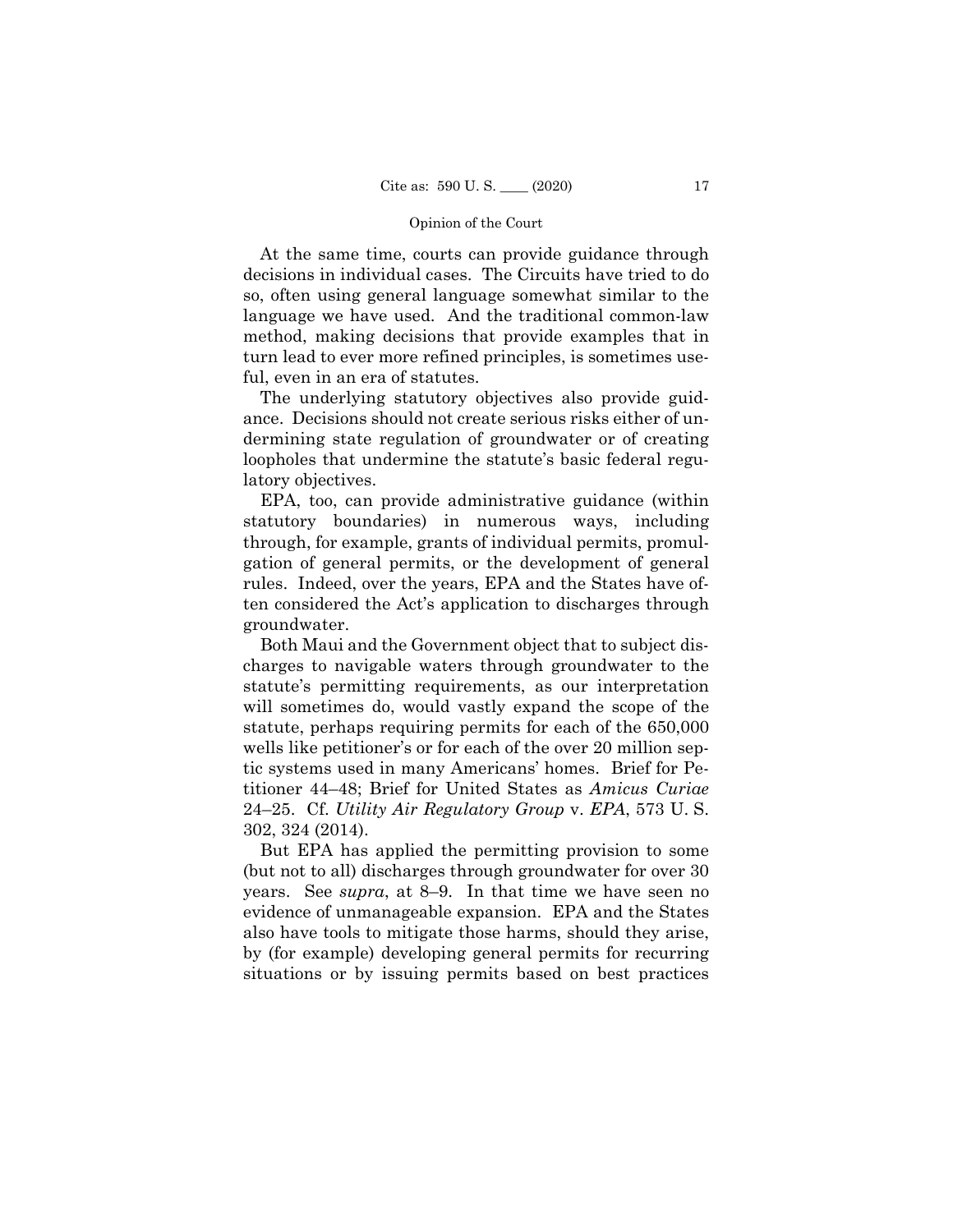At the same time, courts can provide guidance through decisions in individual cases. The Circuits have tried to do so, often using general language somewhat similar to the language we have used. And the traditional common-law method, making decisions that provide examples that in turn lead to ever more refined principles, is sometimes useful, even in an era of statutes.

The underlying statutory objectives also provide guidance. Decisions should not create serious risks either of undermining state regulation of groundwater or of creating loopholes that undermine the statute's basic federal regulatory objectives.

EPA, too, can provide administrative guidance (within statutory boundaries) in numerous ways, including through, for example, grants of individual permits, promulgation of general permits, or the development of general rules. Indeed, over the years, EPA and the States have often considered the Act's application to discharges through groundwater.

Both Maui and the Government object that to subject discharges to navigable waters through groundwater to the statute's permitting requirements, as our interpretation will sometimes do, would vastly expand the scope of the statute, perhaps requiring permits for each of the 650,000 wells like petitioner's or for each of the over 20 million septic systems used in many Americans' homes. Brief for Petitioner 44–48; Brief for United States as *Amicus Curiae* 24–25. Cf. *Utility Air Regulatory Group* v. *EPA*, 573 U. S. 302, 324 (2014).

But EPA has applied the permitting provision to some (but not to all) discharges through groundwater for over 30 years. See *supra*, at 8–9. In that time we have seen no evidence of unmanageable expansion. EPA and the States also have tools to mitigate those harms, should they arise, by (for example) developing general permits for recurring situations or by issuing permits based on best practices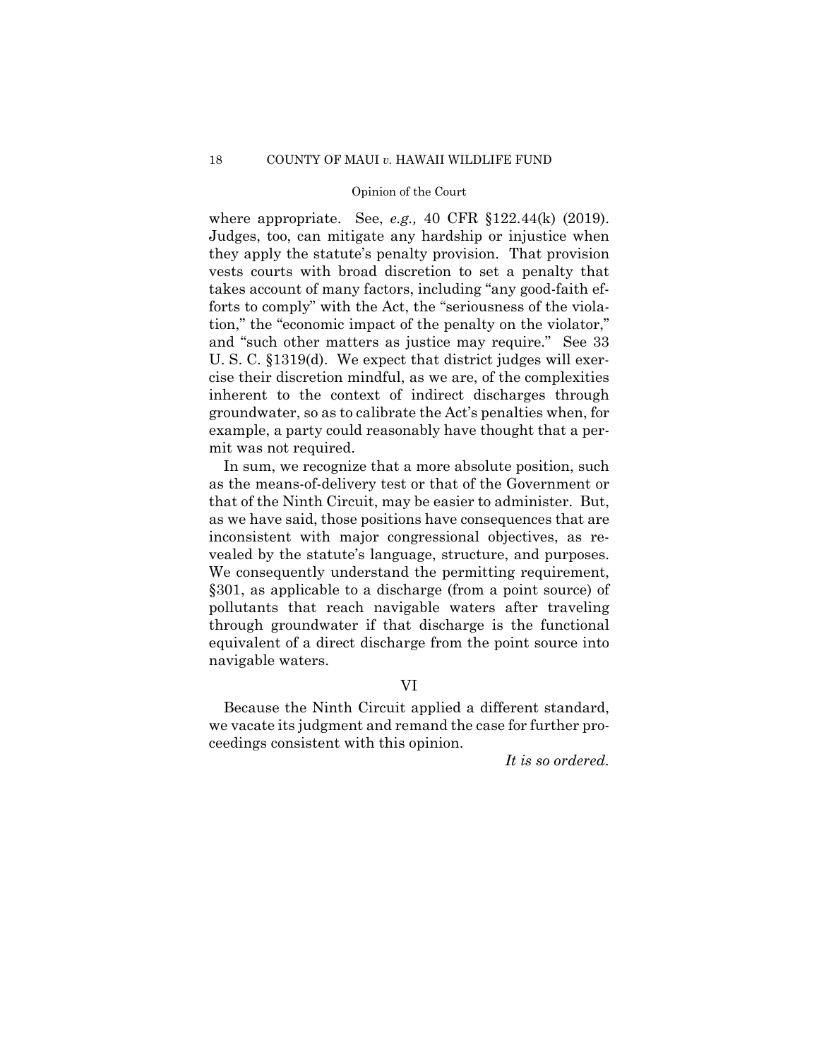where appropriate. See, *e.g.,* 40 CFR §122.44(k) (2019). Judges, too, can mitigate any hardship or injustice when they apply the statute's penalty provision. That provision vests courts with broad discretion to set a penalty that takes account of many factors, including "any good-faith efforts to comply" with the Act, the "seriousness of the violation," the "economic impact of the penalty on the violator," and "such other matters as justice may require." See 33 U. S. C. §1319(d). We expect that district judges will exercise their discretion mindful, as we are, of the complexities inherent to the context of indirect discharges through groundwater, so as to calibrate the Act's penalties when, for example, a party could reasonably have thought that a permit was not required.

In sum, we recognize that a more absolute position, such as the means-of-delivery test or that of the Government or that of the Ninth Circuit, may be easier to administer. But, as we have said, those positions have consequences that are inconsistent with major congressional objectives, as revealed by the statute's language, structure, and purposes. We consequently understand the permitting requirement, §301, as applicable to a discharge (from a point source) of pollutants that reach navigable waters after traveling through groundwater if that discharge is the functional equivalent of a direct discharge from the point source into navigable waters.

## VI

Because the Ninth Circuit applied a different standard, we vacate its judgment and remand the case for further proceedings consistent with this opinion.

*It is so ordered.*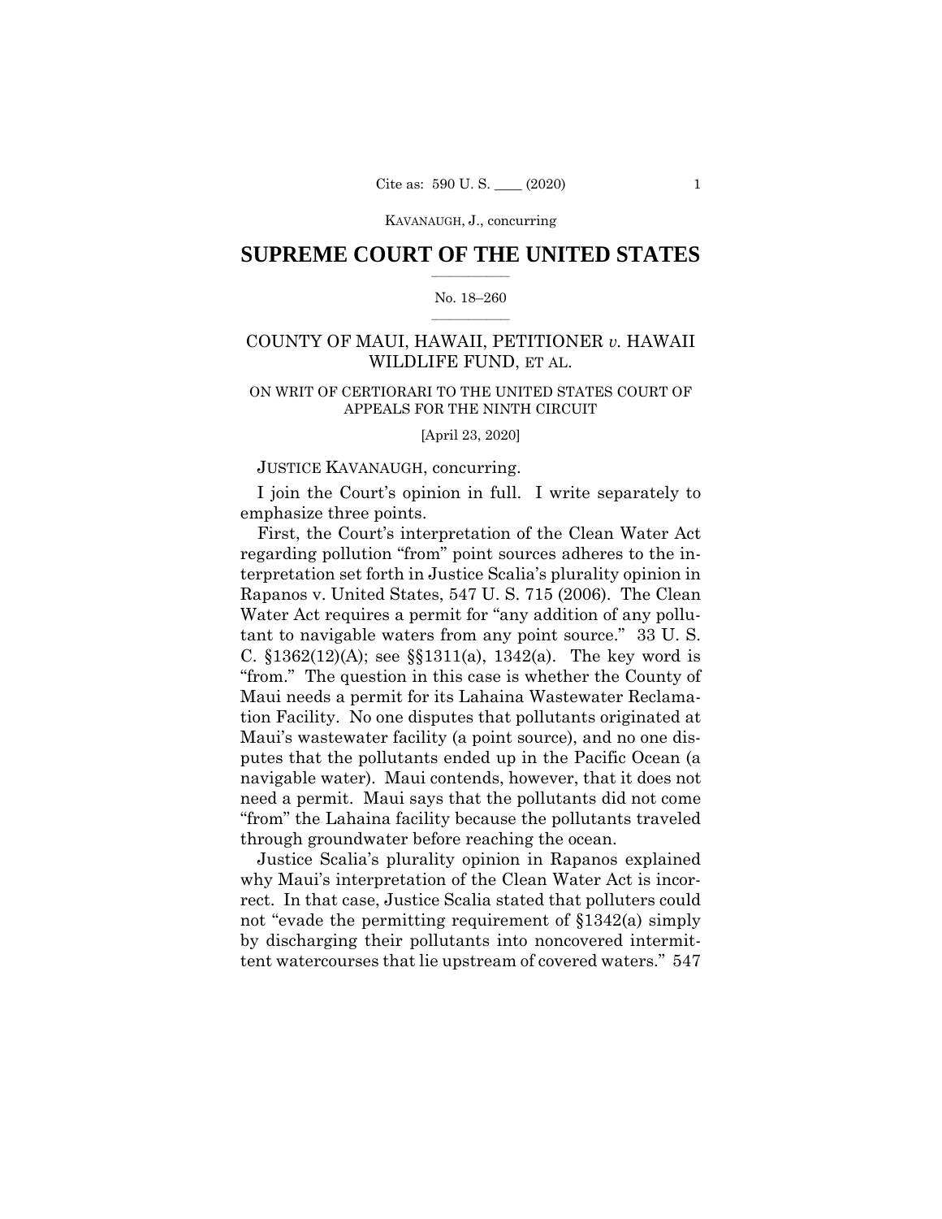# SUPREME COURT OF THE UNITED STATES

No. 18–260

COUNTY OF MAUI, HAWAII, PETITIONER *v.* HAWAII WILDLIFE FUND, ET AL.

ON WRIT OF CERTIORARI TO THE UNITED STATES COURT OF APPEALS FOR THE NINTH CIRCUIT

[April 23, 2020]

JUSTICE KAVANAUGH, concurring.

I join the Court's opinion in full. I write separately to emphasize three points.

First, the Court's interpretation of the Clean Water Act regarding pollution "from" point sources adheres to the interpretation set forth in Justice Scalia's plurality opinion in Rapanos v. United States, 547 U. S. 715 (2006). The Clean Water Act requires a permit for "any addition of any pollutant to navigable waters from any point source." 33 U. S. C. §1362(12)(A); see §§1311(a), 1342(a). The key word is "from." The question in this case is whether the County of Maui needs a permit for its Lahaina Wastewater Reclamation Facility. No one disputes that pollutants originated at Maui's wastewater facility (a point source), and no one disputes that the pollutants ended up in the Pacific Ocean (a navigable water). Maui contends, however, that it does not need a permit. Maui says that the pollutants did not come "from" the Lahaina facility because the pollutants traveled through groundwater before reaching the ocean.

Justice Scalia's plurality opinion in Rapanos explained why Maui's interpretation of the Clean Water Act is incorrect. In that case, Justice Scalia stated that polluters could not "evade the permitting requirement of §1342(a) simply by discharging their pollutants into noncovered intermittent watercourses that lie upstream of covered waters." 547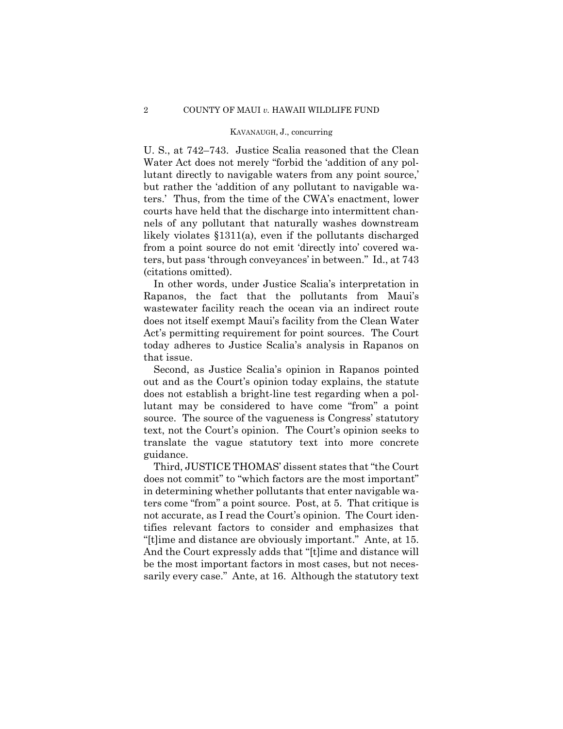U. S., at 742–743. Justice Scalia reasoned that the Clean Water Act does not merely "forbid the 'addition of any pollutant directly to navigable waters from any point source,' but rather the 'addition of any pollutant to navigable waters.' Thus, from the time of the CWA's enactment, lower courts have held that the discharge into intermittent channels of any pollutant that naturally washes downstream likely violates §1311(a), even if the pollutants discharged from a point source do not emit 'directly into' covered waters, but pass 'through conveyances' in between." Id., at 743 (citations omitted).

In other words, under Justice Scalia's interpretation in Rapanos, the fact that the pollutants from Maui's wastewater facility reach the ocean via an indirect route does not itself exempt Maui's facility from the Clean Water Act's permitting requirement for point sources. The Court today adheres to Justice Scalia's analysis in Rapanos on that issue.

Second, as Justice Scalia's opinion in Rapanos pointed out and as the Court's opinion today explains, the statute does not establish a bright-line test regarding when a pollutant may be considered to have come "from" a point source. The source of the vagueness is Congress' statutory text, not the Court's opinion. The Court's opinion seeks to translate the vague statutory text into more concrete guidance.

Third, JUSTICE THOMAS' dissent states that "the Court does not commit" to "which factors are the most important" in determining whether pollutants that enter navigable waters come "from" a point source. Post, at 5. That critique is not accurate, as I read the Court's opinion. The Court identifies relevant factors to consider and emphasizes that "[t]ime and distance are obviously important." Ante, at 15. And the Court expressly adds that "[t]ime and distance will be the most important factors in most cases, but not necessarily every case." Ante, at 16. Although the statutory text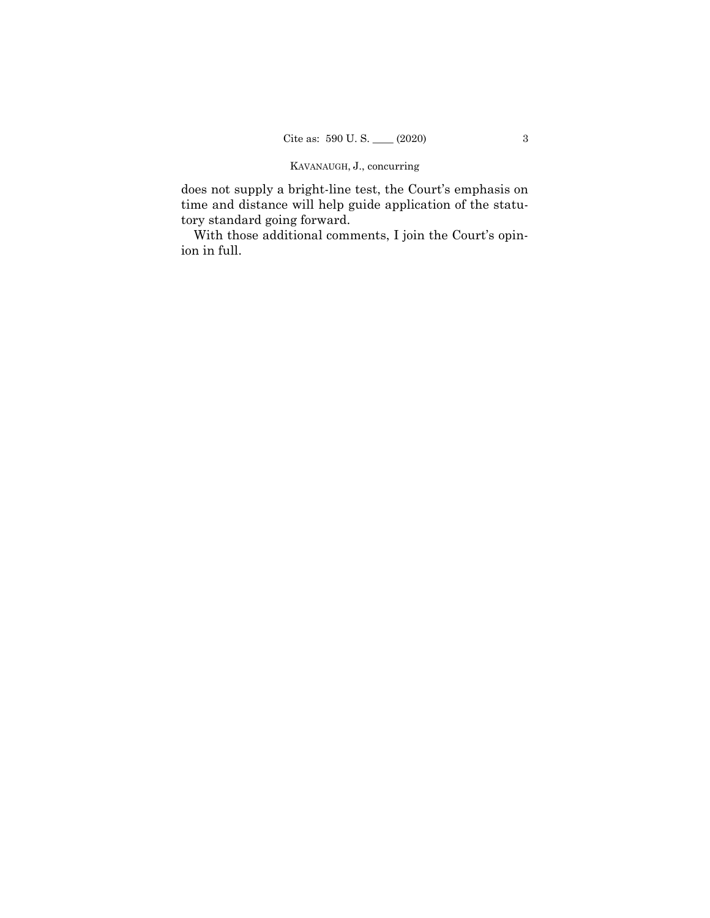does not supply a bright-line test, the Court's emphasis on time and distance will help guide application of the statutory standard going forward.

With those additional comments, I join the Court's opinion in full.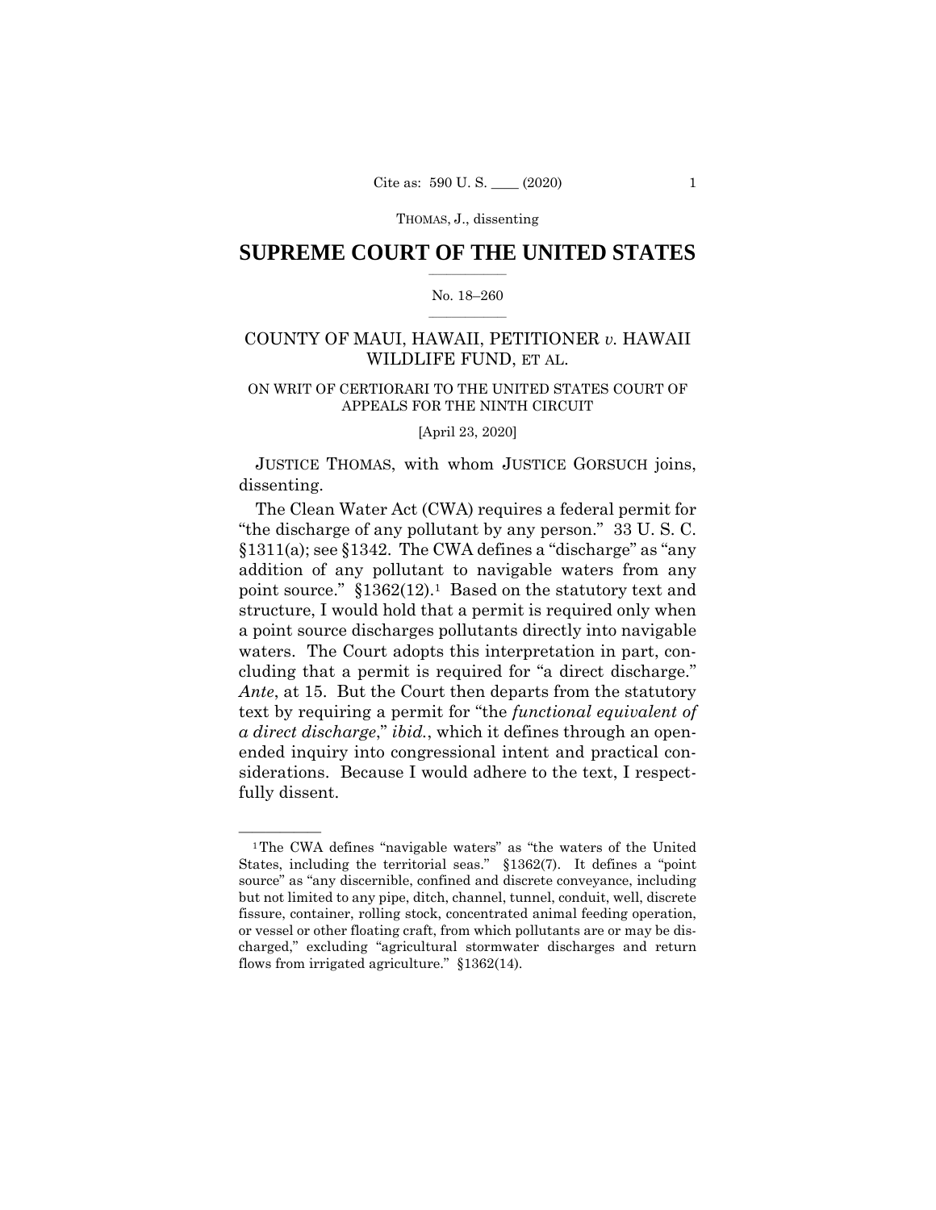## SUPREME COURT OF THE UNITED STATES

No. 18–260

COUNTY OF MAUI, HAWAII, PETITIONER *v.* HAWAII WILDLIFE FUND, ET AL.

ON WRIT OF CERTIORARI TO THE UNITED STATES COURT OF APPEALS FOR THE NINTH CIRCUIT

[April 23, 2020]

JUSTICE THOMAS, with whom JUSTICE GORSUCH joins, dissenting.

The Clean Water Act (CWA) requires a federal permit for "the discharge of any pollutant by any person." 33 U. S. C. §1311(a); see §1342. The CWA defines a "discharge" as "any addition of any pollutant to navigable waters from any point source." §1362(12).[1] Based on the statutory text and structure, I would hold that a permit is required only when a point source discharges pollutants directly into navigable waters. The Court adopts this interpretation in part, concluding that a permit is required for "a direct discharge." *Ante*, at 15. But the Court then departs from the statutory text by requiring a permit for "the *functional equivalent of a direct discharge*," *ibid.*, which it defines through an open-ended inquiry into congressional intent and practical considerations. Because I would adhere to the text, I respectfully dissent.

---

[1] The CWA defines "navigable waters" as "the waters of the United States, including the territorial seas." §1362(7). It defines a "point source" as "any discernible, confined and discrete conveyance, including but not limited to any pipe, ditch, channel, tunnel, conduit, well, discrete fissure, container, rolling stock, concentrated animal feeding operation, or vessel or other floating craft, from which pollutants are or may be discharged," excluding "agricultural stormwater discharges and return flows from irrigated agriculture." §1362(14).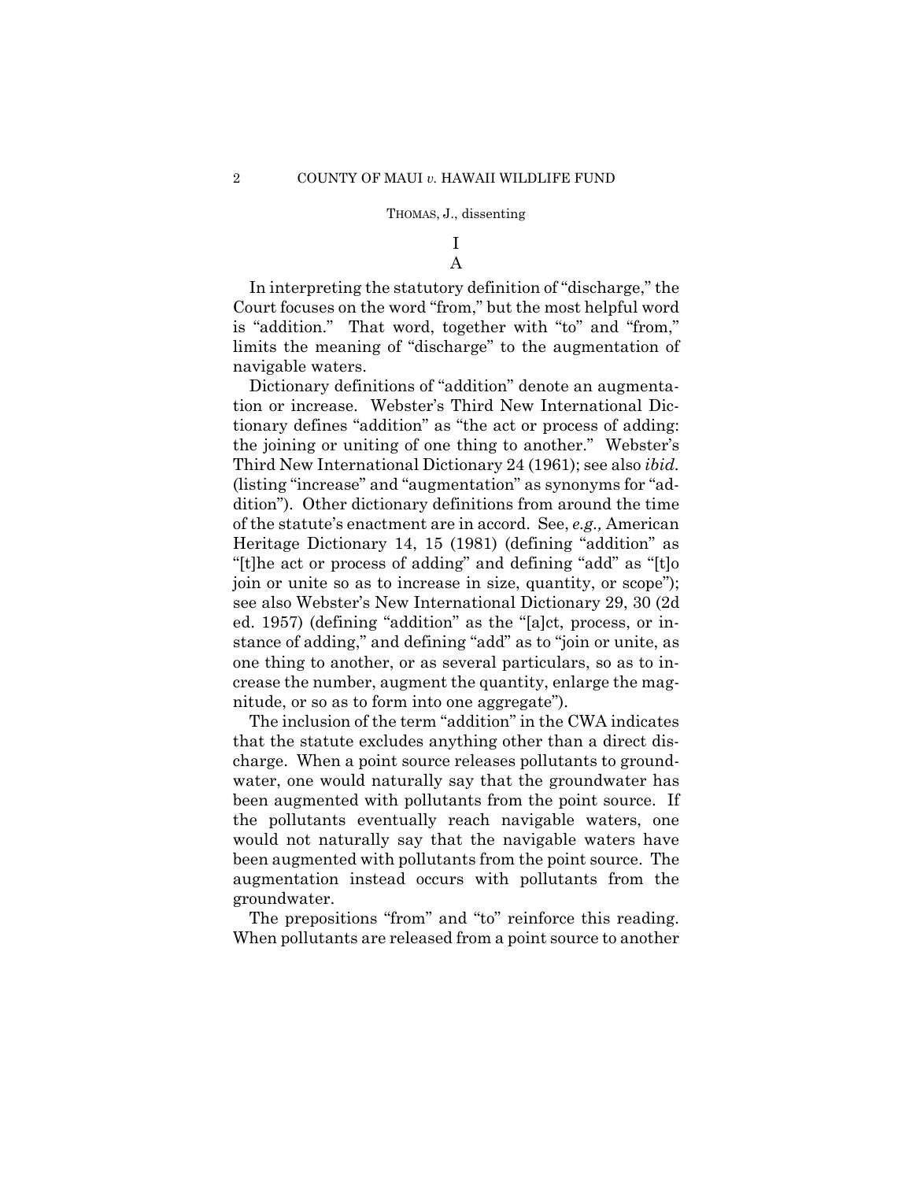# I

## A

In interpreting the statutory definition of "discharge," the Court focuses on the word "from," but the most helpful word is "addition." That word, together with "to" and "from," limits the meaning of "discharge" to the augmentation of navigable waters.

Dictionary definitions of "addition" denote an augmentation or increase. Webster's Third New International Dictionary defines "addition" as "the act or process of adding: the joining or uniting of one thing to another." Webster's Third New International Dictionary 24 (1961); see also *ibid.* (listing "increase" and "augmentation" as synonyms for "addition"). Other dictionary definitions from around the time of the statute's enactment are in accord. See, *e.g.,* American Heritage Dictionary 14, 15 (1981) (defining "addition" as "[t]he act or process of adding" and defining "add" as "[t]o join or unite so as to increase in size, quantity, or scope"); see also Webster's New International Dictionary 29, 30 (2d ed. 1957) (defining "addition" as the "[a]ct, process, or instance of adding," and defining "add" as to "join or unite, as one thing to another, or as several particulars, so as to increase the number, augment the quantity, enlarge the magnitude, or so as to form into one aggregate").

The inclusion of the term "addition" in the CWA indicates that the statute excludes anything other than a direct discharge. When a point source releases pollutants to groundwater, one would naturally say that the groundwater has been augmented with pollutants from the point source. If the pollutants eventually reach navigable waters, one would not naturally say that the navigable waters have been augmented with pollutants from the point source. The augmentation instead occurs with pollutants from the groundwater.

The prepositions "from" and "to" reinforce this reading. When pollutants are released from a point source to another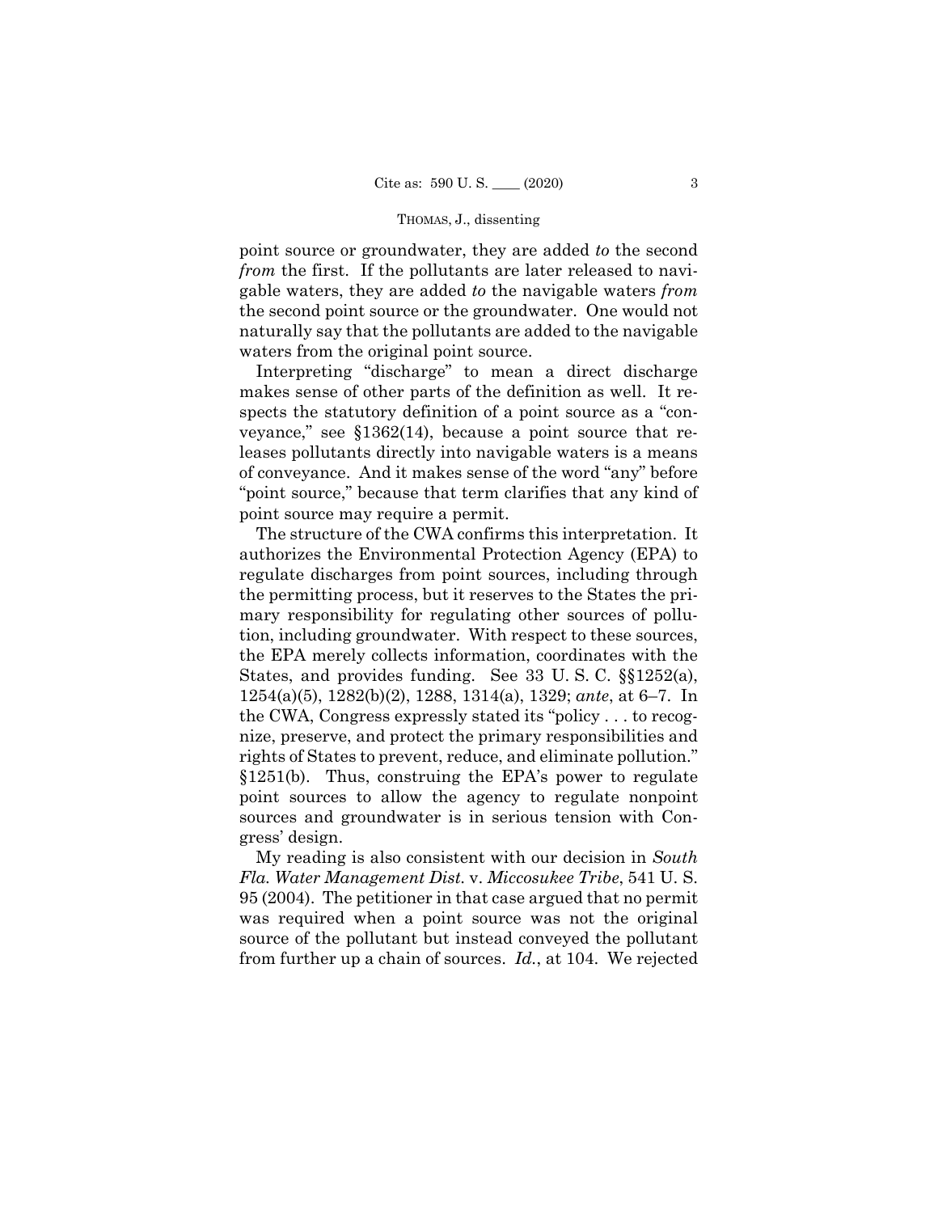point source or groundwater, they are added *to* the second *from* the first. If the pollutants are later released to navigable waters, they are added *to* the navigable waters *from* the second point source or the groundwater. One would not naturally say that the pollutants are added to the navigable waters from the original point source.

Interpreting "discharge" to mean a direct discharge makes sense of other parts of the definition as well. It respects the statutory definition of a point source as a "conveyance," see §1362(14), because a point source that releases pollutants directly into navigable waters is a means of conveyance. And it makes sense of the word "any" before "point source," because that term clarifies that any kind of point source may require a permit.

The structure of the CWA confirms this interpretation. It authorizes the Environmental Protection Agency (EPA) to regulate discharges from point sources, including through the permitting process, but it reserves to the States the primary responsibility for regulating other sources of pollution, including groundwater. With respect to these sources, the EPA merely collects information, coordinates with the States, and provides funding. See 33 U. S. C. §§1252(a), 1254(a)(5), 1282(b)(2), 1288, 1314(a), 1329; *ante*, at 6–7. In the CWA, Congress expressly stated its "policy . . . to recognize, preserve, and protect the primary responsibilities and rights of States to prevent, reduce, and eliminate pollution." §1251(b). Thus, construing the EPA's power to regulate point sources to allow the agency to regulate nonpoint sources and groundwater is in serious tension with Congress' design.

My reading is also consistent with our decision in *South Fla. Water Management Dist.* v. *Miccosukee Tribe*, 541 U. S. 95 (2004). The petitioner in that case argued that no permit was required when a point source was not the original source of the pollutant but instead conveyed the pollutant from further up a chain of sources. *Id.*, at 104. We rejected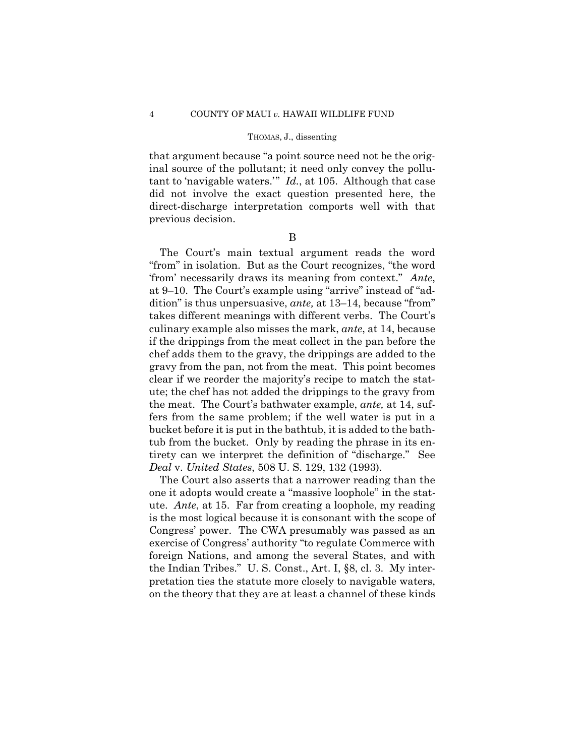that argument because "a point source need not be the original source of the pollutant; it need only convey the pollutant to 'navigable waters.'" *Id.*, at 105. Although that case did not involve the exact question presented here, the direct-discharge interpretation comports well with that previous decision.

B

The Court's main textual argument reads the word "from" in isolation. But as the Court recognizes, "the word 'from' necessarily draws its meaning from context." *Ante*, at 9–10. The Court's example using "arrive" instead of "addition" is thus unpersuasive, *ante,* at 13–14, because "from" takes different meanings with different verbs. The Court's culinary example also misses the mark, *ante*, at 14, because if the drippings from the meat collect in the pan before the chef adds them to the gravy, the drippings are added to the gravy from the pan, not from the meat. This point becomes clear if we reorder the majority's recipe to match the statute; the chef has not added the drippings to the gravy from the meat. The Court's bathwater example, *ante,* at 14, suffers from the same problem; if the well water is put in a bucket before it is put in the bathtub, it is added to the bathtub from the bucket. Only by reading the phrase in its entirety can we interpret the definition of "discharge." See *Deal* v. *United States*, 508 U. S. 129, 132 (1993).

The Court also asserts that a narrower reading than the one it adopts would create a "massive loophole" in the statute. *Ante*, at 15. Far from creating a loophole, my reading is the most logical because it is consonant with the scope of Congress' power. The CWA presumably was passed as an exercise of Congress' authority "to regulate Commerce with foreign Nations, and among the several States, and with the Indian Tribes." U. S. Const., Art. I, §8, cl. 3. My interpretation ties the statute more closely to navigable waters, on the theory that they are at least a channel of these kinds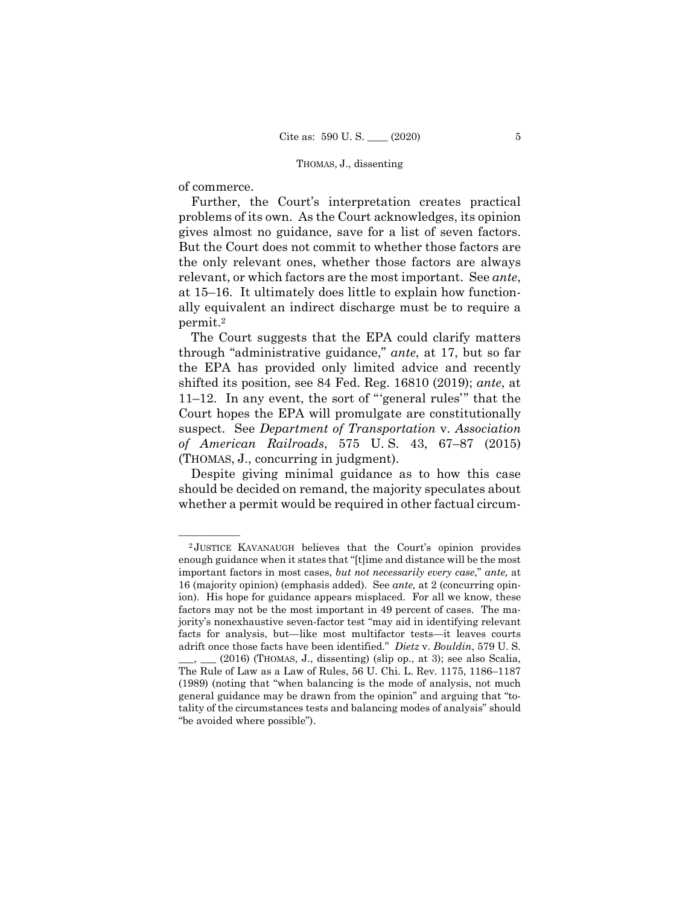of commerce.

Further, the Court's interpretation creates practical problems of its own. As the Court acknowledges, its opinion gives almost no guidance, save for a list of seven factors. But the Court does not commit to whether those factors are the only relevant ones, whether those factors are always relevant, or which factors are the most important. See *ante*, at 15–16. It ultimately does little to explain how functionally equivalent an indirect discharge must be to require a permit.[2]

The Court suggests that the EPA could clarify matters through "administrative guidance," *ante*, at 17, but so far the EPA has provided only limited advice and recently shifted its position, see 84 Fed. Reg. 16810 (2019); *ante*, at 11–12. In any event, the sort of "'general rules'" that the Court hopes the EPA will promulgate are constitutionally suspect. See *Department of Transportation* v. *Association of American Railroads*, 575 U. S. 43, 67–87 (2015) (THOMAS, J., concurring in judgment).

Despite giving minimal guidance as to how this case should be decided on remand, the majority speculates about whether a permit would be required in other factual circum-

---

[2] JUSTICE KAVANAUGH believes that the Court's opinion provides enough guidance when it states that "[t]ime and distance will be the most important factors in most cases, *but not necessarily every case*," *ante,* at 16 (majority opinion) (emphasis added). See *ante,* at 2 (concurring opinion). His hope for guidance appears misplaced. For all we know, these factors may not be the most important in 49 percent of cases. The majority's nonexhaustive seven-factor test "may aid in identifying relevant facts for analysis, but—like most multifactor tests—it leaves courts adrift once those facts have been identified." *Dietz* v. *Bouldin*, 579 U. S. ___, ___ (2016) (THOMAS, J., dissenting) (slip op., at 3); see also Scalia, The Rule of Law as a Law of Rules, 56 U. Chi. L. Rev. 1175, 1186–1187 (1989) (noting that "when balancing is the mode of analysis, not much general guidance may be drawn from the opinion" and arguing that "totality of the circumstances tests and balancing modes of analysis" should "be avoided where possible").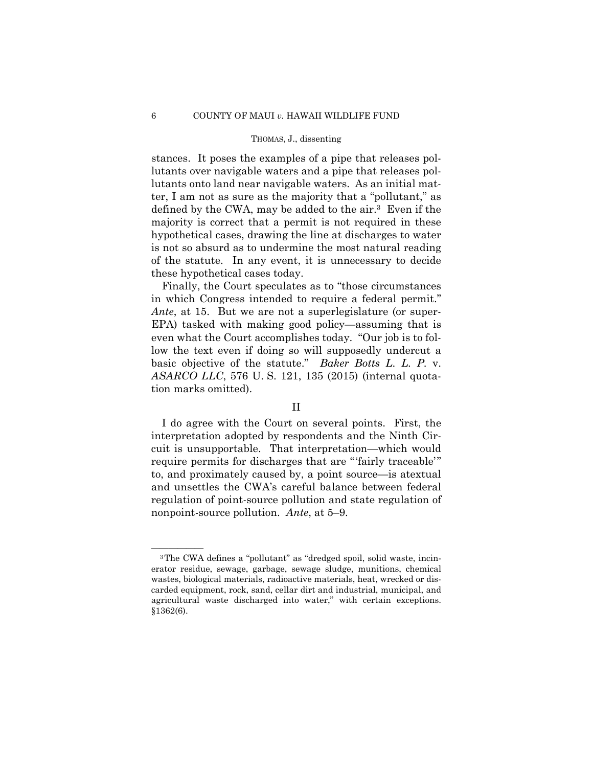stances. It poses the examples of a pipe that releases pollutants over navigable waters and a pipe that releases pollutants onto land near navigable waters. As an initial matter, I am not as sure as the majority that a "pollutant," as defined by the CWA, may be added to the air.[3] Even if the majority is correct that a permit is not required in these hypothetical cases, drawing the line at discharges to water is not so absurd as to undermine the most natural reading of the statute. In any event, it is unnecessary to decide these hypothetical cases today.

Finally, the Court speculates as to "those circumstances in which Congress intended to require a federal permit." *Ante*, at 15. But we are not a superlegislature (or super-EPA) tasked with making good policy—assuming that is even what the Court accomplishes today. "Our job is to follow the text even if doing so will supposedly undercut a basic objective of the statute." *Baker Botts L. L. P.* v. *ASARCO LLC*, 576 U. S. 121, 135 (2015) (internal quotation marks omitted).

## II

I do agree with the Court on several points. First, the interpretation adopted by respondents and the Ninth Circuit is unsupportable. That interpretation—which would require permits for discharges that are "'fairly traceable'" to, and proximately caused by, a point source—is atextual and unsettles the CWA's careful balance between federal regulation of point-source pollution and state regulation of nonpoint-source pollution. *Ante*, at 5–9.

---

[3] The CWA defines a "pollutant" as "dredged spoil, solid waste, incinerator residue, sewage, garbage, sewage sludge, munitions, chemical wastes, biological materials, radioactive materials, heat, wrecked or discarded equipment, rock, sand, cellar dirt and industrial, municipal, and agricultural waste discharged into water," with certain exceptions. §1362(6).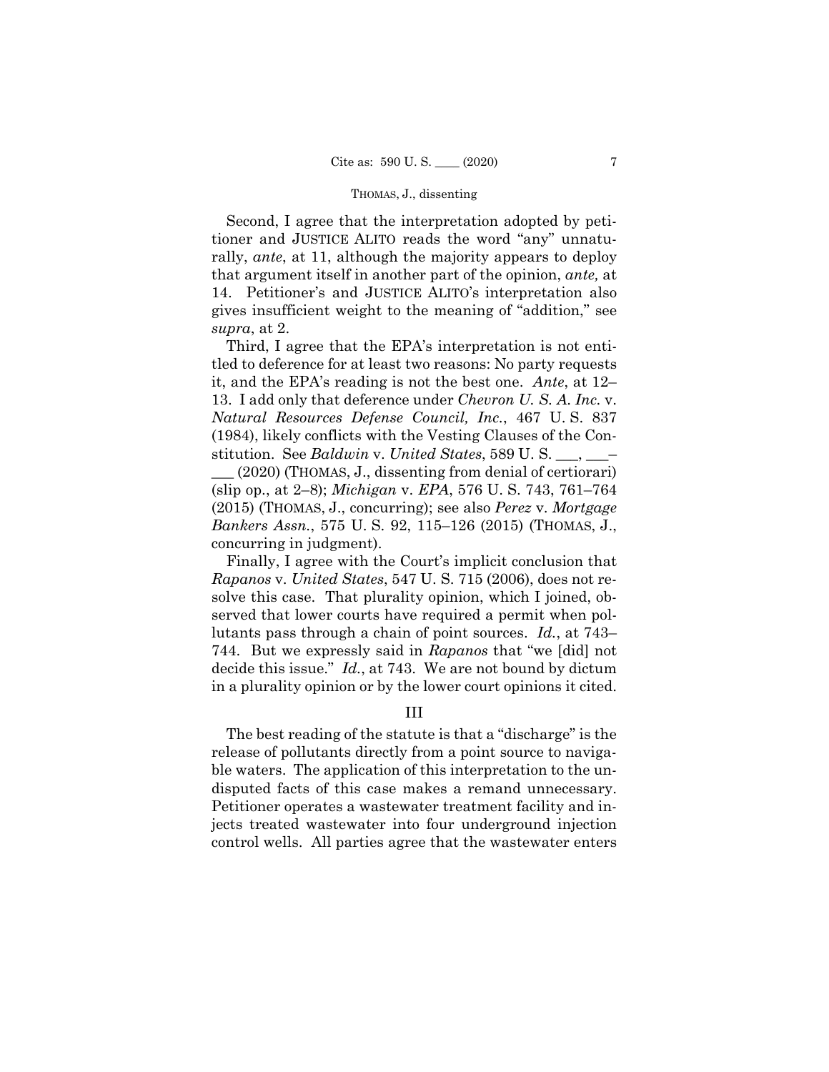Second, I agree that the interpretation adopted by petitioner and JUSTICE ALITO reads the word "any" unnaturally, *ante*, at 11, although the majority appears to deploy that argument itself in another part of the opinion, *ante,* at 14. Petitioner's and JUSTICE ALITO's interpretation also gives insufficient weight to the meaning of "addition," see *supra*, at 2.

Third, I agree that the EPA's interpretation is not entitled to deference for at least two reasons: No party requests it, and the EPA's reading is not the best one. *Ante*, at 12–13. I add only that deference under *Chevron U. S. A. Inc.* v. *Natural Resources Defense Council, Inc.*, 467 U. S. 837 (1984), likely conflicts with the Vesting Clauses of the Constitution. See *Baldwin* v. *United States*, 589 U. S. \_\_\_, \_\_\_–\_\_\_ (2020) (THOMAS, J., dissenting from denial of certiorari) (slip op., at 2–8); *Michigan* v. *EPA*, 576 U. S. 743, 761–764 (2015) (THOMAS, J., concurring); see also *Perez* v. *Mortgage Bankers Assn.*, 575 U. S. 92, 115–126 (2015) (THOMAS, J., concurring in judgment).

Finally, I agree with the Court's implicit conclusion that *Rapanos* v. *United States*, 547 U. S. 715 (2006), does not resolve this case. That plurality opinion, which I joined, observed that lower courts have required a permit when pollutants pass through a chain of point sources. *Id.*, at 743–744. But we expressly said in *Rapanos* that "we [did] not decide this issue." *Id.*, at 743. We are not bound by dictum in a plurality opinion or by the lower court opinions it cited.

### III

The best reading of the statute is that a "discharge" is the release of pollutants directly from a point source to navigable waters. The application of this interpretation to the undisputed facts of this case makes a remand unnecessary. Petitioner operates a wastewater treatment facility and injects treated wastewater into four underground injection control wells. All parties agree that the wastewater enters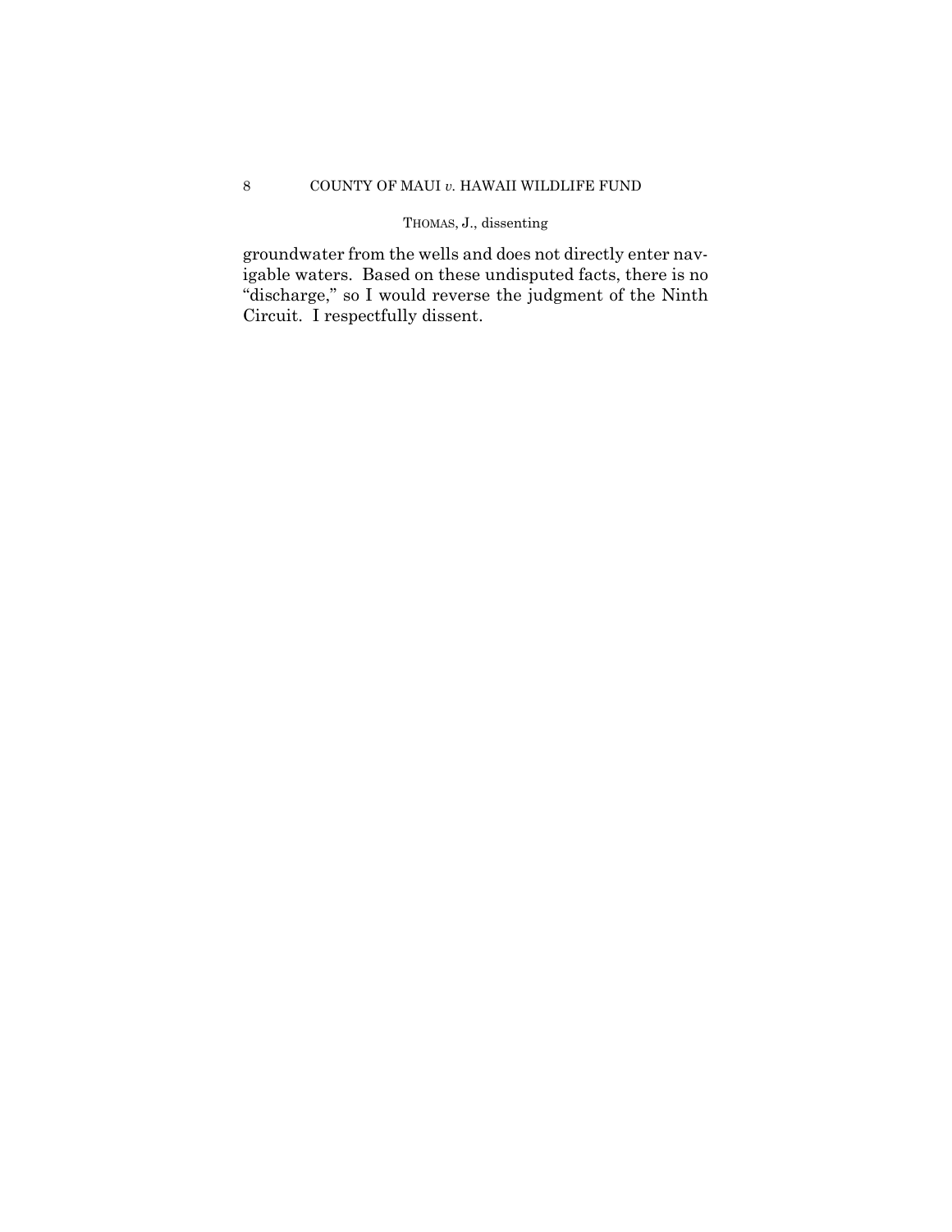groundwater from the wells and does not directly enter navigable waters. Based on these undisputed facts, there is no "discharge," so I would reverse the judgment of the Ninth Circuit. I respectfully dissent.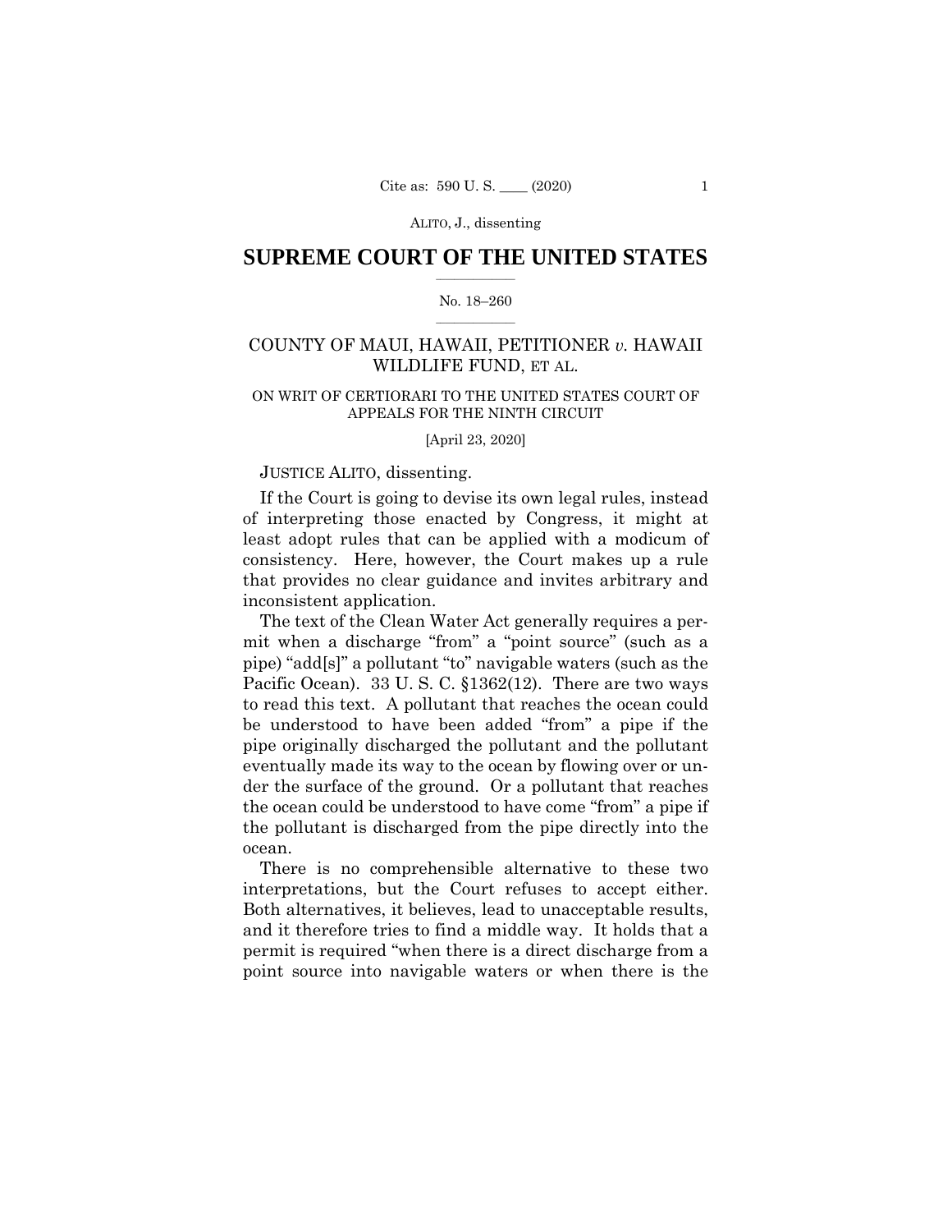## SUPREME COURT OF THE UNITED STATES

No. 18–260

COUNTY OF MAUI, HAWAII, PETITIONER *v.* HAWAII WILDLIFE FUND, ET AL.

ON WRIT OF CERTIORARI TO THE UNITED STATES COURT OF APPEALS FOR THE NINTH CIRCUIT

[April 23, 2020]

JUSTICE ALITO, dissenting.

If the Court is going to devise its own legal rules, instead of interpreting those enacted by Congress, it might at least adopt rules that can be applied with a modicum of consistency. Here, however, the Court makes up a rule that provides no clear guidance and invites arbitrary and inconsistent application.

The text of the Clean Water Act generally requires a permit when a discharge "from" a "point source" (such as a pipe) "add[s]" a pollutant "to" navigable waters (such as the Pacific Ocean). 33 U. S. C. §1362(12). There are two ways to read this text. A pollutant that reaches the ocean could be understood to have been added "from" a pipe if the pipe originally discharged the pollutant and the pollutant eventually made its way to the ocean by flowing over or under the surface of the ground. Or a pollutant that reaches the ocean could be understood to have come "from" a pipe if the pollutant is discharged from the pipe directly into the ocean.

There is no comprehensible alternative to these two interpretations, but the Court refuses to accept either. Both alternatives, it believes, lead to unacceptable results, and it therefore tries to find a middle way. It holds that a permit is required "when there is a direct discharge from a point source into navigable waters or when there is the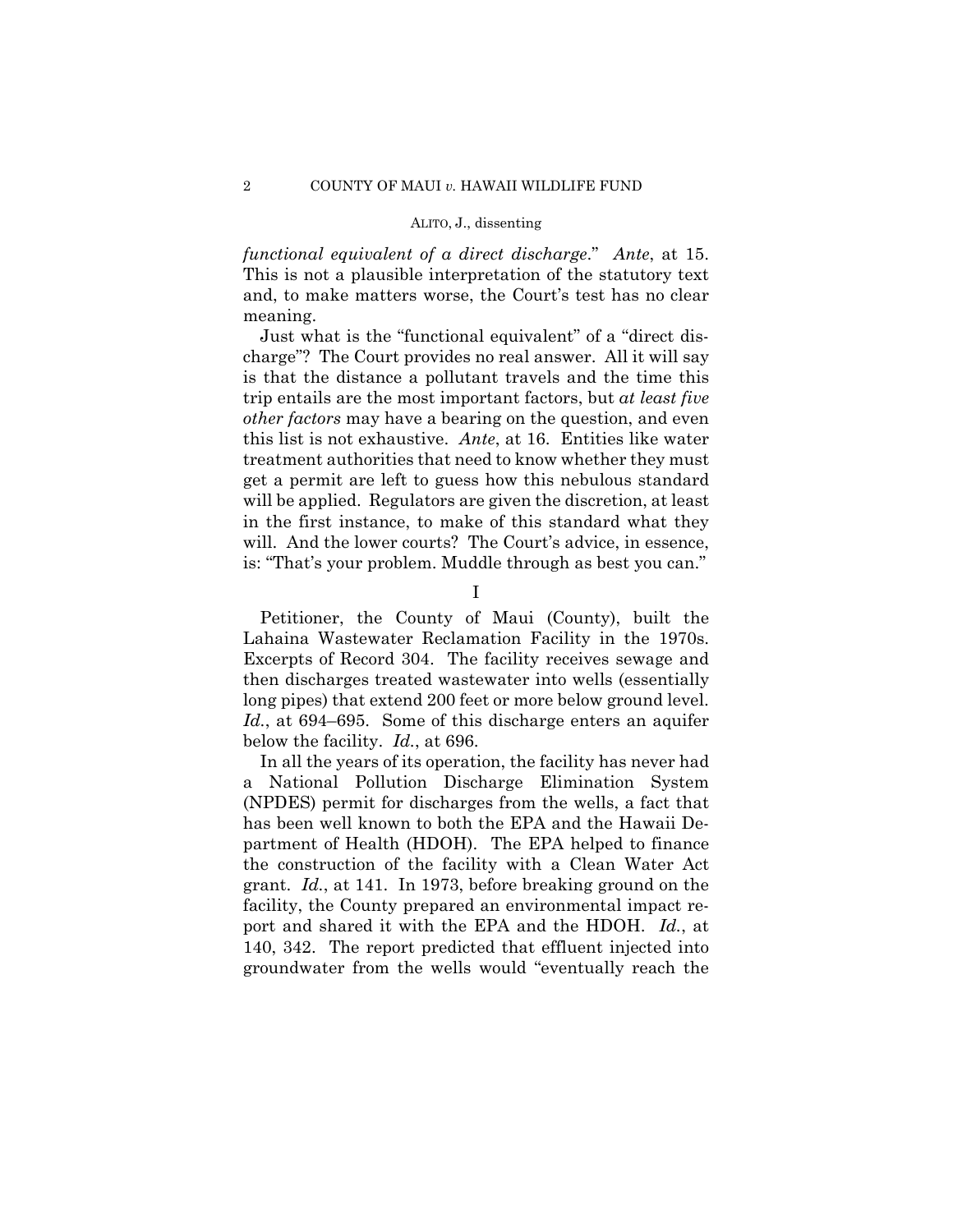*functional equivalent of a direct discharge*." *Ante*, at 15. This is not a plausible interpretation of the statutory text and, to make matters worse, the Court's test has no clear meaning.

Just what is the "functional equivalent" of a "direct discharge"? The Court provides no real answer. All it will say is that the distance a pollutant travels and the time this trip entails are the most important factors, but *at least five other factors* may have a bearing on the question, and even this list is not exhaustive. *Ante*, at 16. Entities like water treatment authorities that need to know whether they must get a permit are left to guess how this nebulous standard will be applied. Regulators are given the discretion, at least in the first instance, to make of this standard what they will. And the lower courts? The Court's advice, in essence, is: "That's your problem. Muddle through as best you can."

## I

Petitioner, the County of Maui (County), built the Lahaina Wastewater Reclamation Facility in the 1970s. Excerpts of Record 304. The facility receives sewage and then discharges treated wastewater into wells (essentially long pipes) that extend 200 feet or more below ground level. *Id.*, at 694–695. Some of this discharge enters an aquifer below the facility. *Id.*, at 696.

In all the years of its operation, the facility has never had a National Pollution Discharge Elimination System (NPDES) permit for discharges from the wells, a fact that has been well known to both the EPA and the Hawaii Department of Health (HDOH). The EPA helped to finance the construction of the facility with a Clean Water Act grant. *Id.*, at 141. In 1973, before breaking ground on the facility, the County prepared an environmental impact report and shared it with the EPA and the HDOH. *Id.*, at 140, 342. The report predicted that effluent injected into groundwater from the wells would "eventually reach the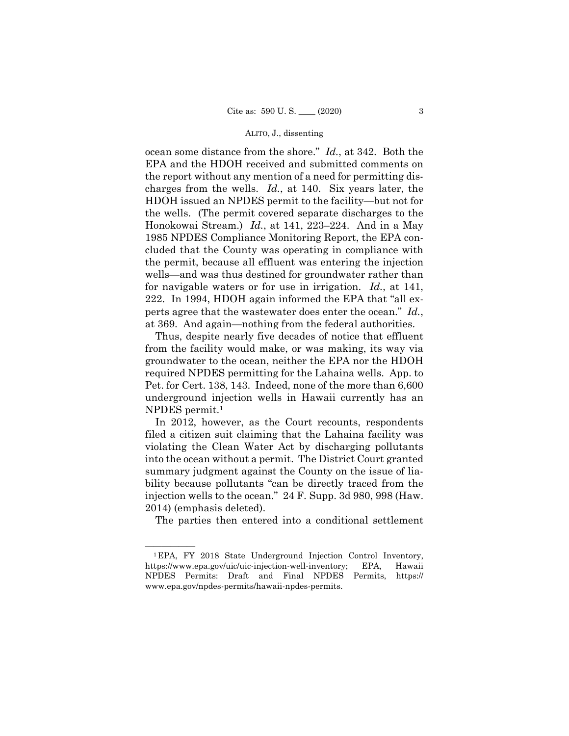ocean some distance from the shore." *Id.*, at 342. Both the EPA and the HDOH received and submitted comments on the report without any mention of a need for permitting discharges from the wells. *Id.*, at 140. Six years later, the HDOH issued an NPDES permit to the facility—but not for the wells. (The permit covered separate discharges to the Honokowai Stream.) *Id.*, at 141, 223–224. And in a May 1985 NPDES Compliance Monitoring Report, the EPA concluded that the County was operating in compliance with the permit, because all effluent was entering the injection wells—and was thus destined for groundwater rather than for navigable waters or for use in irrigation. *Id.*, at 141, 222. In 1994, HDOH again informed the EPA that "all experts agree that the wastewater does enter the ocean." *Id.*, at 369. And again—nothing from the federal authorities.

Thus, despite nearly five decades of notice that effluent from the facility would make, or was making, its way via groundwater to the ocean, neither the EPA nor the HDOH required NPDES permitting for the Lahaina wells. App. to Pet. for Cert. 138, 143. Indeed, none of the more than 6,600 underground injection wells in Hawaii currently has an NPDES permit.[1]

In 2012, however, as the Court recounts, respondents filed a citizen suit claiming that the Lahaina facility was violating the Clean Water Act by discharging pollutants into the ocean without a permit. The District Court granted summary judgment against the County on the issue of liability because pollutants "can be directly traced from the injection wells to the ocean." 24 F. Supp. 3d 980, 998 (Haw. 2014) (emphasis deleted).

The parties then entered into a conditional settlement

---

[1] EPA, FY 2018 State Underground Injection Control Inventory, https://www.epa.gov/uic/uic-injection-well-inventory; EPA, Hawaii NPDES Permits: Draft and Final NPDES Permits, https://www.epa.gov/npdes-permits/hawaii-npdes-permits.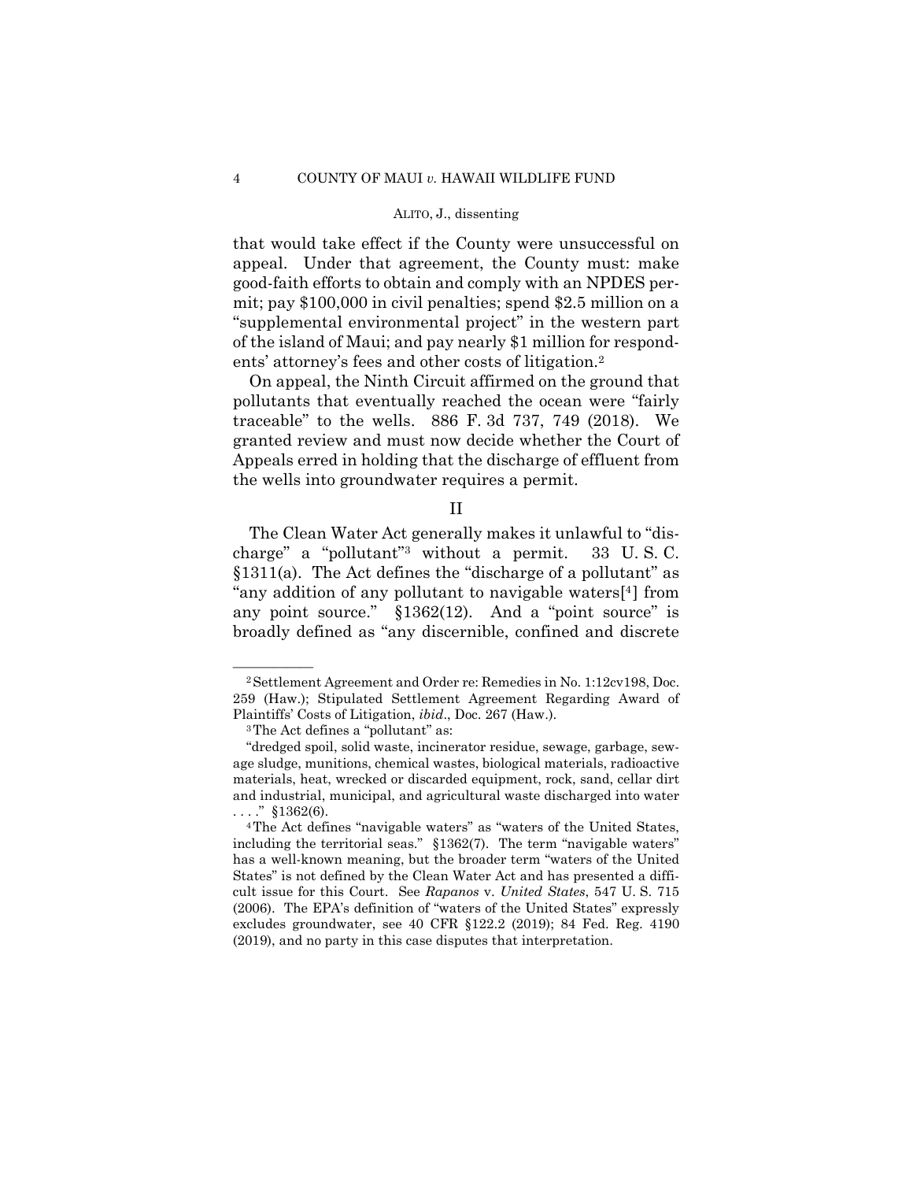that would take effect if the County were unsuccessful on appeal. Under that agreement, the County must: make good-faith efforts to obtain and comply with an NPDES permit; pay $100,000 in civil penalties; spend $2.5 million on a "supplemental environmental project" in the western part of the island of Maui; and pay nearly $1 million for respondents' attorney's fees and other costs of litigation.[2]

On appeal, the Ninth Circuit affirmed on the ground that pollutants that eventually reached the ocean were "fairly traceable" to the wells. 886 F. 3d 737, 749 (2018). We granted review and must now decide whether the Court of Appeals erred in holding that the discharge of effluent from the wells into groundwater requires a permit.

## II

The Clean Water Act generally makes it unlawful to "discharge" a "pollutant"[3] without a permit. 33 U. S. C. §1311(a). The Act defines the "discharge of a pollutant" as "any addition of any pollutant to navigable waters[4] from any point source." §1362(12). And a "point source" is broadly defined as "any discernible, confined and discrete

---

[2] Settlement Agreement and Order re: Remedies in No. 1:12cv198, Doc. 259 (Haw.); Stipulated Settlement Agreement Regarding Award of Plaintiffs' Costs of Litigation, *ibid*., Doc. 267 (Haw.).

[3] The Act defines a "pollutant" as:

"dredged spoil, solid waste, incinerator residue, sewage, garbage, sewage sludge, munitions, chemical wastes, biological materials, radioactive materials, heat, wrecked or discarded equipment, rock, sand, cellar dirt and industrial, municipal, and agricultural waste discharged into water . . . ." §1362(6).

[4] The Act defines "navigable waters" as "waters of the United States, including the territorial seas." §1362(7). The term "navigable waters" has a well-known meaning, but the broader term "waters of the United States" is not defined by the Clean Water Act and has presented a difficult issue for this Court. See *Rapanos* v. *United States*, 547 U. S. 715 (2006). The EPA's definition of "waters of the United States" expressly excludes groundwater, see 40 CFR §122.2 (2019); 84 Fed. Reg. 4190 (2019), and no party in this case disputes that interpretation.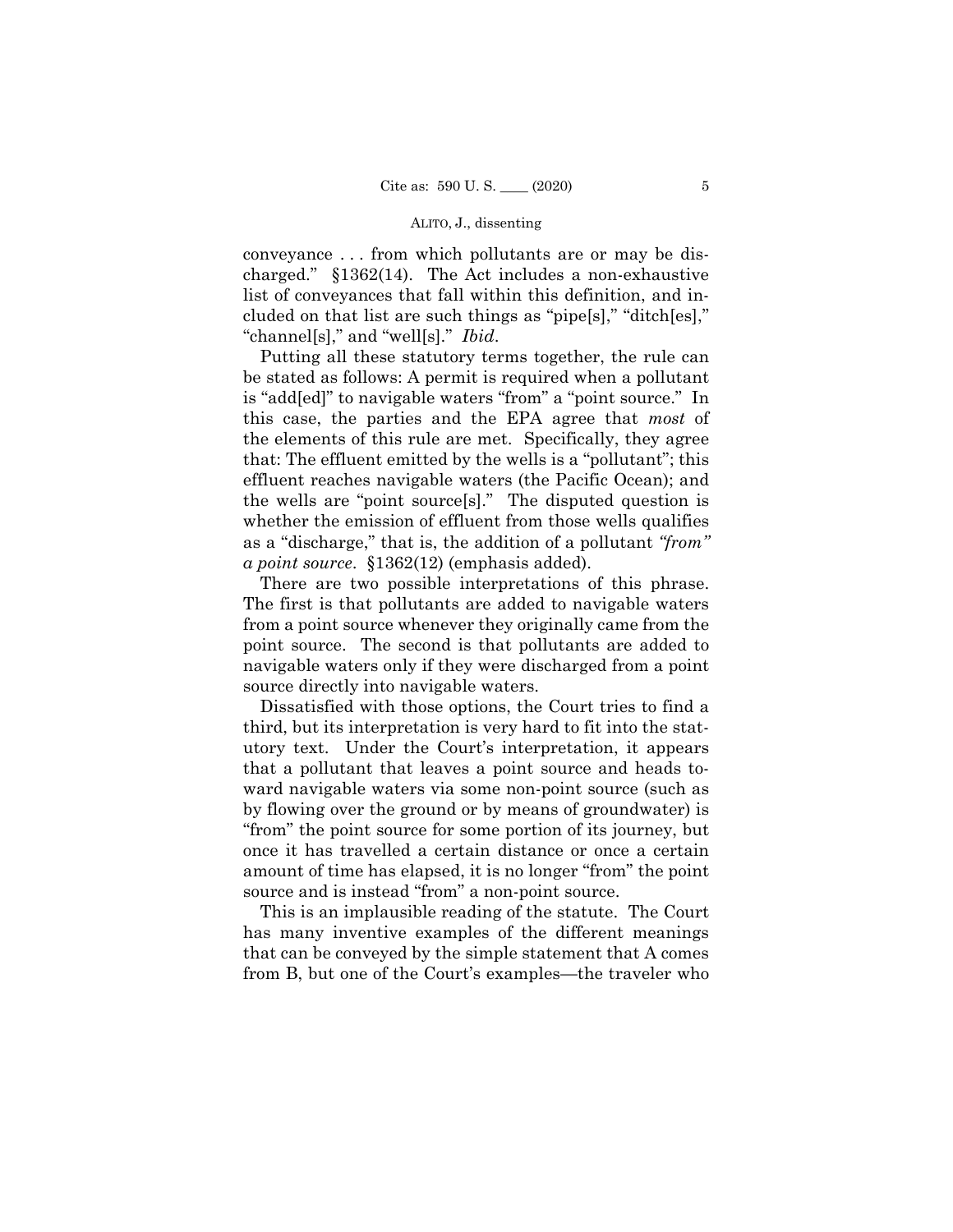conveyance . . . from which pollutants are or may be discharged." §1362(14). The Act includes a non-exhaustive list of conveyances that fall within this definition, and included on that list are such things as "pipe[s]," "ditch[es]," "channel[s]," and "well[s]." *Ibid*.

Putting all these statutory terms together, the rule can be stated as follows: A permit is required when a pollutant is "add[ed]" to navigable waters "from" a "point source." In this case, the parties and the EPA agree that *most* of the elements of this rule are met. Specifically, they agree that: The effluent emitted by the wells is a "pollutant"; this effluent reaches navigable waters (the Pacific Ocean); and the wells are "point source[s]." The disputed question is whether the emission of effluent from those wells qualifies as a "discharge," that is, the addition of a pollutant *"from" a point source*. §1362(12) (emphasis added).

There are two possible interpretations of this phrase. The first is that pollutants are added to navigable waters from a point source whenever they originally came from the point source. The second is that pollutants are added to navigable waters only if they were discharged from a point source directly into navigable waters.

Dissatisfied with those options, the Court tries to find a third, but its interpretation is very hard to fit into the statutory text. Under the Court's interpretation, it appears that a pollutant that leaves a point source and heads toward navigable waters via some non-point source (such as by flowing over the ground or by means of groundwater) is "from" the point source for some portion of its journey, but once it has travelled a certain distance or once a certain amount of time has elapsed, it is no longer "from" the point source and is instead "from" a non-point source.

This is an implausible reading of the statute. The Court has many inventive examples of the different meanings that can be conveyed by the simple statement that A comes from B, but one of the Court's examples—the traveler who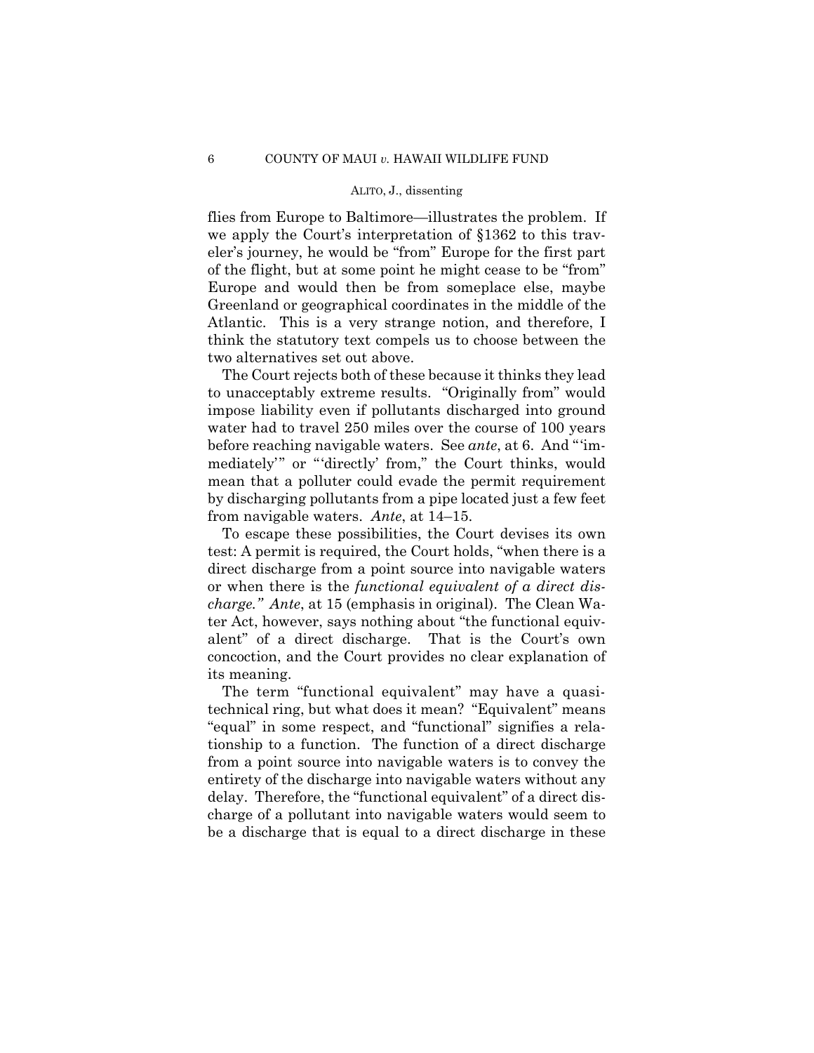flies from Europe to Baltimore—illustrates the problem. If we apply the Court's interpretation of §1362 to this traveler's journey, he would be "from" Europe for the first part of the flight, but at some point he might cease to be "from" Europe and would then be from someplace else, maybe Greenland or geographical coordinates in the middle of the Atlantic. This is a very strange notion, and therefore, I think the statutory text compels us to choose between the two alternatives set out above.

The Court rejects both of these because it thinks they lead to unacceptably extreme results. "Originally from" would impose liability even if pollutants discharged into ground water had to travel 250 miles over the course of 100 years before reaching navigable waters. See *ante*, at 6. And "'immediately'" or "'directly' from," the Court thinks, would mean that a polluter could evade the permit requirement by discharging pollutants from a pipe located just a few feet from navigable waters. *Ante*, at 14–15.

To escape these possibilities, the Court devises its own test: A permit is required, the Court holds, "when there is a direct discharge from a point source into navigable waters or when there is the *functional equivalent of a direct discharge.*" *Ante*, at 15 (emphasis in original). The Clean Water Act, however, says nothing about "the functional equivalent" of a direct discharge. That is the Court's own concoction, and the Court provides no clear explanation of its meaning.

The term "functional equivalent" may have a quasi-technical ring, but what does it mean? "Equivalent" means "equal" in some respect, and "functional" signifies a relationship to a function. The function of a direct discharge from a point source into navigable waters is to convey the entirety of the discharge into navigable waters without any delay. Therefore, the "functional equivalent" of a direct discharge of a pollutant into navigable waters would seem to be a discharge that is equal to a direct discharge in these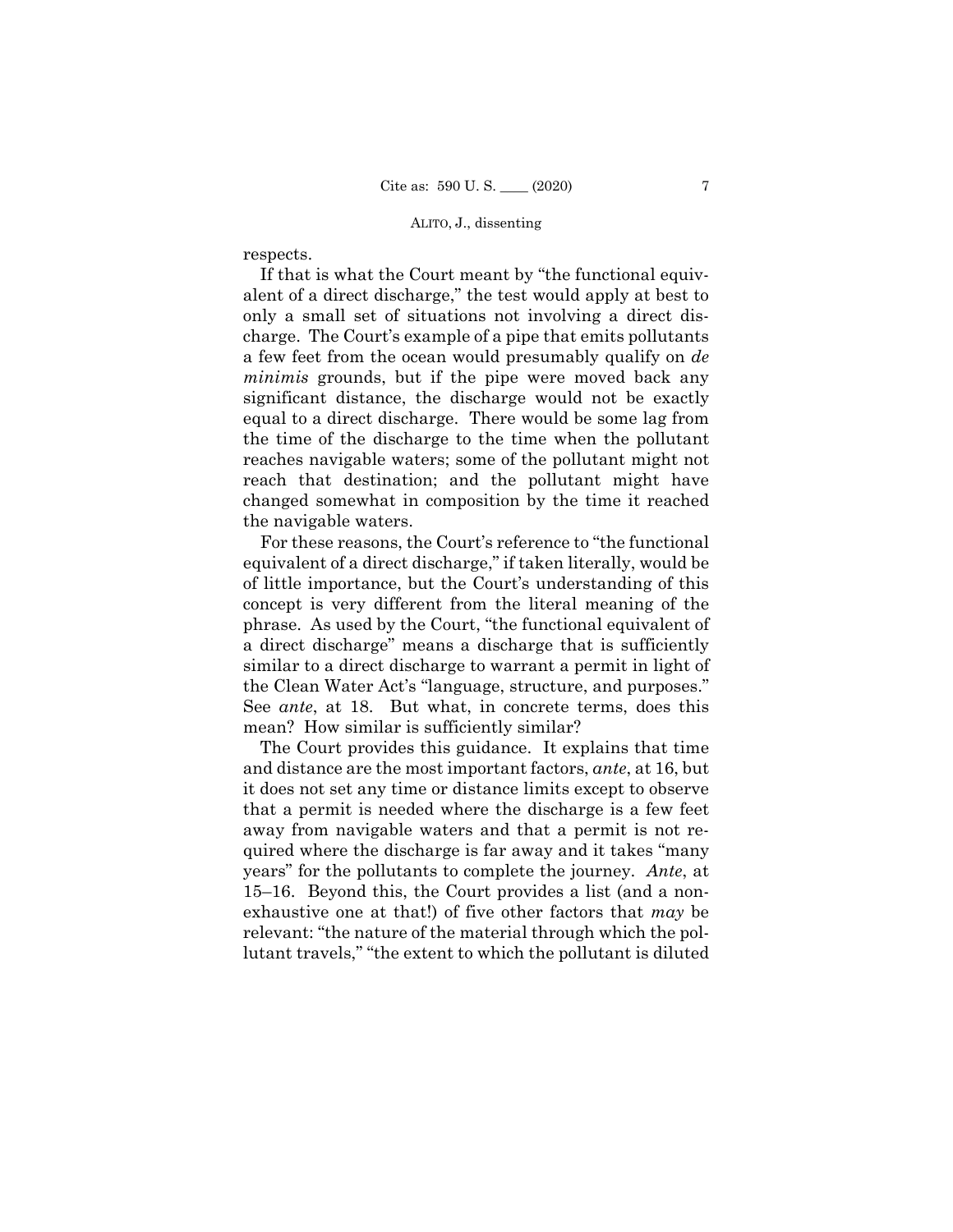respects.

If that is what the Court meant by "the functional equivalent of a direct discharge," the test would apply at best to only a small set of situations not involving a direct discharge. The Court's example of a pipe that emits pollutants a few feet from the ocean would presumably qualify on *de minimis* grounds, but if the pipe were moved back any significant distance, the discharge would not be exactly equal to a direct discharge. There would be some lag from the time of the discharge to the time when the pollutant reaches navigable waters; some of the pollutant might not reach that destination; and the pollutant might have changed somewhat in composition by the time it reached the navigable waters.

For these reasons, the Court's reference to "the functional equivalent of a direct discharge," if taken literally, would be of little importance, but the Court's understanding of this concept is very different from the literal meaning of the phrase. As used by the Court, "the functional equivalent of a direct discharge" means a discharge that is sufficiently similar to a direct discharge to warrant a permit in light of the Clean Water Act's "language, structure, and purposes." See *ante*, at 18. But what, in concrete terms, does this mean? How similar is sufficiently similar?

The Court provides this guidance. It explains that time and distance are the most important factors, *ante*, at 16, but it does not set any time or distance limits except to observe that a permit is needed where the discharge is a few feet away from navigable waters and that a permit is not required where the discharge is far away and it takes "many years" for the pollutants to complete the journey. *Ante*, at 15–16. Beyond this, the Court provides a list (and a nonexhaustive one at that!) of five other factors that *may* be relevant: "the nature of the material through which the pollutant travels," "the extent to which the pollutant is diluted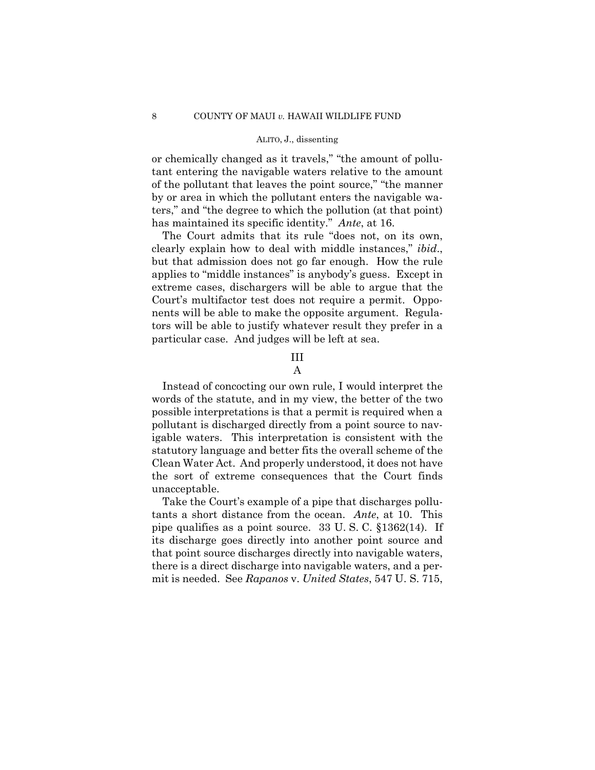or chemically changed as it travels," "the amount of pollutant entering the navigable waters relative to the amount of the pollutant that leaves the point source," "the manner by or area in which the pollutant enters the navigable waters," and "the degree to which the pollution (at that point) has maintained its specific identity." *Ante*, at 16.

The Court admits that its rule "does not, on its own, clearly explain how to deal with middle instances," *ibid*., but that admission does not go far enough. How the rule applies to "middle instances" is anybody's guess. Except in extreme cases, dischargers will be able to argue that the Court's multifactor test does not require a permit. Opponents will be able to make the opposite argument. Regulators will be able to justify whatever result they prefer in a particular case. And judges will be left at sea.

## III

### A

Instead of concocting our own rule, I would interpret the words of the statute, and in my view, the better of the two possible interpretations is that a permit is required when a pollutant is discharged directly from a point source to navigable waters. This interpretation is consistent with the statutory language and better fits the overall scheme of the Clean Water Act. And properly understood, it does not have the sort of extreme consequences that the Court finds unacceptable.

Take the Court's example of a pipe that discharges pollutants a short distance from the ocean. *Ante*, at 10. This pipe qualifies as a point source. 33 U. S. C. §1362(14). If its discharge goes directly into another point source and that point source discharges directly into navigable waters, there is a direct discharge into navigable waters, and a permit is needed. See *Rapanos* v. *United States*, 547 U. S. 715,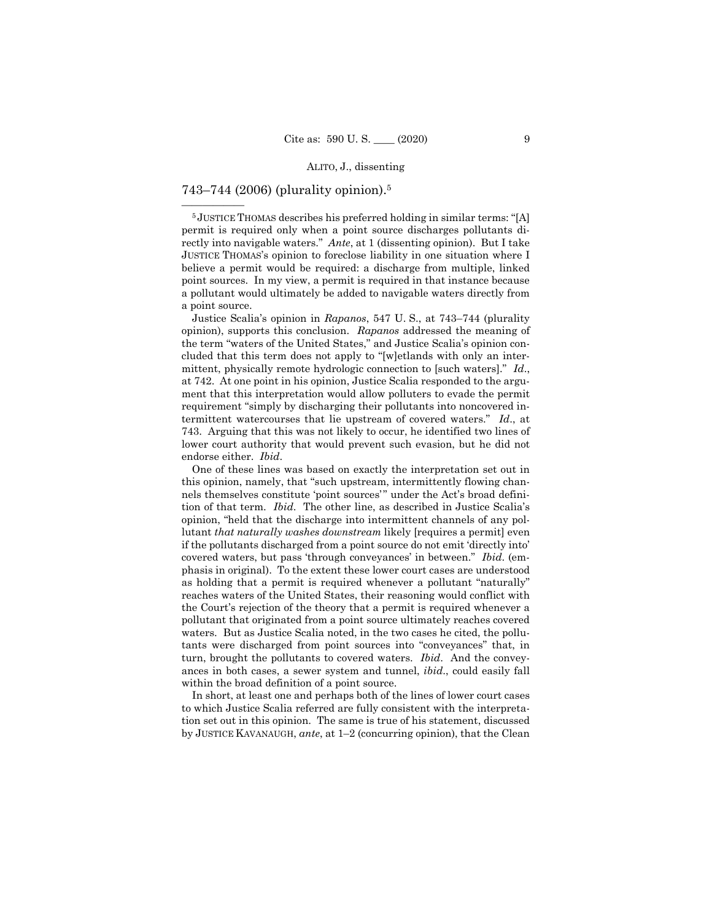743–744 (2006) (plurality opinion).[5]

---

[5] JUSTICE THOMAS describes his preferred holding in similar terms: "[A] permit is required only when a point source discharges pollutants directly into navigable waters." *Ante*, at 1 (dissenting opinion). But I take JUSTICE THOMAS's opinion to foreclose liability in one situation where I believe a permit would be required: a discharge from multiple, linked point sources. In my view, a permit is required in that instance because a pollutant would ultimately be added to navigable waters directly from a point source.

Justice Scalia's opinion in *Rapanos*, 547 U. S., at 743–744 (plurality opinion), supports this conclusion. *Rapanos* addressed the meaning of the term "waters of the United States," and Justice Scalia's opinion concluded that this term does not apply to "[w]etlands with only an intermittent, physically remote hydrologic connection to [such waters]." *Id*., at 742. At one point in his opinion, Justice Scalia responded to the argument that this interpretation would allow polluters to evade the permit requirement "simply by discharging their pollutants into noncovered intermittent watercourses that lie upstream of covered waters." *Id*., at 743. Arguing that this was not likely to occur, he identified two lines of lower court authority that would prevent such evasion, but he did not endorse either. *Ibid*.

One of these lines was based on exactly the interpretation set out in this opinion, namely, that "such upstream, intermittently flowing channels themselves constitute 'point sources'" under the Act's broad definition of that term. *Ibid*. The other line, as described in Justice Scalia's opinion, "held that the discharge into intermittent channels of any pollutant *that naturally washes downstream* likely [requires a permit] even if the pollutants discharged from a point source do not emit 'directly into' covered waters, but pass 'through conveyances' in between." *Ibid*. (emphasis in original). To the extent these lower court cases are understood as holding that a permit is required whenever a pollutant "naturally" reaches waters of the United States, their reasoning would conflict with the Court's rejection of the theory that a permit is required whenever a pollutant that originated from a point source ultimately reaches covered waters. But as Justice Scalia noted, in the two cases he cited, the pollutants were discharged from point sources into "conveyances" that, in turn, brought the pollutants to covered waters. *Ibid*. And the conveyances in both cases, a sewer system and tunnel, *ibid*., could easily fall within the broad definition of a point source.

In short, at least one and perhaps both of the lines of lower court cases to which Justice Scalia referred are fully consistent with the interpretation set out in this opinion. The same is true of his statement, discussed by JUSTICE KAVANAUGH, *ante*, at 1–2 (concurring opinion), that the Clean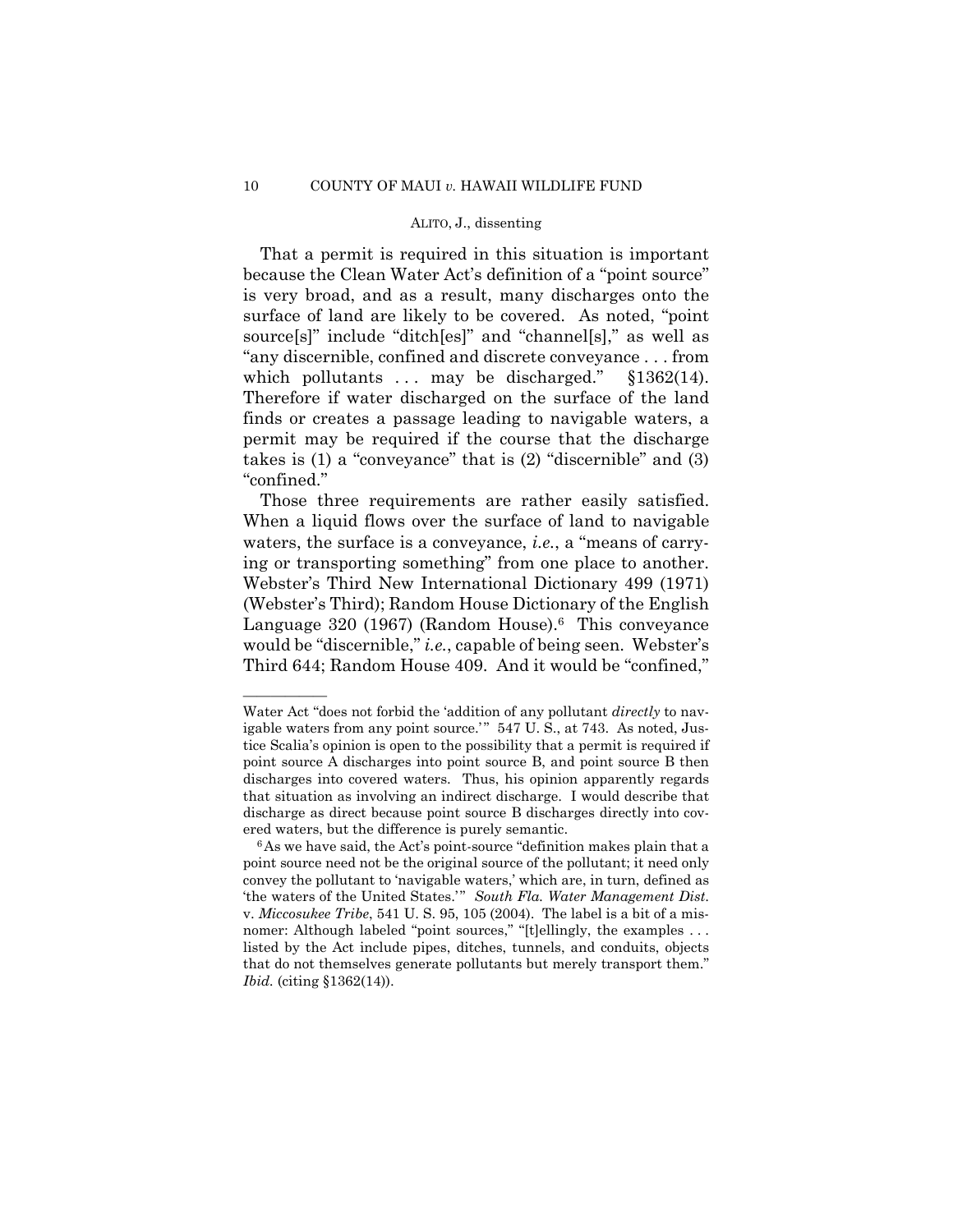That a permit is required in this situation is important because the Clean Water Act's definition of a "point source" is very broad, and as a result, many discharges onto the surface of land are likely to be covered. As noted, "point source[s]" include "ditch[es]" and "channel[s]," as well as "any discernible, confined and discrete conveyance . . . from which pollutants . . . may be discharged." §1362(14). Therefore if water discharged on the surface of the land finds or creates a passage leading to navigable waters, a permit may be required if the course that the discharge takes is (1) a "conveyance" that is (2) "discernible" and (3) "confined."

Those three requirements are rather easily satisfied. When a liquid flows over the surface of land to navigable waters, the surface is a conveyance, *i.e.*, a "means of carrying or transporting something" from one place to another. Webster's Third New International Dictionary 499 (1971) (Webster's Third); Random House Dictionary of the English Language 320 (1967) (Random House).[6] This conveyance would be "discernible," *i.e.*, capable of being seen. Webster's Third 644; Random House 409. And it would be "confined,"

---

Water Act "does not forbid the 'addition of any pollutant *directly* to navigable waters from any point source.'" 547 U. S., at 743. As noted, Justice Scalia's opinion is open to the possibility that a permit is required if point source A discharges into point source B, and point source B then discharges into covered waters. Thus, his opinion apparently regards that situation as involving an indirect discharge. I would describe that discharge as direct because point source B discharges directly into covered waters, but the difference is purely semantic.

[6] As we have said, the Act's point-source "definition makes plain that a point source need not be the original source of the pollutant; it need only convey the pollutant to 'navigable waters,' which are, in turn, defined as 'the waters of the United States.'" *South Fla. Water Management Dist.* v. *Miccosukee Tribe*, 541 U. S. 95, 105 (2004). The label is a bit of a misnomer: Although labeled "point sources," "[t]ellingly, the examples . . . listed by the Act include pipes, ditches, tunnels, and conduits, objects that do not themselves generate pollutants but merely transport them." *Ibid.* (citing §1362(14)).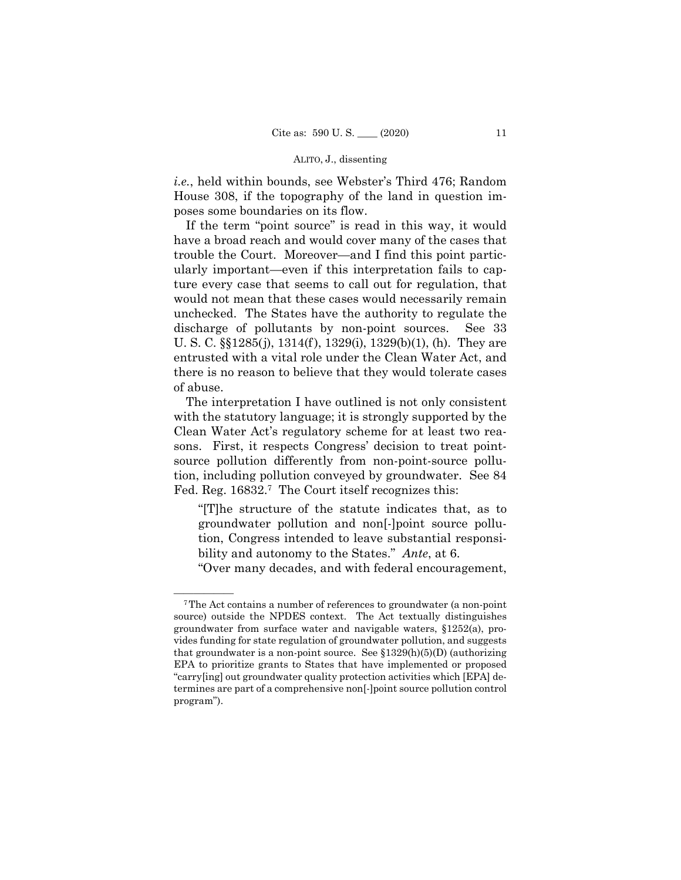*i.e.*, held within bounds, see Webster's Third 476; Random House 308, if the topography of the land in question imposes some boundaries on its flow.

If the term "point source" is read in this way, it would have a broad reach and would cover many of the cases that trouble the Court. Moreover—and I find this point particularly important—even if this interpretation fails to capture every case that seems to call out for regulation, that would not mean that these cases would necessarily remain unchecked. The States have the authority to regulate the discharge of pollutants by non-point sources. See 33 U. S. C. §§1285(j), 1314(f), 1329(i), 1329(b)(1), (h). They are entrusted with a vital role under the Clean Water Act, and there is no reason to believe that they would tolerate cases of abuse.

The interpretation I have outlined is not only consistent with the statutory language; it is strongly supported by the Clean Water Act's regulatory scheme for at least two reasons. First, it respects Congress' decision to treat point-source pollution differently from non-point-source pollution, including pollution conveyed by groundwater. See 84 Fed. Reg. 16832.[7] The Court itself recognizes this:

> "[T]he structure of the statute indicates that, as to groundwater pollution and non[-]point source pollution, Congress intended to leave substantial responsibility and autonomy to the States." *Ante*, at 6.
>
> "Over many decades, and with federal encouragement,

---

[7] The Act contains a number of references to groundwater (a non-point source) outside the NPDES context. The Act textually distinguishes groundwater from surface water and navigable waters, §1252(a), provides funding for state regulation of groundwater pollution, and suggests that groundwater is a non-point source. See §1329(h)(5)(D) (authorizing EPA to prioritize grants to States that have implemented or proposed "carry[ing] out groundwater quality protection activities which [EPA] determines are part of a comprehensive non[-]point source pollution control program").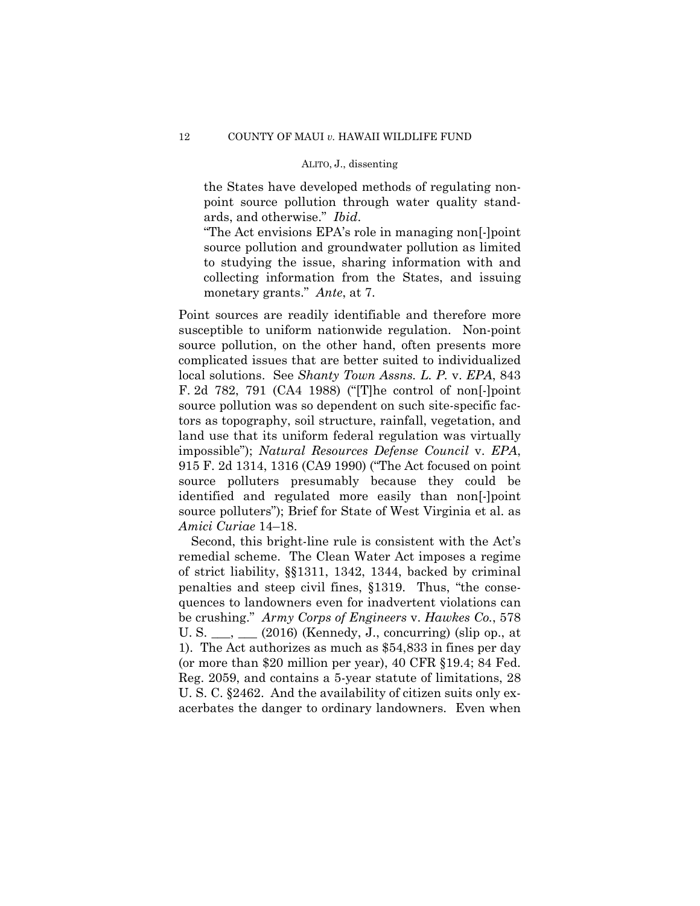> the States have developed methods of regulating non-point source pollution through water quality standards, and otherwise." *Ibid*.
>
> "The Act envisions EPA's role in managing non[-]point source pollution and groundwater pollution as limited to studying the issue, sharing information with and collecting information from the States, and issuing monetary grants." *Ante*, at 7.

Point sources are readily identifiable and therefore more susceptible to uniform nationwide regulation. Non-point source pollution, on the other hand, often presents more complicated issues that are better suited to individualized local solutions. See *Shanty Town Assns. L. P.* v. *EPA*, 843 F. 2d 782, 791 (CA4 1988) ("[T]he control of non[-]point source pollution was so dependent on such site-specific factors as topography, soil structure, rainfall, vegetation, and land use that its uniform federal regulation was virtually impossible"); *Natural Resources Defense Council* v. *EPA*, 915 F. 2d 1314, 1316 (CA9 1990) ("The Act focused on point source polluters presumably because they could be identified and regulated more easily than non[-]point source polluters"); Brief for State of West Virginia et al. as *Amici Curiae* 14–18.

Second, this bright-line rule is consistent with the Act's remedial scheme. The Clean Water Act imposes a regime of strict liability, §§1311, 1342, 1344, backed by criminal penalties and steep civil fines, §1319. Thus, "the consequences to landowners even for inadvertent violations can be crushing." *Army Corps of Engineers* v. *Hawkes Co.*, 578 U. S. ___, ___ (2016) (Kennedy, J., concurring) (slip op., at 1). The Act authorizes as much as $54,833 in fines per day (or more than $20 million per year), 40 CFR §19.4; 84 Fed. Reg. 2059, and contains a 5-year statute of limitations, 28 U. S. C. §2462. And the availability of citizen suits only exacerbates the danger to ordinary landowners. Even when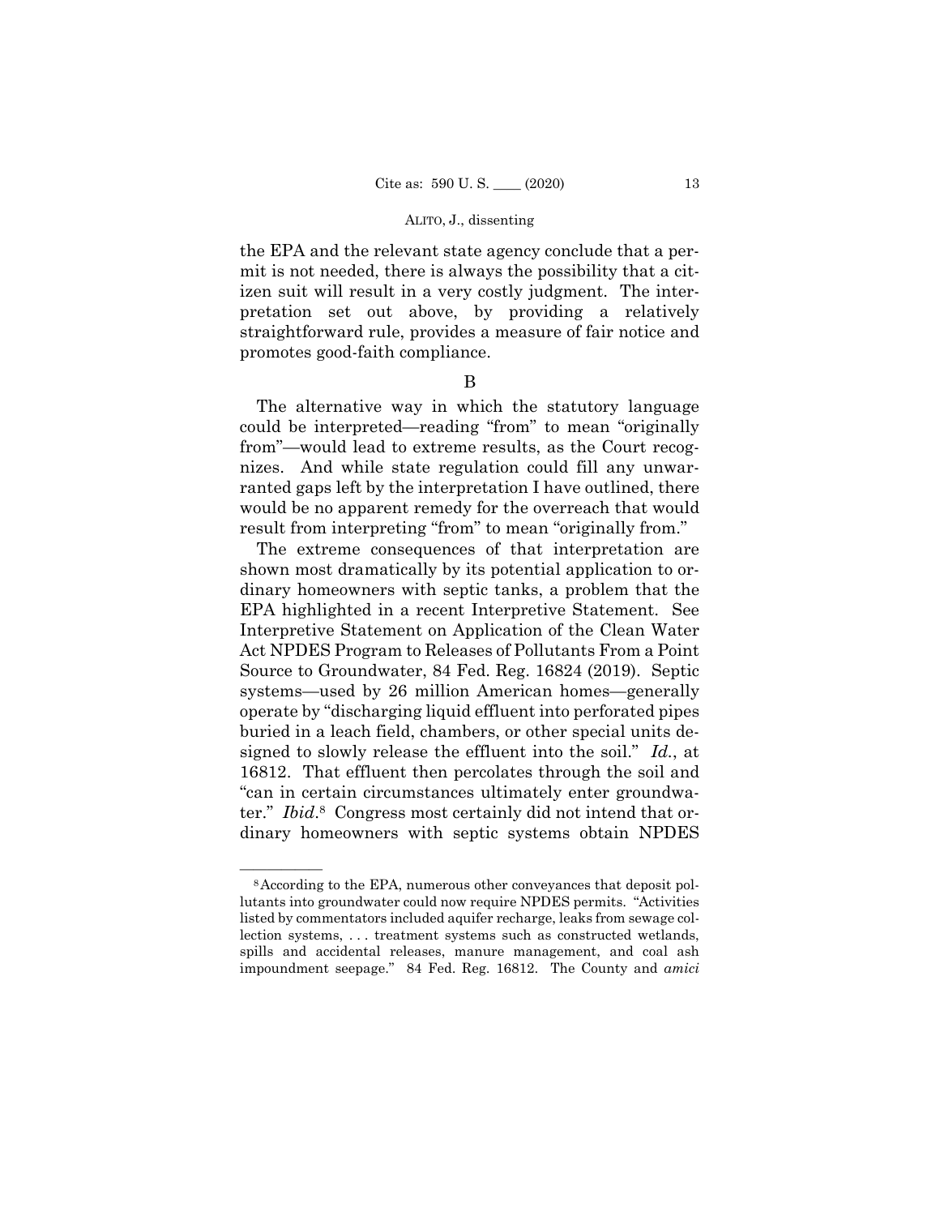the EPA and the relevant state agency conclude that a permit is not needed, there is always the possibility that a citizen suit will result in a very costly judgment. The interpretation set out above, by providing a relatively straightforward rule, provides a measure of fair notice and promotes good-faith compliance.

B

The alternative way in which the statutory language could be interpreted—reading "from" to mean "originally from"—would lead to extreme results, as the Court recognizes. And while state regulation could fill any unwarranted gaps left by the interpretation I have outlined, there would be no apparent remedy for the overreach that would result from interpreting "from" to mean "originally from."

The extreme consequences of that interpretation are shown most dramatically by its potential application to ordinary homeowners with septic tanks, a problem that the EPA highlighted in a recent Interpretive Statement. See Interpretive Statement on Application of the Clean Water Act NPDES Program to Releases of Pollutants From a Point Source to Groundwater, 84 Fed. Reg. 16824 (2019). Septic systems—used by 26 million American homes—generally operate by "discharging liquid effluent into perforated pipes buried in a leach field, chambers, or other special units designed to slowly release the effluent into the soil." *Id.*, at 16812. That effluent then percolates through the soil and "can in certain circumstances ultimately enter groundwater." *Ibid.*[8] Congress most certainly did not intend that ordinary homeowners with septic systems obtain NPDES

---

[8] According to the EPA, numerous other conveyances that deposit pollutants into groundwater could now require NPDES permits. "Activities listed by commentators included aquifer recharge, leaks from sewage collection systems, . . . treatment systems such as constructed wetlands, spills and accidental releases, manure management, and coal ash impoundment seepage." 84 Fed. Reg. 16812. The County and *amici*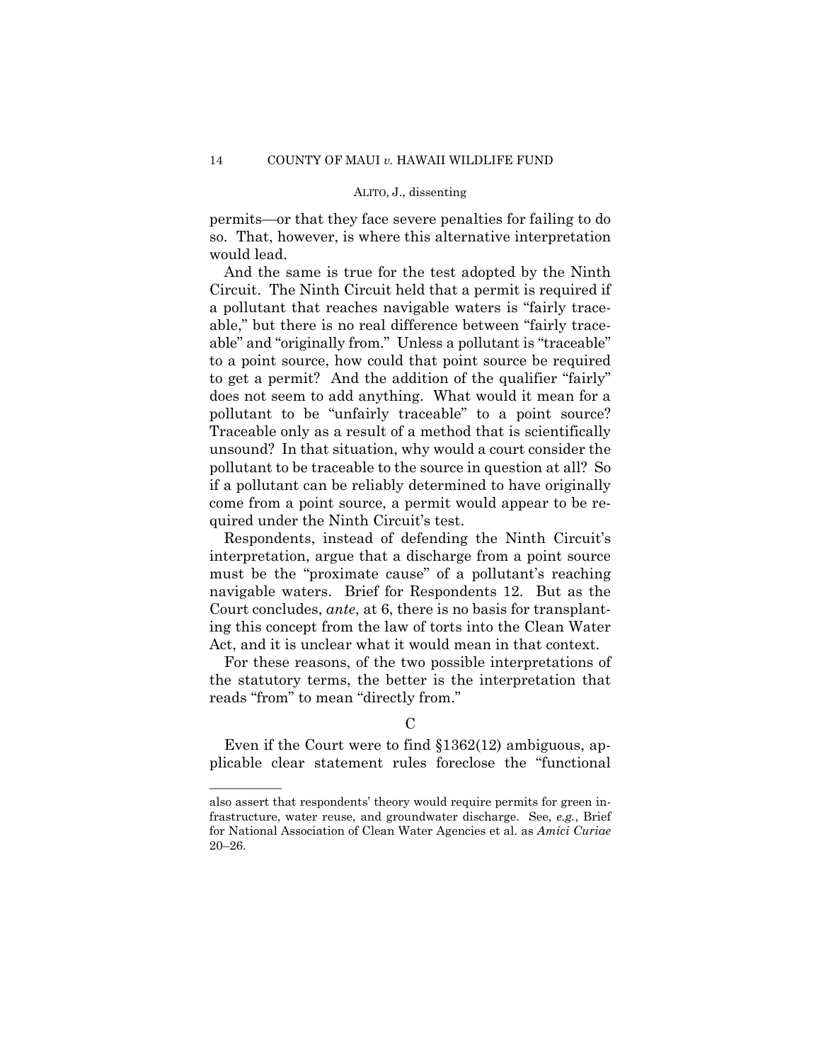permits—or that they face severe penalties for failing to do so. That, however, is where this alternative interpretation would lead.

And the same is true for the test adopted by the Ninth Circuit. The Ninth Circuit held that a permit is required if a pollutant that reaches navigable waters is "fairly traceable," but there is no real difference between "fairly traceable" and "originally from." Unless a pollutant is "traceable" to a point source, how could that point source be required to get a permit? And the addition of the qualifier "fairly" does not seem to add anything. What would it mean for a pollutant to be "unfairly traceable" to a point source? Traceable only as a result of a method that is scientifically unsound? In that situation, why would a court consider the pollutant to be traceable to the source in question at all? So if a pollutant can be reliably determined to have originally come from a point source, a permit would appear to be required under the Ninth Circuit's test.

Respondents, instead of defending the Ninth Circuit's interpretation, argue that a discharge from a point source must be the "proximate cause" of a pollutant's reaching navigable waters. Brief for Respondents 12. But as the Court concludes, *ante*, at 6, there is no basis for transplanting this concept from the law of torts into the Clean Water Act, and it is unclear what it would mean in that context.

For these reasons, of the two possible interpretations of the statutory terms, the better is the interpretation that reads "from" to mean "directly from."

### C

Even if the Court were to find §1362(12) ambiguous, applicable clear statement rules foreclose the "functional

---

also assert that respondents' theory would require permits for green infrastructure, water reuse, and groundwater discharge. See, *e.g.*, Brief for National Association of Clean Water Agencies et al. as *Amici Curiae* 20–26.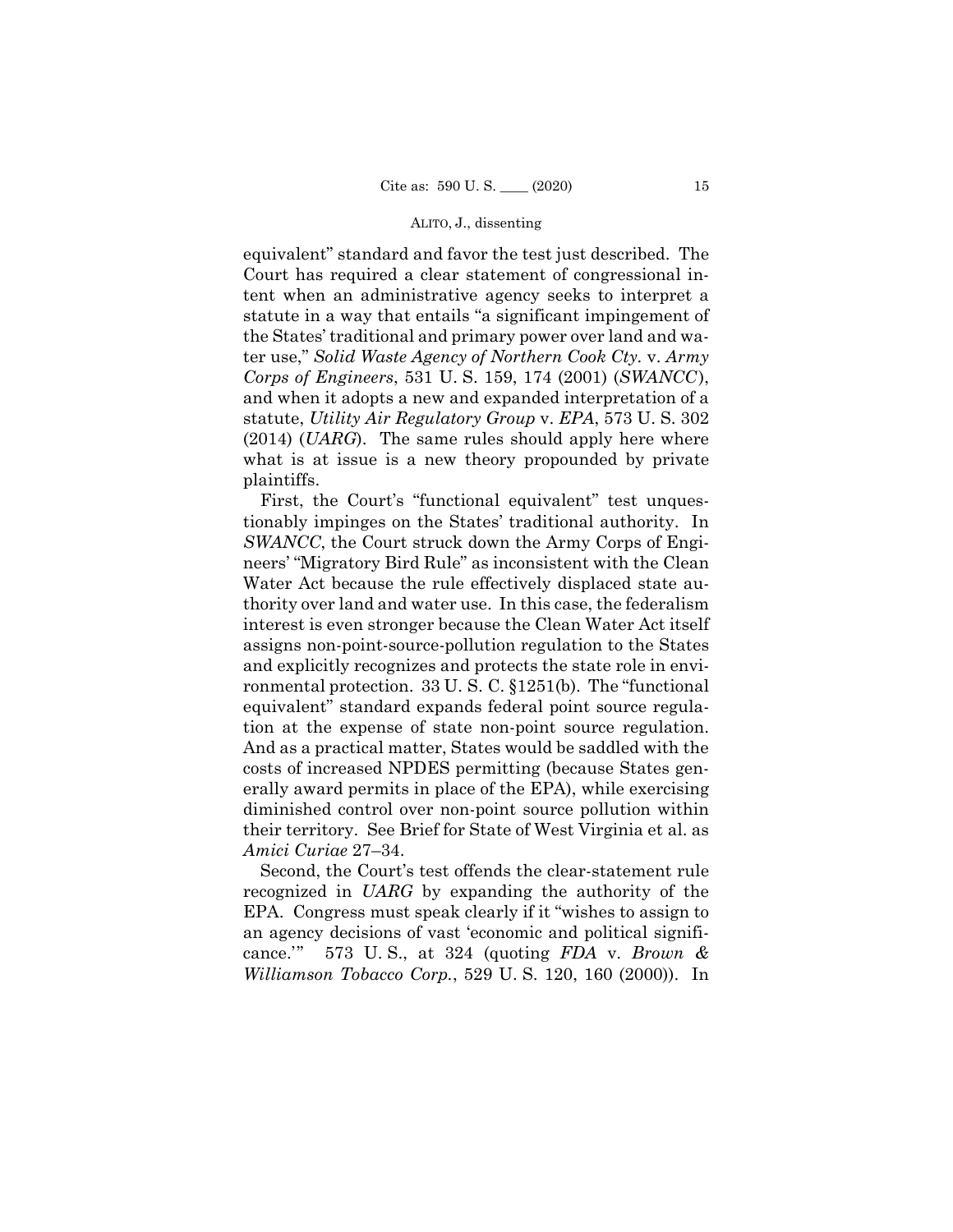equivalent" standard and favor the test just described. The Court has required a clear statement of congressional intent when an administrative agency seeks to interpret a statute in a way that entails "a significant impingement of the States' traditional and primary power over land and water use," *Solid Waste Agency of Northern Cook Cty.* v. *Army Corps of Engineers*, 531 U. S. 159, 174 (2001) (*SWANCC*), and when it adopts a new and expanded interpretation of a statute, *Utility Air Regulatory Group* v. *EPA*, 573 U. S. 302 (2014) (*UARG*). The same rules should apply here where what is at issue is a new theory propounded by private plaintiffs.

First, the Court's "functional equivalent" test unquestionably impinges on the States' traditional authority. In *SWANCC*, the Court struck down the Army Corps of Engineers' "Migratory Bird Rule" as inconsistent with the Clean Water Act because the rule effectively displaced state authority over land and water use. In this case, the federalism interest is even stronger because the Clean Water Act itself assigns non-point-source-pollution regulation to the States and explicitly recognizes and protects the state role in environmental protection. 33 U. S. C. §1251(b). The "functional equivalent" standard expands federal point source regulation at the expense of state non-point source regulation. And as a practical matter, States would be saddled with the costs of increased NPDES permitting (because States generally award permits in place of the EPA), while exercising diminished control over non-point source pollution within their territory. See Brief for State of West Virginia et al. as *Amici Curiae* 27–34.

Second, the Court's test offends the clear-statement rule recognized in *UARG* by expanding the authority of the EPA. Congress must speak clearly if it "wishes to assign to an agency decisions of vast 'economic and political significance.'" 573 U. S., at 324 (quoting *FDA* v. *Brown & Williamson Tobacco Corp.*, 529 U. S. 120, 160 (2000)). In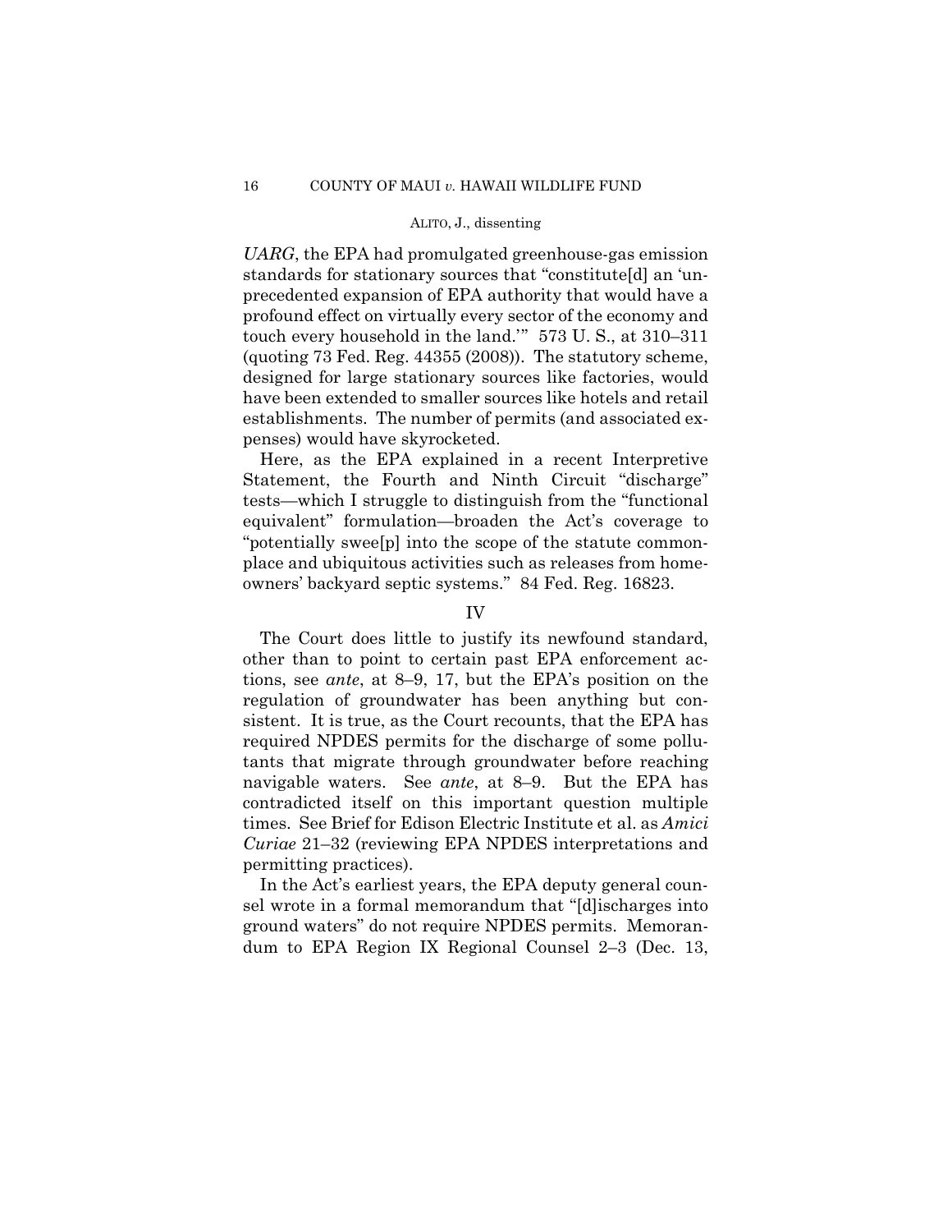*UARG*, the EPA had promulgated greenhouse-gas emission standards for stationary sources that "constitute[d] an 'unprecedented expansion of EPA authority that would have a profound effect on virtually every sector of the economy and touch every household in the land.'" 573 U. S., at 310–311 (quoting 73 Fed. Reg. 44355 (2008)). The statutory scheme, designed for large stationary sources like factories, would have been extended to smaller sources like hotels and retail establishments. The number of permits (and associated expenses) would have skyrocketed.

Here, as the EPA explained in a recent Interpretive Statement, the Fourth and Ninth Circuit "discharge" tests—which I struggle to distinguish from the "functional equivalent" formulation—broaden the Act's coverage to "potentially swee[p] into the scope of the statute commonplace and ubiquitous activities such as releases from homeowners' backyard septic systems." 84 Fed. Reg. 16823.

## IV

The Court does little to justify its newfound standard, other than to point to certain past EPA enforcement actions, see *ante*, at 8–9, 17, but the EPA's position on the regulation of groundwater has been anything but consistent. It is true, as the Court recounts, that the EPA has required NPDES permits for the discharge of some pollutants that migrate through groundwater before reaching navigable waters. See *ante*, at 8–9. But the EPA has contradicted itself on this important question multiple times. See Brief for Edison Electric Institute et al. as *Amici Curiae* 21–32 (reviewing EPA NPDES interpretations and permitting practices).

In the Act's earliest years, the EPA deputy general counsel wrote in a formal memorandum that "[d]ischarges into ground waters" do not require NPDES permits. Memorandum to EPA Region IX Regional Counsel 2–3 (Dec. 13,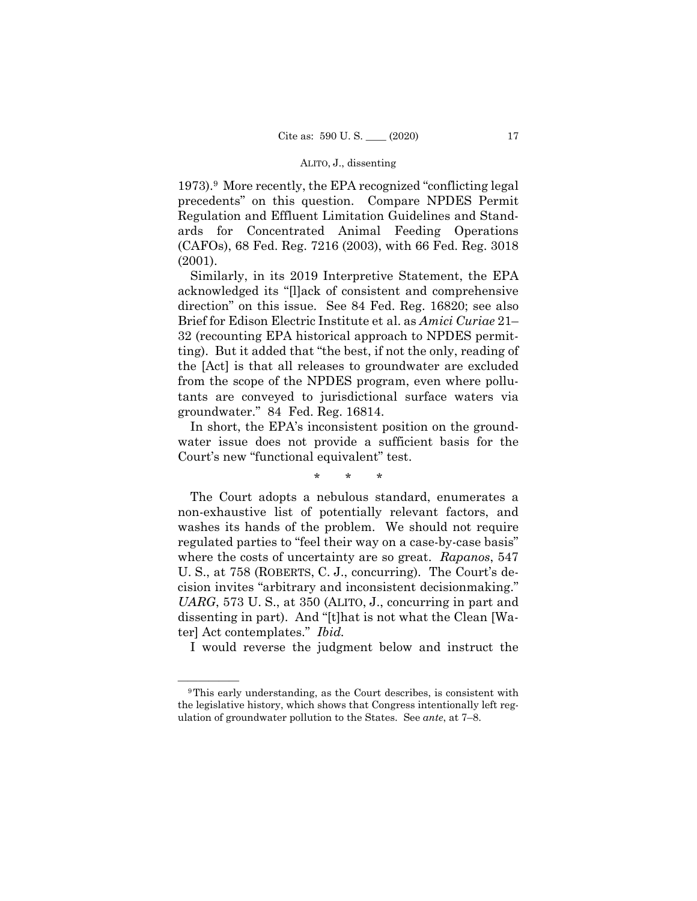1973).[9] More recently, the EPA recognized "conflicting legal precedents" on this question. Compare NPDES Permit Regulation and Effluent Limitation Guidelines and Standards for Concentrated Animal Feeding Operations (CAFOs), 68 Fed. Reg. 7216 (2003), with 66 Fed. Reg. 3018 (2001).

Similarly, in its 2019 Interpretive Statement, the EPA acknowledged its "[l]ack of consistent and comprehensive direction" on this issue. See 84 Fed. Reg. 16820; see also Brief for Edison Electric Institute et al. as *Amici Curiae* 21–32 (recounting EPA historical approach to NPDES permitting). But it added that "the best, if not the only, reading of the [Act] is that all releases to groundwater are excluded from the scope of the NPDES program, even where pollutants are conveyed to jurisdictional surface waters via groundwater." 84 Fed. Reg. 16814.

In short, the EPA's inconsistent position on the groundwater issue does not provide a sufficient basis for the Court's new "functional equivalent" test.

\* \* \*

The Court adopts a nebulous standard, enumerates a non-exhaustive list of potentially relevant factors, and washes its hands of the problem. We should not require regulated parties to "feel their way on a case-by-case basis" where the costs of uncertainty are so great. *Rapanos*, 547 U. S., at 758 (ROBERTS, C. J., concurring). The Court's decision invites "arbitrary and inconsistent decisionmaking." *UARG*, 573 U. S., at 350 (ALITO, J., concurring in part and dissenting in part). And "[t]hat is not what the Clean [Water] Act contemplates." *Ibid.*

I would reverse the judgment below and instruct the

---

[9] This early understanding, as the Court describes, is consistent with the legislative history, which shows that Congress intentionally left regulation of groundwater pollution to the States. See *ante*, at 7–8.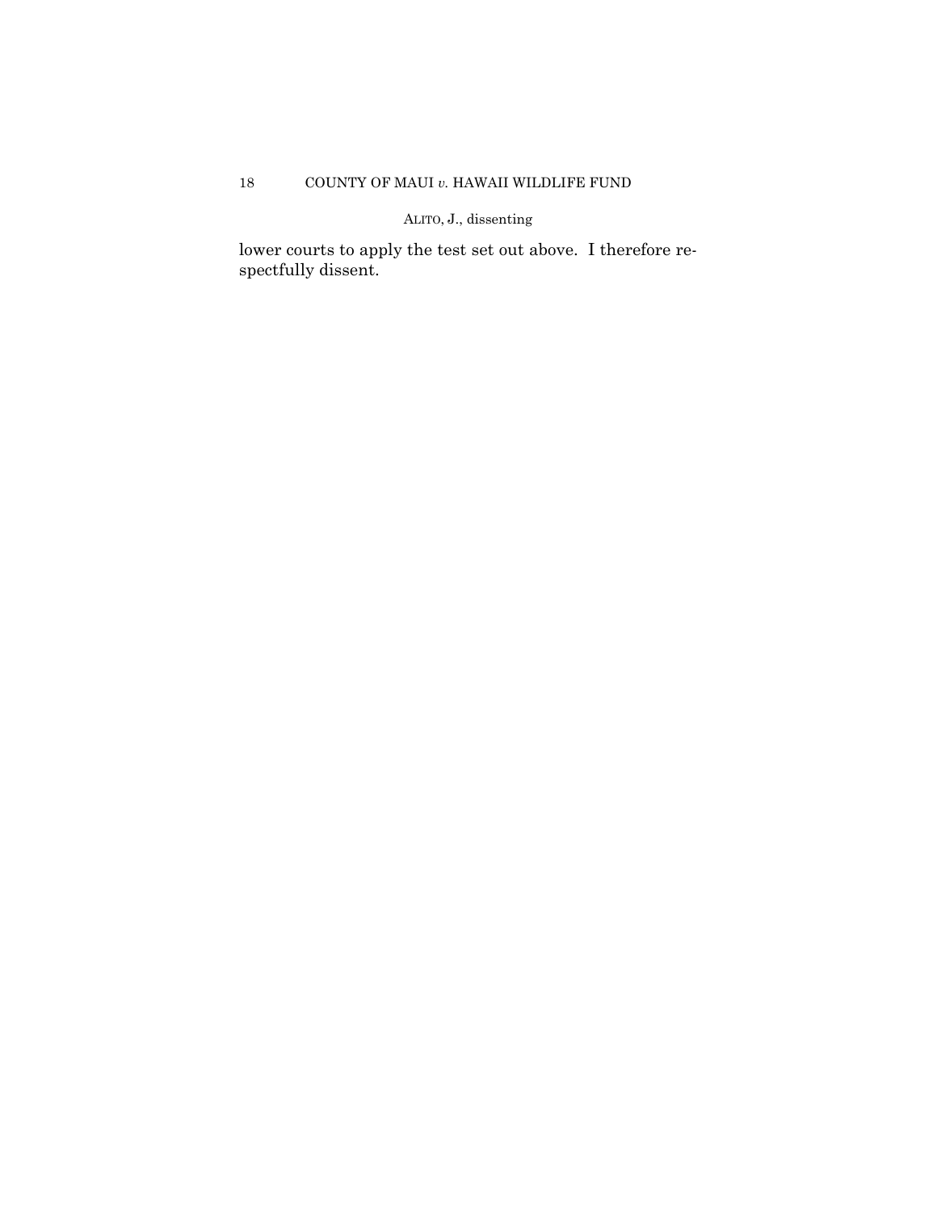lower courts to apply the test set out above. I therefore respectfully dissent.